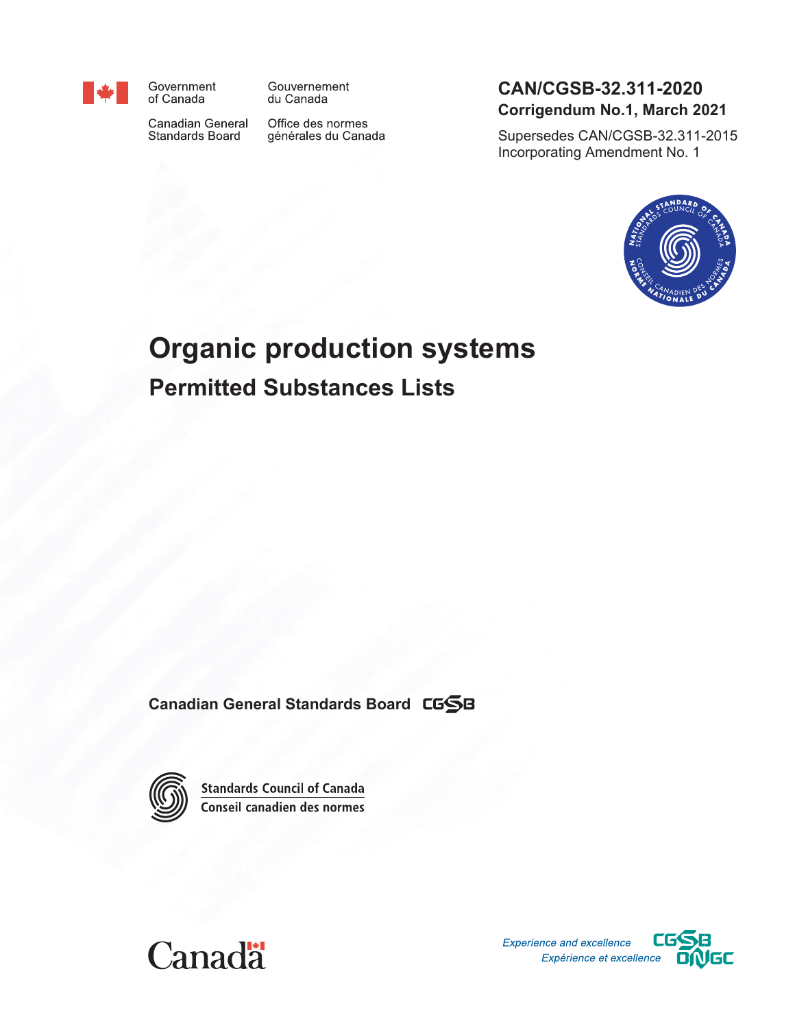Government of Canada

Gouvernement du Canada

Canadian General Standards Board

Office des normes générales du Canada

**CAN/CGSB-32.311-2020**

**Corrigendum No.1, March 2021**

Supersedes CAN/CGSB-32.311-2015 Incorporating Amendment No. 1

# Organic production systems

## Permitted Substances Lists

**Canadian General Standards Board**

Standards Council of Canada

Conseil canadien des normes

*Experience and excellence*

*Expérience et excellence*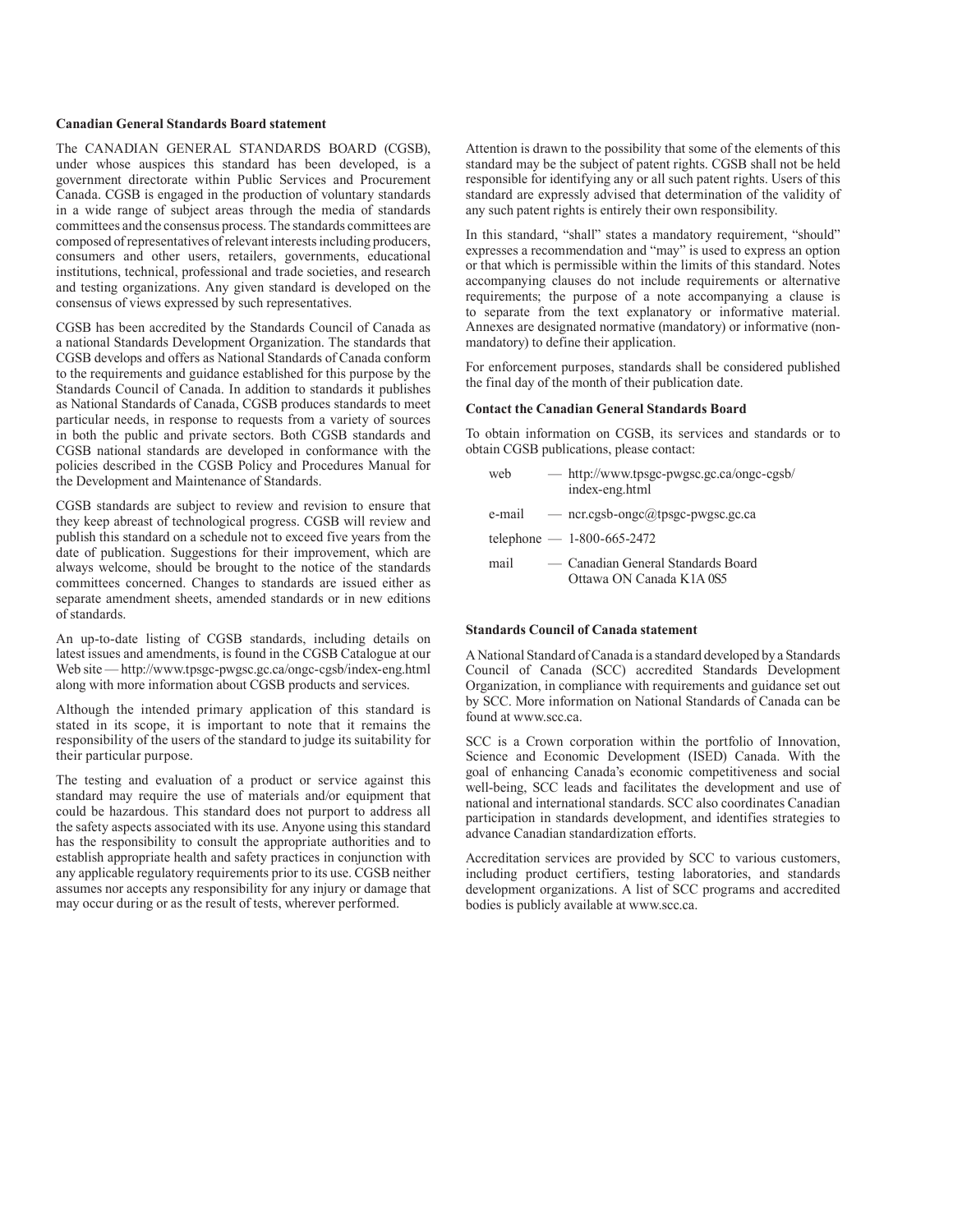### Canadian General Standards Board statement

The CANADIAN GENERAL STANDARDS BOARD (CGSB), under whose auspices this standard has been developed, is a government directorate within Public Services and Procurement Canada. CGSB is engaged in the production of voluntary standards in a wide range of subject areas through the media of standards committees and the consensus process. The standards committees are composed of representatives of relevant interests including producers, consumers and other users, retailers, governments, educational institutions, technical, professional and trade societies, and research and testing organizations. Any given standard is developed on the consensus of views expressed by such representatives.

CGSB has been accredited by the Standards Council of Canada as a national Standards Development Organization. The standards that CGSB develops and offers as National Standards of Canada conform to the requirements and guidance established for this purpose by the Standards Council of Canada. In addition to standards it publishes as National Standards of Canada, CGSB produces standards to meet particular needs, in response to requests from a variety of sources in both the public and private sectors. Both CGSB standards and CGSB national standards are developed in conformance with the policies described in the CGSB Policy and Procedures Manual for the Development and Maintenance of Standards.

CGSB standards are subject to review and revision to ensure that they keep abreast of technological progress. CGSB will review and publish this standard on a schedule not to exceed five years from the date of publication. Suggestions for their improvement, which are always welcome, should be brought to the notice of the standards committees concerned. Changes to standards are issued either as separate amendment sheets, amended standards or in new editions of standards.

An up-to-date listing of CGSB standards, including details on latest issues and amendments, is found in the CGSB Catalogue at our Web site — http://www.tpsgc-pwgsc.gc.ca/ongc-cgsb/index-eng.html along with more information about CGSB products and services.

Although the intended primary application of this standard is stated in its scope, it is important to note that it remains the responsibility of the users of the standard to judge its suitability for their particular purpose.

The testing and evaluation of a product or service against this standard may require the use of materials and/or equipment that could be hazardous. This standard does not purport to address all the safety aspects associated with its use. Anyone using this standard has the responsibility to consult the appropriate authorities and to establish appropriate health and safety practices in conjunction with any applicable regulatory requirements prior to its use. CGSB neither assumes nor accepts any responsibility for any injury or damage that may occur during or as the result of tests, wherever performed.

Attention is drawn to the possibility that some of the elements of this standard may be the subject of patent rights. CGSB shall not be held responsible for identifying any or all such patent rights. Users of this standard are expressly advised that determination of the validity of any such patent rights is entirely their own responsibility.

In this standard, "shall" states a mandatory requirement, "should" expresses a recommendation and "may" is used to express an option or that which is permissible within the limits of this standard. Notes accompanying clauses do not include requirements or alternative requirements; the purpose of a note accompanying a clause is to separate from the text explanatory or informative material. Annexes are designated normative (mandatory) or informative (non-mandatory) to define their application.

For enforcement purposes, standards shall be considered published the final day of the month of their publication date.

### Contact the Canadian General Standards Board

To obtain information on CGSB, its services and standards or to obtain CGSB publications, please contact:

web — http://www.tpsgc-pwgsc.gc.ca/ongc-cgsb/index-eng.html

e-mail — ncr.cgsb-ongc@tpsgc-pwgsc.gc.ca

telephone — 1-800-665-2472

mail — Canadian General Standards Board
Ottawa ON Canada K1A 0S5

### Standards Council of Canada statement

A National Standard of Canada is a standard developed by a Standards Council of Canada (SCC) accredited Standards Development Organization, in compliance with requirements and guidance set out by SCC. More information on National Standards of Canada can be found at www.scc.ca.

SCC is a Crown corporation within the portfolio of Innovation, Science and Economic Development (ISED) Canada. With the goal of enhancing Canada's economic competitiveness and social well-being, SCC leads and facilitates the development and use of national and international standards. SCC also coordinates Canadian participation in standards development, and identifies strategies to advance Canadian standardization efforts.

Accreditation services are provided by SCC to various customers, including product certifiers, testing laboratories, and standards development organizations. A list of SCC programs and accredited bodies is publicly available at www.scc.ca.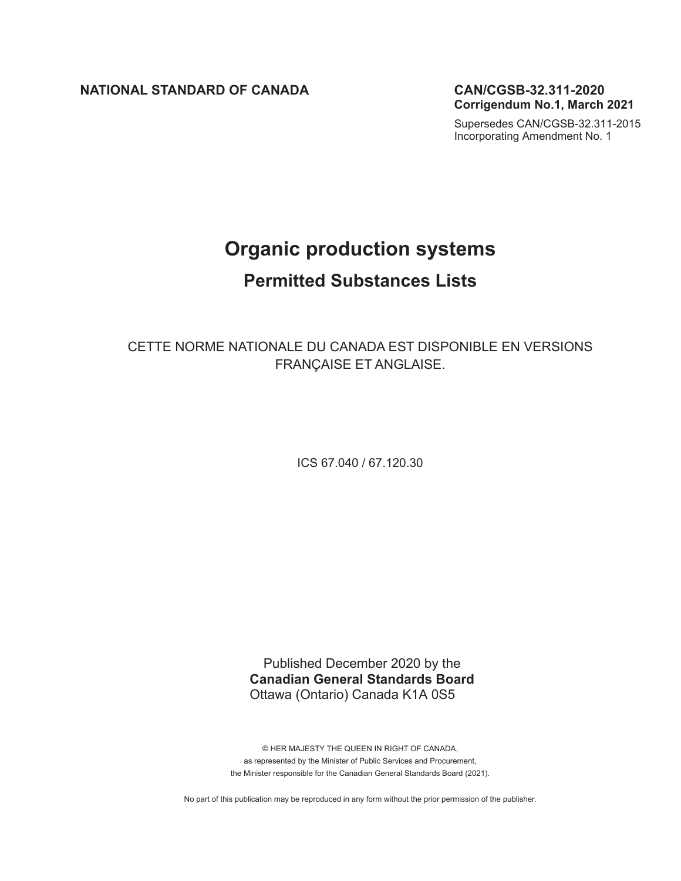**NATIONAL STANDARD OF CANADA**

**CAN/CGSB-32.311-2020**
**Corrigendum No.1, March 2021**

Supersedes CAN/CGSB-32.311-2015
Incorporating Amendment No. 1

# Organic production systems

## Permitted Substances Lists

CETTE NORME NATIONALE DU CANADA EST DISPONIBLE EN VERSIONS FRANÇAISE ET ANGLAISE.

ICS 67.040 / 67.120.30

Published December 2020 by the
**Canadian General Standards Board**
Ottawa (Ontario) Canada K1A 0S5

© HER MAJESTY THE QUEEN IN RIGHT OF CANADA,
as represented by the Minister of Public Services and Procurement,
the Minister responsible for the Canadian General Standards Board (2021).

No part of this publication may be reproduced in any form without the prior permission of the publisher.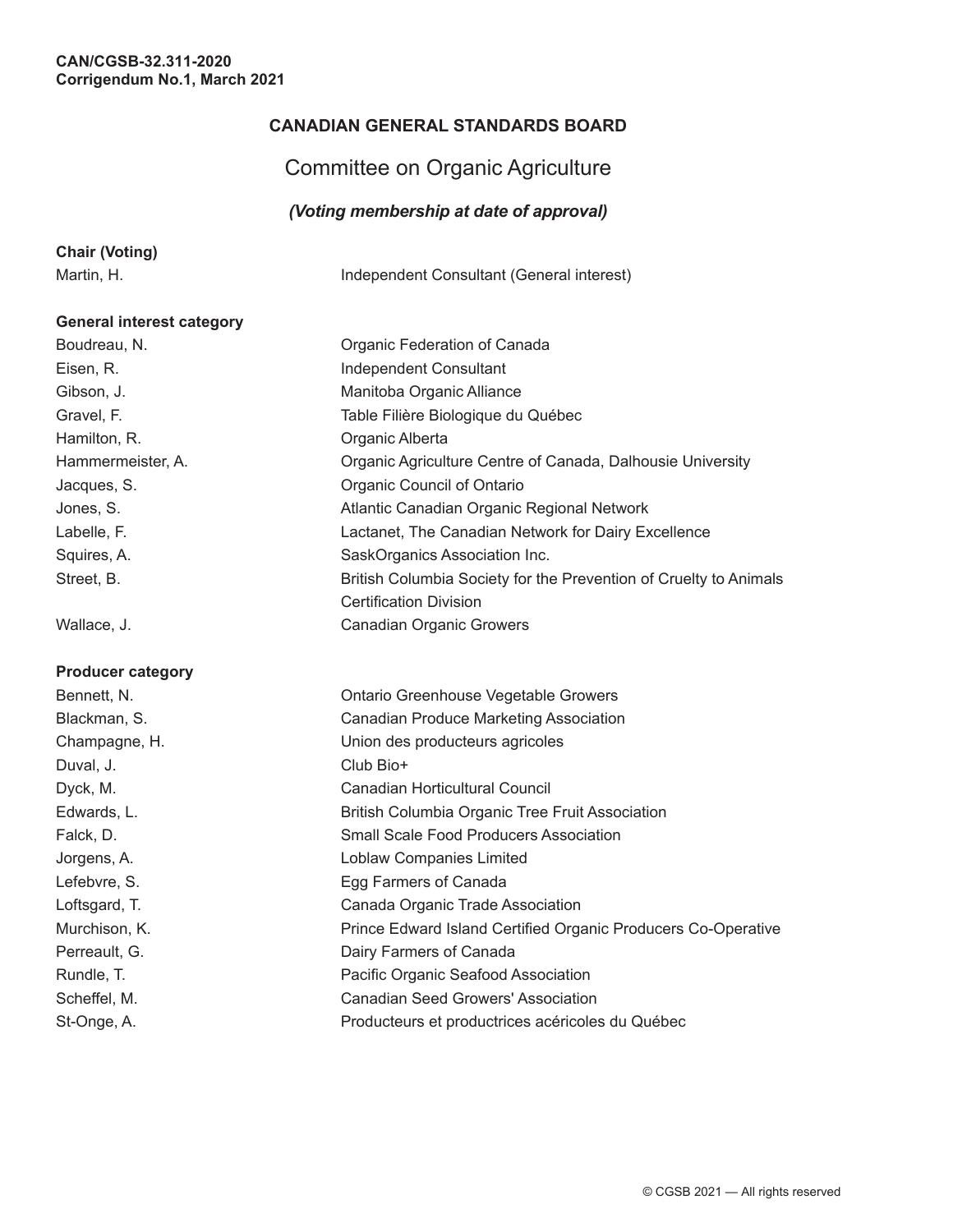CAN/CGSB-32.311-2020
Corrigendum No.1, March 2021

## CANADIAN GENERAL STANDARDS BOARD

# Committee on Organic Agriculture

***(Voting membership at date of approval)***

**Chair (Voting)**

| | |
|---|---|
| Martin, H. | Independent Consultant (General interest) |

**General interest category**

| | |
|---|---|
| Boudreau, N. | Organic Federation of Canada |
| Eisen, R. | Independent Consultant |
| Gibson, J. | Manitoba Organic Alliance |
| Gravel, F. | Table Filière Biologique du Québec |
| Hamilton, R. | Organic Alberta |
| Hammermeister, A. | Organic Agriculture Centre of Canada, Dalhousie University |
| Jacques, S. | Organic Council of Ontario |
| Jones, S. | Atlantic Canadian Organic Regional Network |
| Labelle, F. | Lactanet, The Canadian Network for Dairy Excellence |
| Squires, A. | SaskOrganics Association Inc. |
| Street, B. | British Columbia Society for the Prevention of Cruelty to Animals Certification Division |
| Wallace, J. | Canadian Organic Growers |

**Producer category**

| | |
|---|---|
| Bennett, N. | Ontario Greenhouse Vegetable Growers |
| Blackman, S. | Canadian Produce Marketing Association |
| Champagne, H. | Union des producteurs agricoles |
| Duval, J. | Club Bio+ |
| Dyck, M. | Canadian Horticultural Council |
| Edwards, L. | British Columbia Organic Tree Fruit Association |
| Falck, D. | Small Scale Food Producers Association |
| Jorgens, A. | Loblaw Companies Limited |
| Lefebvre, S. | Egg Farmers of Canada |
| Loftsgard, T. | Canada Organic Trade Association |
| Murchison, K. | Prince Edward Island Certified Organic Producers Co-Operative |
| Perreault, G. | Dairy Farmers of Canada |
| Rundle, T. | Pacific Organic Seafood Association |
| Scheffel, M. | Canadian Seed Growers' Association |
| St-Onge, A. | Producteurs et productrices acéricoles du Québec |

© CGSB 2021 — All rights reserved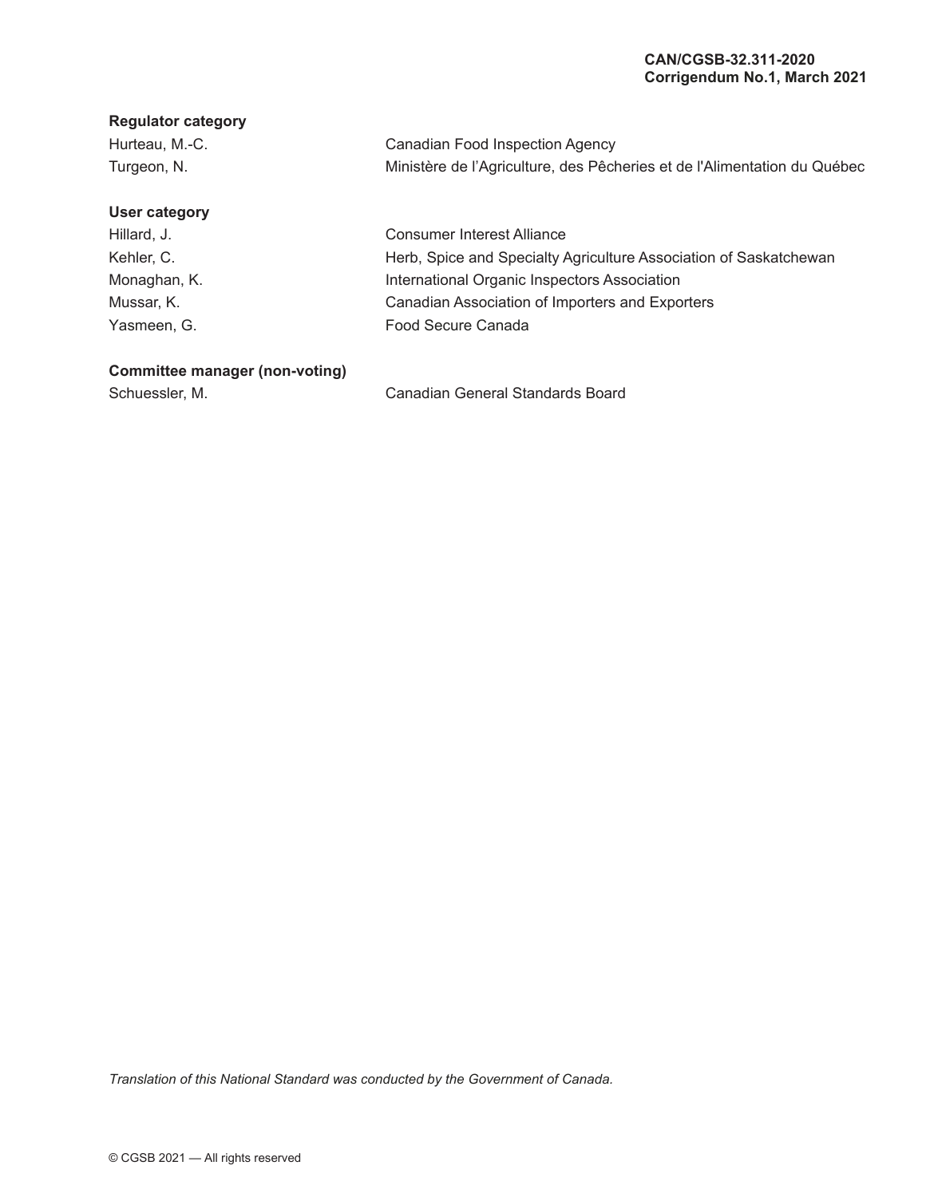**Regulator category**

| | |
|---|---|
| Hurteau, M.-C. | Canadian Food Inspection Agency |
| Turgeon, N. | Ministère de l'Agriculture, des Pêcheries et de l'Alimentation du Québec |

**User category**

| | |
|---|---|
| Hillard, J. | Consumer Interest Alliance |
| Kehler, C. | Herb, Spice and Specialty Agriculture Association of Saskatchewan |
| Monaghan, K. | International Organic Inspectors Association |
| Mussar, K. | Canadian Association of Importers and Exporters |
| Yasmeen, G. | Food Secure Canada |

**Committee manager (non-voting)**

| | |
|---|---|
| Schuessler, M. | Canadian General Standards Board |

*Translation of this National Standard was conducted by the Government of Canada.*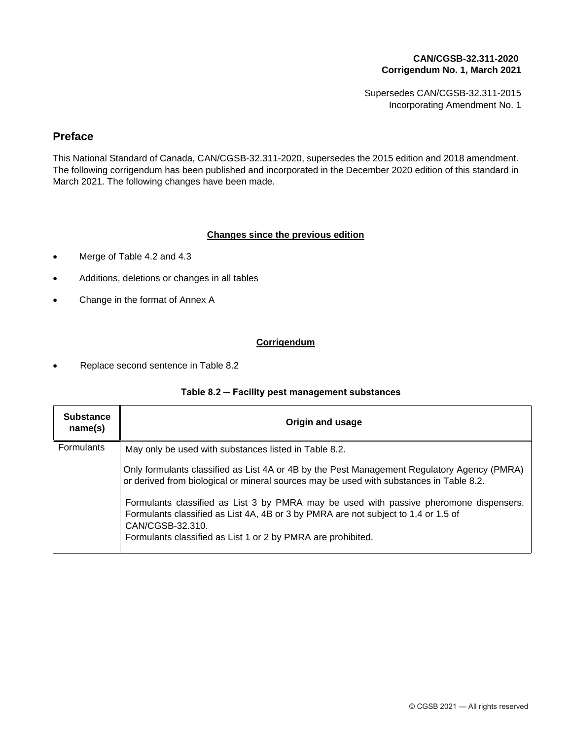**CAN/CGSB-32.311-2020**
**Corrigendum No. 1, March 2021**

Supersedes CAN/CGSB-32.311-2015
Incorporating Amendment No. 1

## Preface

This National Standard of Canada, CAN/CGSB-32.311-2020, supersedes the 2015 edition and 2018 amendment. The following corrigendum has been published and incorporated in the December 2020 edition of this standard in March 2021. The following changes have been made.

### Changes since the previous edition

- Merge of Table 4.2 and 4.3
- Additions, deletions or changes in all tables
- Change in the format of Annex A

### Corrigendum

- Replace second sentence in Table 8.2

**Table 8.2 ─ Facility pest management substances**

| Substance name(s) | Origin and usage |
|---|---|
| Formulants | May only be used with substances listed in Table 8.2.<br><br>Only formulants classified as List 4A or 4B by the Pest Management Regulatory Agency (PMRA) or derived from biological or mineral sources may be used with substances in Table 8.2.<br><br>Formulants classified as List 3 by PMRA may be used with passive pheromone dispensers. Formulants classified as List 4A, 4B or 3 by PMRA are not subject to 1.4 or 1.5 of CAN/CGSB-32.310.<br>Formulants classified as List 1 or 2 by PMRA are prohibited. |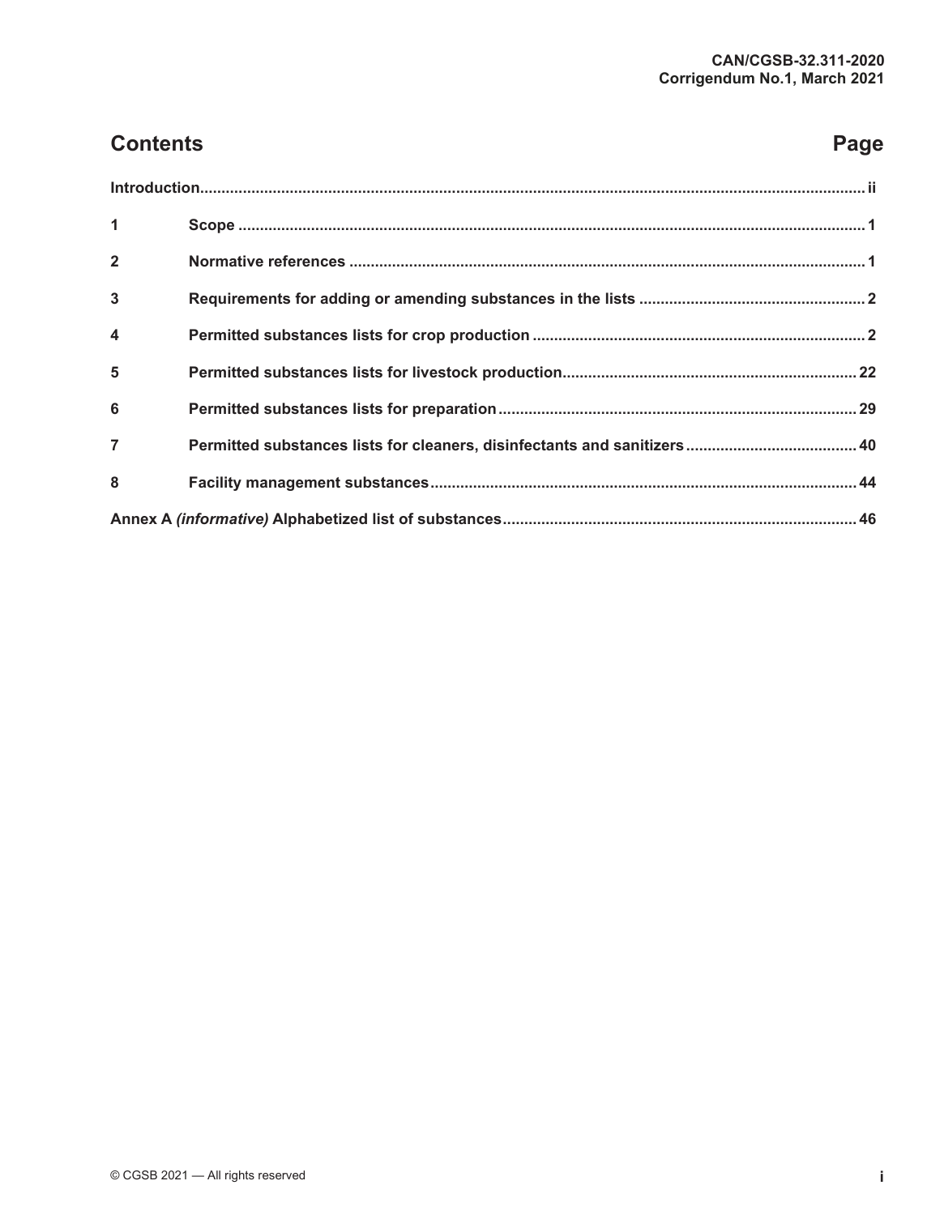## Contents

| | | Page |
|---|---|---|
| Introduction | | ii |
| 1 | Scope | 1 |
| 2 | Normative references | 1 |
| 3 | Requirements for adding or amending substances in the lists | 2 |
| 4 | Permitted substances lists for crop production | 2 |
| 5 | Permitted substances lists for livestock production | 22 |
| 6 | Permitted substances lists for preparation | 29 |
| 7 | Permitted substances lists for cleaners, disinfectants and sanitizers | 40 |
| 8 | Facility management substances | 44 |
| Annex A *(informative)* Alphabetized list of substances | | 46 |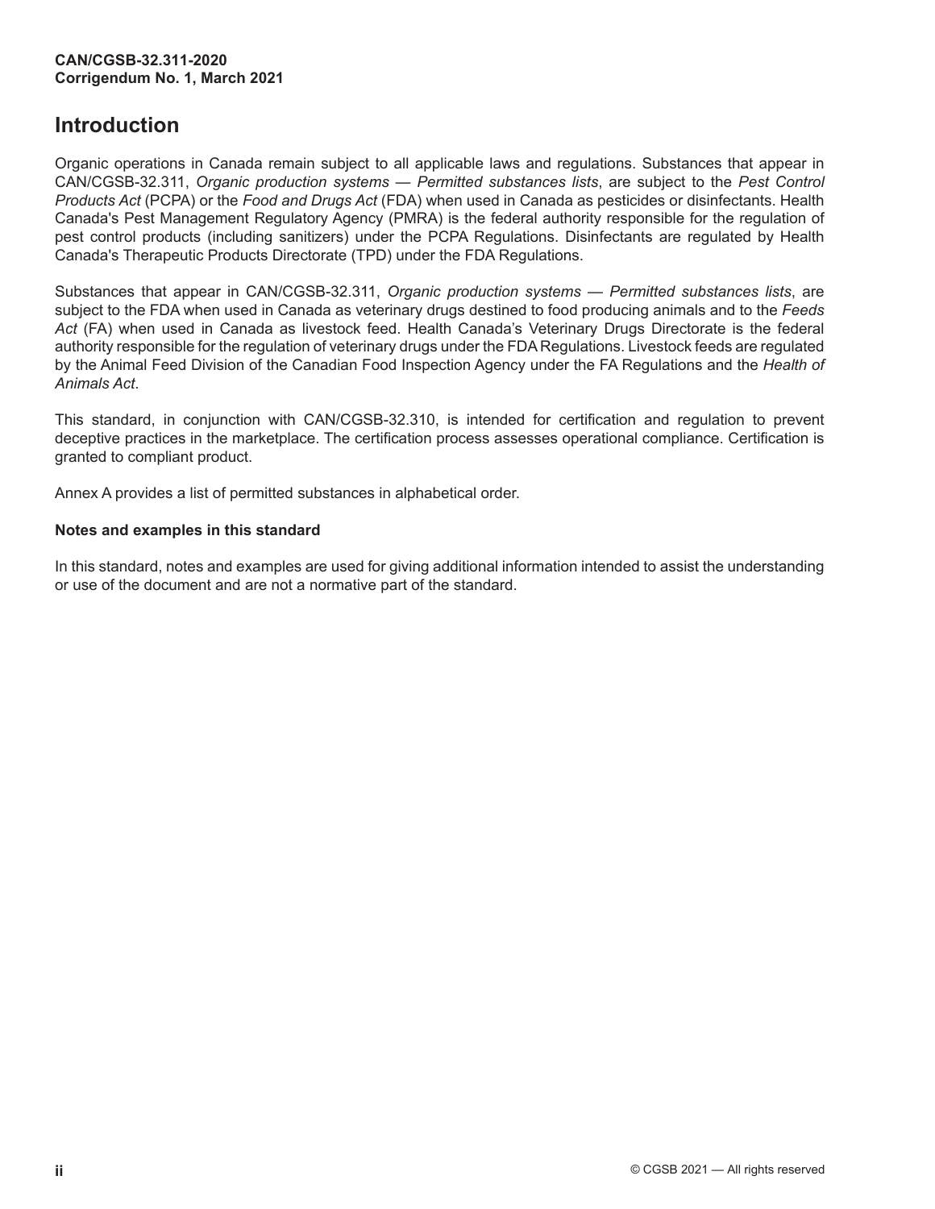## Introduction

Organic operations in Canada remain subject to all applicable laws and regulations. Substances that appear in CAN/CGSB-32.311, *Organic production systems — Permitted substances lists*, are subject to the *Pest Control Products Act* (PCPA) or the *Food and Drugs Act* (FDA) when used in Canada as pesticides or disinfectants. Health Canada's Pest Management Regulatory Agency (PMRA) is the federal authority responsible for the regulation of pest control products (including sanitizers) under the PCPA Regulations. Disinfectants are regulated by Health Canada's Therapeutic Products Directorate (TPD) under the FDA Regulations.

Substances that appear in CAN/CGSB-32.311, *Organic production systems — Permitted substances lists*, are subject to the FDA when used in Canada as veterinary drugs destined to food producing animals and to the *Feeds Act* (FA) when used in Canada as livestock feed. Health Canada's Veterinary Drugs Directorate is the federal authority responsible for the regulation of veterinary drugs under the FDA Regulations. Livestock feeds are regulated by the Animal Feed Division of the Canadian Food Inspection Agency under the FA Regulations and the *Health of Animals Act*.

This standard, in conjunction with CAN/CGSB-32.310, is intended for certification and regulation to prevent deceptive practices in the marketplace. The certification process assesses operational compliance. Certification is granted to compliant product.

Annex A provides a list of permitted substances in alphabetical order.

**Notes and examples in this standard**

In this standard, notes and examples are used for giving additional information intended to assist the understanding or use of the document and are not a normative part of the standard.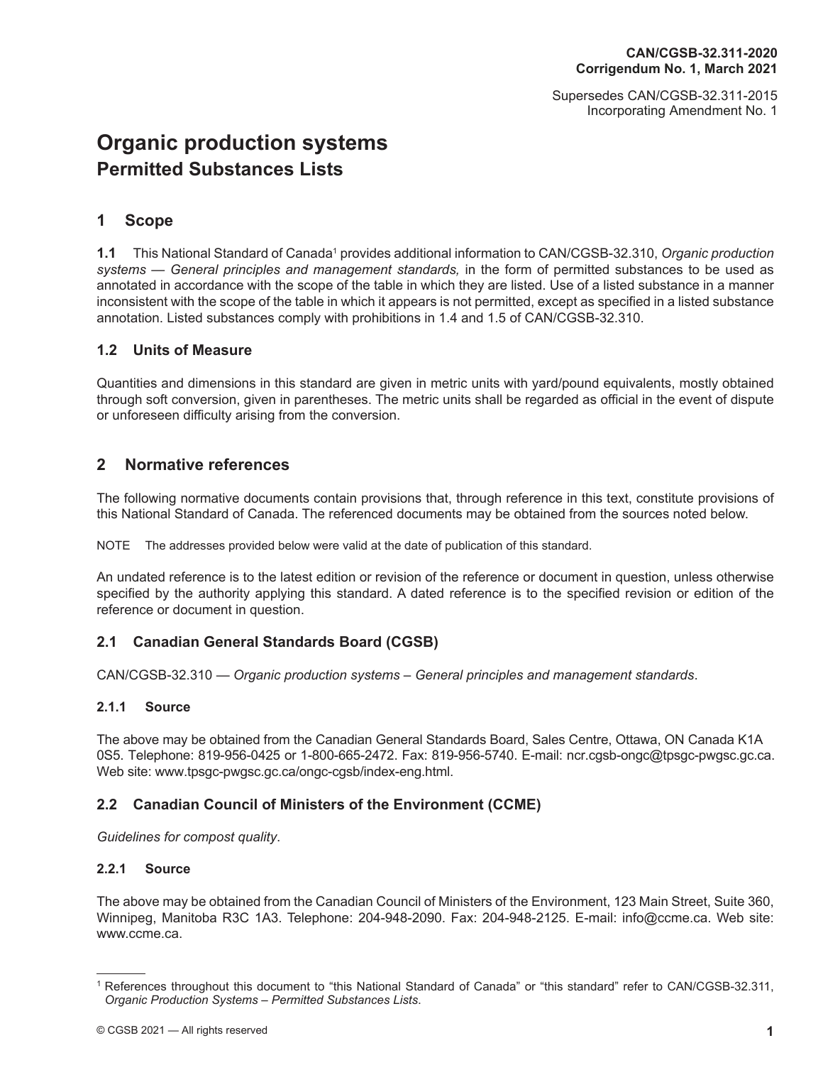CAN/CGSB-32.311-2020
Corrigendum No. 1, March 2021

Supersedes CAN/CGSB-32.311-2015
Incorporating Amendment No. 1

# Organic production systems

## Permitted Substances Lists

## 1 Scope

**1.1** This National Standard of Canada[1] provides additional information to CAN/CGSB-32.310, *Organic production systems — General principles and management standards,* in the form of permitted substances to be used as annotated in accordance with the scope of the table in which they are listed. Use of a listed substance in a manner inconsistent with the scope of the table in which it appears is not permitted, except as specified in a listed substance annotation. Listed substances comply with prohibitions in 1.4 and 1.5 of CAN/CGSB-32.310.

### 1.2 Units of Measure

Quantities and dimensions in this standard are given in metric units with yard/pound equivalents, mostly obtained through soft conversion, given in parentheses. The metric units shall be regarded as official in the event of dispute or unforeseen difficulty arising from the conversion.

## 2 Normative references

The following normative documents contain provisions that, through reference in this text, constitute provisions of this National Standard of Canada. The referenced documents may be obtained from the sources noted below.

NOTE The addresses provided below were valid at the date of publication of this standard.

An undated reference is to the latest edition or revision of the reference or document in question, unless otherwise specified by the authority applying this standard. A dated reference is to the specified revision or edition of the reference or document in question.

### 2.1 Canadian General Standards Board (CGSB)

CAN/CGSB-32.310 — *Organic production systems – General principles and management standards*.

#### 2.1.1 Source

The above may be obtained from the Canadian General Standards Board, Sales Centre, Ottawa, ON Canada K1A 0S5. Telephone: 819-956-0425 or 1-800-665-2472. Fax: 819-956-5740. E-mail: ncr.cgsb-ongc@tpsgc-pwgsc.gc.ca. Web site: www.tpsgc-pwgsc.gc.ca/ongc-cgsb/index-eng.html.

### 2.2 Canadian Council of Ministers of the Environment (CCME)

*Guidelines for compost quality*.

#### 2.2.1 Source

The above may be obtained from the Canadian Council of Ministers of the Environment, 123 Main Street, Suite 360, Winnipeg, Manitoba R3C 1A3. Telephone: 204-948-2090. Fax: 204-948-2125. E-mail: info@ccme.ca. Web site: www.ccme.ca.

---

[1] References throughout this document to “this National Standard of Canada” or “this standard” refer to CAN/CGSB-32.311, *Organic Production Systems – Permitted Substances Lists*.

© CGSB 2021 — All rights reserved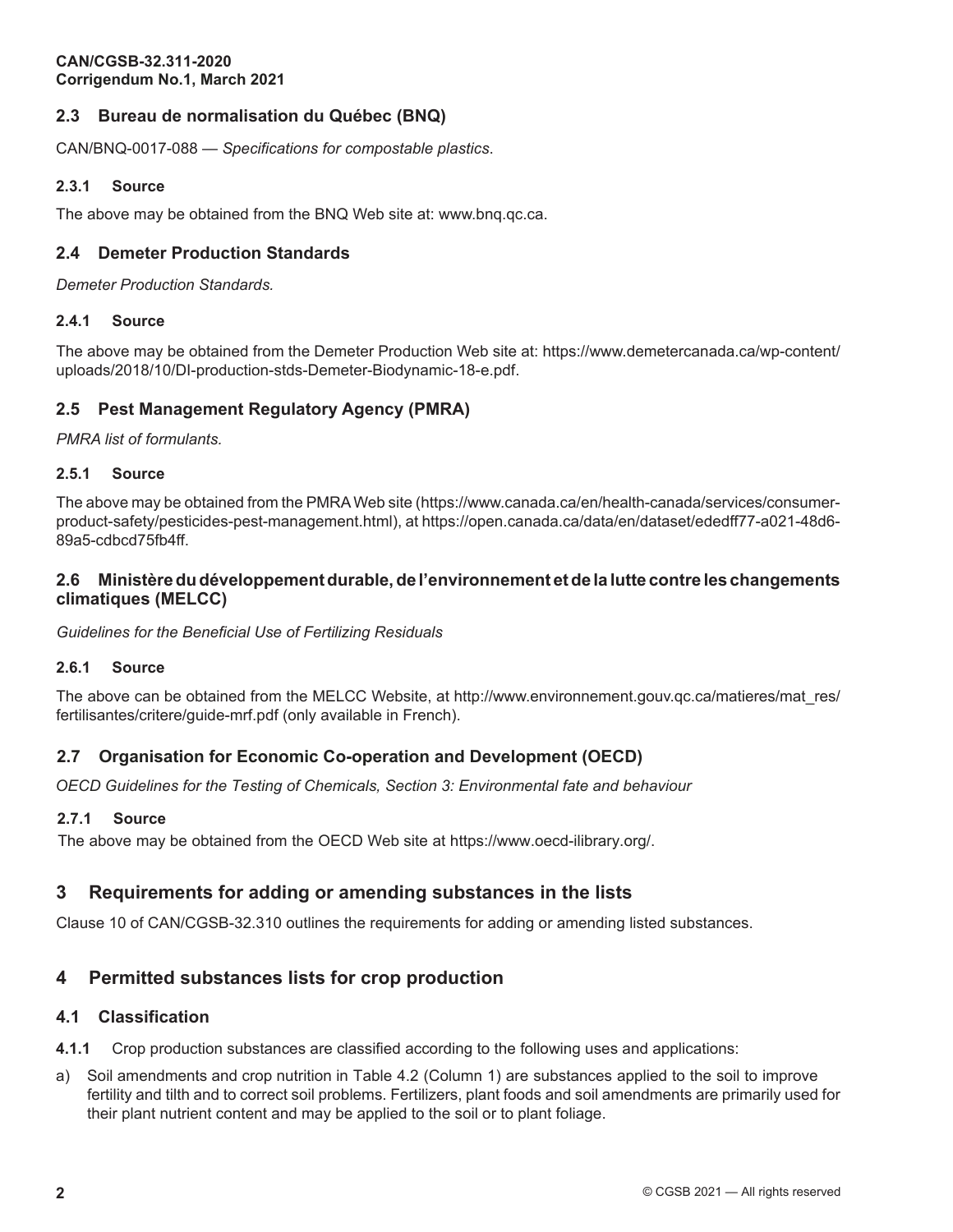### 2.3 Bureau de normalisation du Québec (BNQ)

CAN/BNQ-0017-088 — *Specifications for compostable plastics*.

#### 2.3.1 Source

The above may be obtained from the BNQ Web site at: www.bnq.qc.ca.

### 2.4 Demeter Production Standards

*Demeter Production Standards.*

#### 2.4.1 Source

The above may be obtained from the Demeter Production Web site at: https://www.demetercanada.ca/wp-content/uploads/2018/10/DI-production-stds-Demeter-Biodynamic-18-e.pdf.

### 2.5 Pest Management Regulatory Agency (PMRA)

*PMRA list of formulants.*

#### 2.5.1 Source

The above may be obtained from the PMRA Web site (https://www.canada.ca/en/health-canada/services/consumer-product-safety/pesticides-pest-management.html), at https://open.canada.ca/data/en/dataset/ededff77-a021-48d6-89a5-cdbcd75fb4ff.

### 2.6 Ministère du développement durable, de l'environnement et de la lutte contre les changements climatiques (MELCC)

*Guidelines for the Beneficial Use of Fertilizing Residuals*

#### 2.6.1 Source

The above can be obtained from the MELCC Website, at http://www.environnement.gouv.qc.ca/matieres/mat_res/fertilisantes/critere/guide-mrf.pdf (only available in French).

### 2.7 Organisation for Economic Co-operation and Development (OECD)

*OECD Guidelines for the Testing of Chemicals, Section 3: Environmental fate and behaviour*

#### 2.7.1 Source

The above may be obtained from the OECD Web site at https://www.oecd-ilibrary.org/.

## 3 Requirements for adding or amending substances in the lists

Clause 10 of CAN/CGSB-32.310 outlines the requirements for adding or amending listed substances.

## 4 Permitted substances lists for crop production

### 4.1 Classification

**4.1.1** Crop production substances are classified according to the following uses and applications:

a) Soil amendments and crop nutrition in Table 4.2 (Column 1) are substances applied to the soil to improve fertility and tilth and to correct soil problems. Fertilizers, plant foods and soil amendments are primarily used for their plant nutrient content and may be applied to the soil or to plant foliage.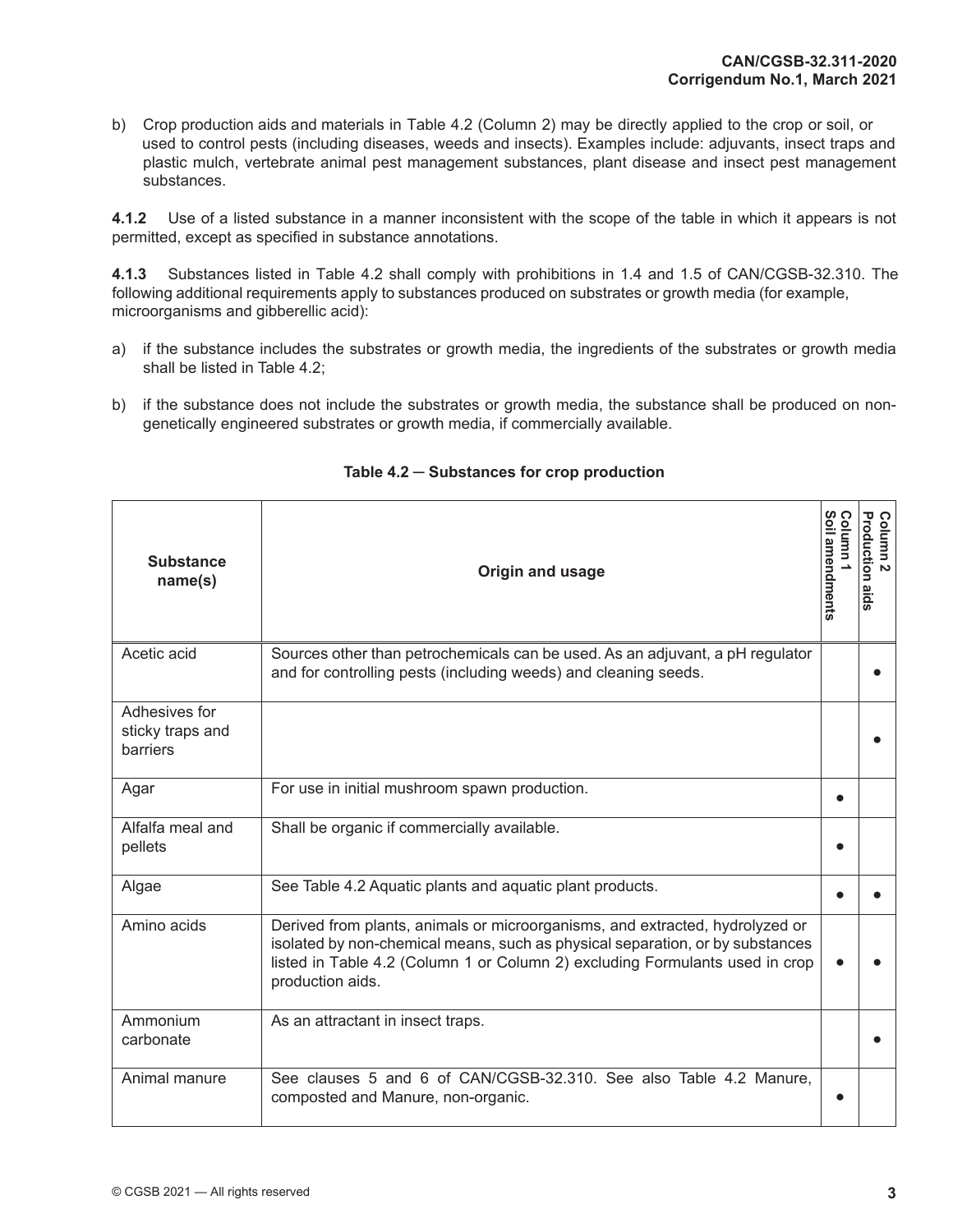b) Crop production aids and materials in Table 4.2 (Column 2) may be directly applied to the crop or soil, or used to control pests (including diseases, weeds and insects). Examples include: adjuvants, insect traps and plastic mulch, vertebrate animal pest management substances, plant disease and insect pest management substances.

**4.1.2** Use of a listed substance in a manner inconsistent with the scope of the table in which it appears is not permitted, except as specified in substance annotations.

**4.1.3** Substances listed in Table 4.2 shall comply with prohibitions in 1.4 and 1.5 of CAN/CGSB-32.310. The following additional requirements apply to substances produced on substrates or growth media (for example, microorganisms and gibberellic acid):

a) if the substance includes the substrates or growth media, the ingredients of the substrates or growth media shall be listed in Table 4.2;

b) if the substance does not include the substrates or growth media, the substance shall be produced on non-genetically engineered substrates or growth media, if commercially available.

**Table 4.2 — Substances for crop production**

| Substance name(s) | Origin and usage | Column 1 Soil amendments | Column 2 Production aids |
|---|---|---|---|
| Acetic acid | Sources other than petrochemicals can be used. As an adjuvant, a pH regulator and for controlling pests (including weeds) and cleaning seeds. | | ● |
| Adhesives for sticky traps and barriers | | | ● |
| Agar | For use in initial mushroom spawn production. | ● | |
| Alfalfa meal and pellets | Shall be organic if commercially available. | ● | |
| Algae | See Table 4.2 Aquatic plants and aquatic plant products. | ● | ● |
| Amino acids | Derived from plants, animals or microorganisms, and extracted, hydrolyzed or isolated by non-chemical means, such as physical separation, or by substances listed in Table 4.2 (Column 1 or Column 2) excluding Formulants used in crop production aids. | ● | ● |
| Ammonium carbonate | As an attractant in insect traps. | | ● |
| Animal manure | See clauses 5 and 6 of CAN/CGSB-32.310. See also Table 4.2 Manure, composted and Manure, non-organic. | ● | |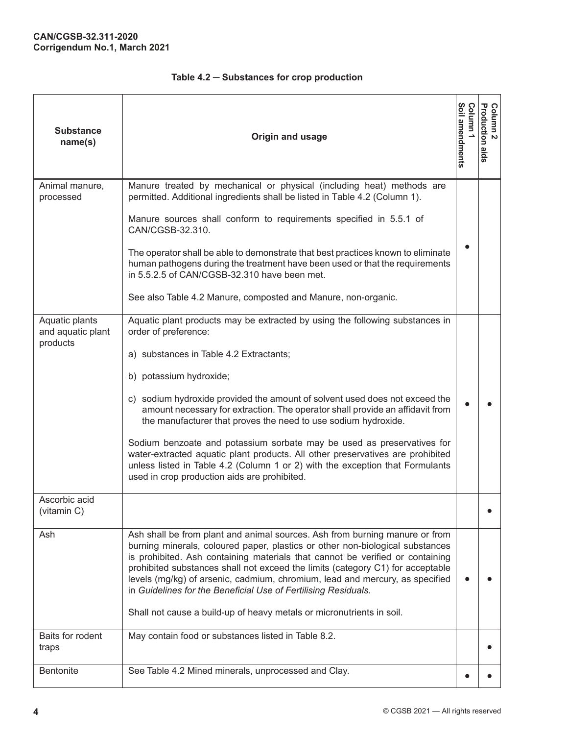**Table 4.2 — Substances for crop production**

| Substance name(s) | Origin and usage | Column 1 Soil amendments | Column 2 Production aids |
|---|---|---|---|
| Animal manure, processed | Manure treated by mechanical or physical (including heat) methods are permitted. Additional ingredients shall be listed in Table 4.2 (Column 1).<br><br>Manure sources shall conform to requirements specified in 5.5.1 of CAN/CGSB-32.310.<br><br>The operator shall be able to demonstrate that best practices known to eliminate human pathogens during the treatment have been used or that the requirements in 5.5.2.5 of CAN/CGSB-32.310 have been met.<br><br>See also Table 4.2 Manure, composted and Manure, non-organic. | ● | |
| Aquatic plants and aquatic plant products | Aquatic plant products may be extracted by using the following substances in order of preference:<br><br>a) substances in Table 4.2 Extractants;<br><br>b) potassium hydroxide;<br><br>c) sodium hydroxide provided the amount of solvent used does not exceed the amount necessary for extraction. The operator shall provide an affidavit from the manufacturer that proves the need to use sodium hydroxide.<br><br>Sodium benzoate and potassium sorbate may be used as preservatives for water-extracted aquatic plant products. All other preservatives are prohibited unless listed in Table 4.2 (Column 1 or 2) with the exception that Formulants used in crop production aids are prohibited. | ● | ● |
| Ascorbic acid (vitamin C) | | | ● |
| Ash | Ash shall be from plant and animal sources. Ash from burning manure or from burning minerals, coloured paper, plastics or other non-biological substances is prohibited. Ash containing materials that cannot be verified or containing prohibited substances shall not exceed the limits (category C1) for acceptable levels (mg/kg) of arsenic, cadmium, chromium, lead and mercury, as specified in *Guidelines for the Beneficial Use of Fertilising Residuals*.<br><br>Shall not cause a build-up of heavy metals or micronutrients in soil. | ● | ● |
| Baits for rodent traps | May contain food or substances listed in Table 8.2. | | ● |
| Bentonite | See Table 4.2 Mined minerals, unprocessed and Clay. | ● | ● |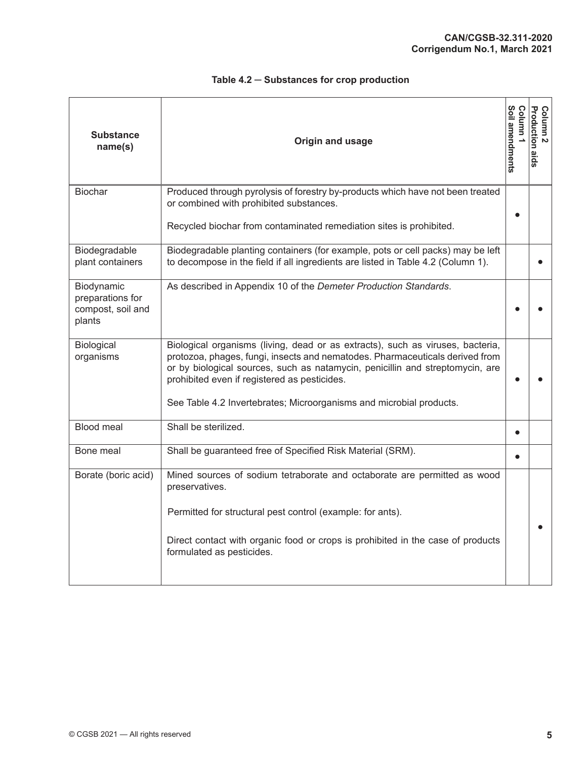**Table 4.2 — Substances for crop production**

| Substance name(s) | Origin and usage | Column 1 Soil amendments | Column 2 Production aids |
|---|---|---|---|
| Biochar | Produced through pyrolysis of forestry by-products which have not been treated or combined with prohibited substances.<br><br>Recycled biochar from contaminated remediation sites is prohibited. | ● | |
| Biodegradable plant containers | Biodegradable planting containers (for example, pots or cell packs) may be left to decompose in the field if all ingredients are listed in Table 4.2 (Column 1). | | ● |
| Biodynamic preparations for compost, soil and plants | As described in Appendix 10 of the *Demeter Production Standards*. | ● | ● |
| Biological organisms | Biological organisms (living, dead or as extracts), such as viruses, bacteria, protozoa, phages, fungi, insects and nematodes. Pharmaceuticals derived from or by biological sources, such as natamycin, penicillin and streptomycin, are prohibited even if registered as pesticides.<br><br>See Table 4.2 Invertebrates; Microorganisms and microbial products. | ● | ● |
| Blood meal | Shall be sterilized. | ● | |
| Bone meal | Shall be guaranteed free of Specified Risk Material (SRM). | ● | |
| Borate (boric acid) | Mined sources of sodium tetraborate and octaborate are permitted as wood preservatives.<br><br>Permitted for structural pest control (example: for ants).<br><br>Direct contact with organic food or crops is prohibited in the case of products formulated as pesticides. | | ● |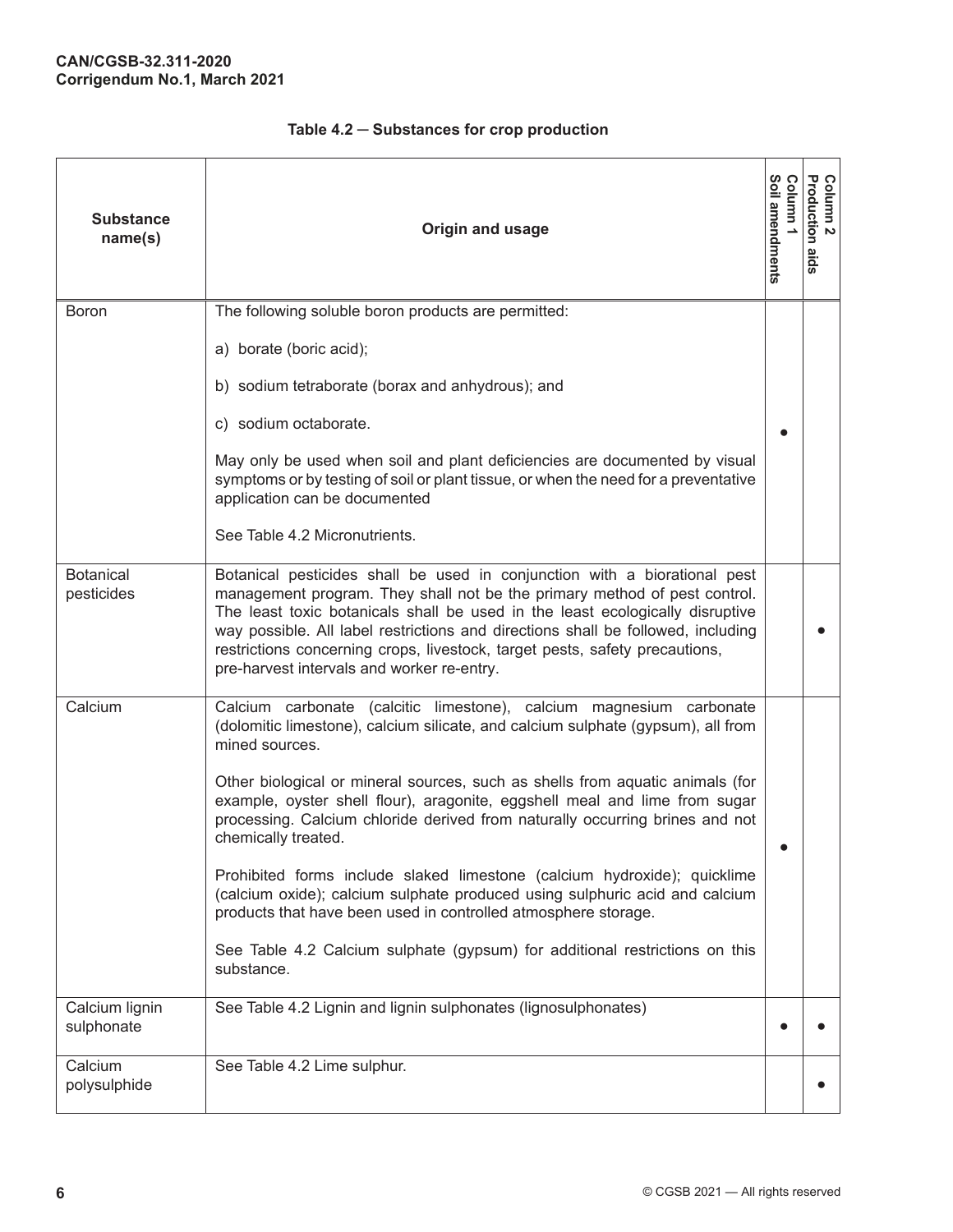**Table 4.2 — Substances for crop production**

| Substance name(s) | Origin and usage | Column 1 Soil amendments | Column 2 Production aids |
|---|---|---|---|
| Boron | The following soluble boron products are permitted:<br><br>a) borate (boric acid);<br><br>b) sodium tetraborate (borax and anhydrous); and<br><br>c) sodium octaborate.<br><br>May only be used when soil and plant deficiencies are documented by visual symptoms or by testing of soil or plant tissue, or when the need for a preventative application can be documented<br><br>See Table 4.2 Micronutrients. | ● | |
| Botanical pesticides | Botanical pesticides shall be used in conjunction with a biorational pest management program. They shall not be the primary method of pest control. The least toxic botanicals shall be used in the least ecologically disruptive way possible. All label restrictions and directions shall be followed, including restrictions concerning crops, livestock, target pests, safety precautions, pre-harvest intervals and worker re-entry. | | ● |
| Calcium | Calcium carbonate (calcitic limestone), calcium magnesium carbonate (dolomitic limestone), calcium silicate, and calcium sulphate (gypsum), all from mined sources.<br><br>Other biological or mineral sources, such as shells from aquatic animals (for example, oyster shell flour), aragonite, eggshell meal and lime from sugar processing. Calcium chloride derived from naturally occurring brines and not chemically treated.<br><br>Prohibited forms include slaked limestone (calcium hydroxide); quicklime (calcium oxide); calcium sulphate produced using sulphuric acid and calcium products that have been used in controlled atmosphere storage.<br><br>See Table 4.2 Calcium sulphate (gypsum) for additional restrictions on this substance. | ● | |
| Calcium lignin sulphonate | See Table 4.2 Lignin and lignin sulphonates (lignosulphonates) | ● | ● |
| Calcium polysulphide | See Table 4.2 Lime sulphur. | | ● |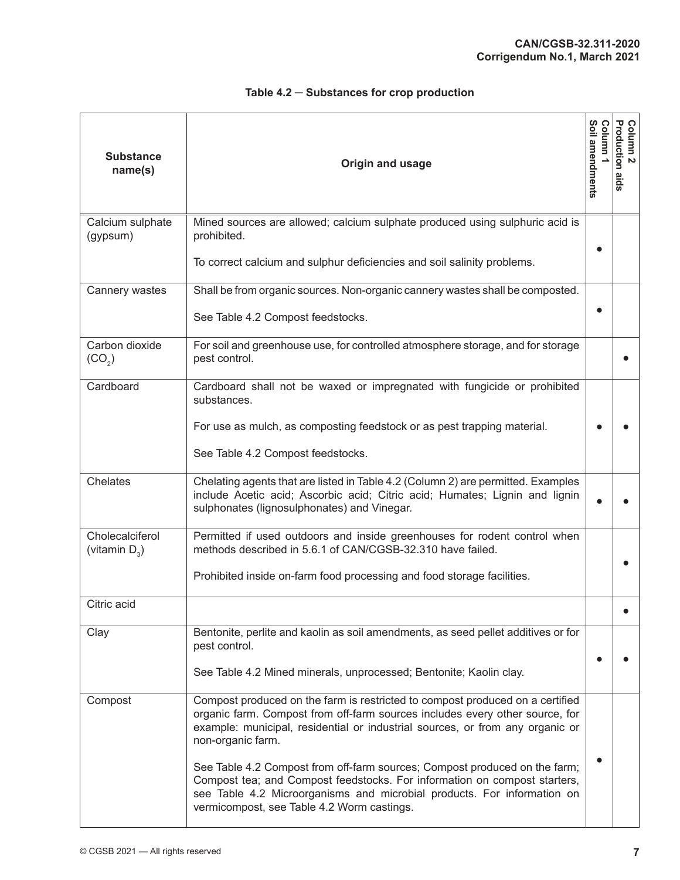**Table 4.2 — Substances for crop production**

| Substance name(s) | Origin and usage | Column 1 Soil amendments | Column 2 Production aids |
|---|---|---|---|
| Calcium sulphate (gypsum) | Mined sources are allowed; calcium sulphate produced using sulphuric acid is prohibited.<br><br>To correct calcium and sulphur deficiencies and soil salinity problems. | ● | |
| Cannery wastes | Shall be from organic sources. Non-organic cannery wastes shall be composted.<br><br>See Table 4.2 Compost feedstocks. | ● | |
| Carbon dioxide ($CO_2$) | For soil and greenhouse use, for controlled atmosphere storage, and for storage pest control. | | ● |
| Cardboard | Cardboard shall not be waxed or impregnated with fungicide or prohibited substances.<br><br>For use as mulch, as composting feedstock or as pest trapping material.<br><br>See Table 4.2 Compost feedstocks. | ● | ● |
| Chelates | Chelating agents that are listed in Table 4.2 (Column 2) are permitted. Examples include Acetic acid; Ascorbic acid; Citric acid; Humates; Lignin and lignin sulphonates (lignosulphonates) and Vinegar. | ● | ● |
| Cholecalciferol (vitamin $D_3$) | Permitted if used outdoors and inside greenhouses for rodent control when methods described in 5.6.1 of CAN/CGSB-32.310 have failed.<br><br>Prohibited inside on-farm food processing and food storage facilities. | | ● |
| Citric acid | | | ● |
| Clay | Bentonite, perlite and kaolin as soil amendments, as seed pellet additives or for pest control.<br><br>See Table 4.2 Mined minerals, unprocessed; Bentonite; Kaolin clay. | ● | ● |
| Compost | Compost produced on the farm is restricted to compost produced on a certified organic farm. Compost from off-farm sources includes every other source, for example: municipal, residential or industrial sources, or from any organic or non-organic farm.<br><br>See Table 4.2 Compost from off-farm sources; Compost produced on the farm; Compost tea; and Compost feedstocks. For information on compost starters, see Table 4.2 Microorganisms and microbial products. For information on vermicompost, see Table 4.2 Worm castings. | ● | |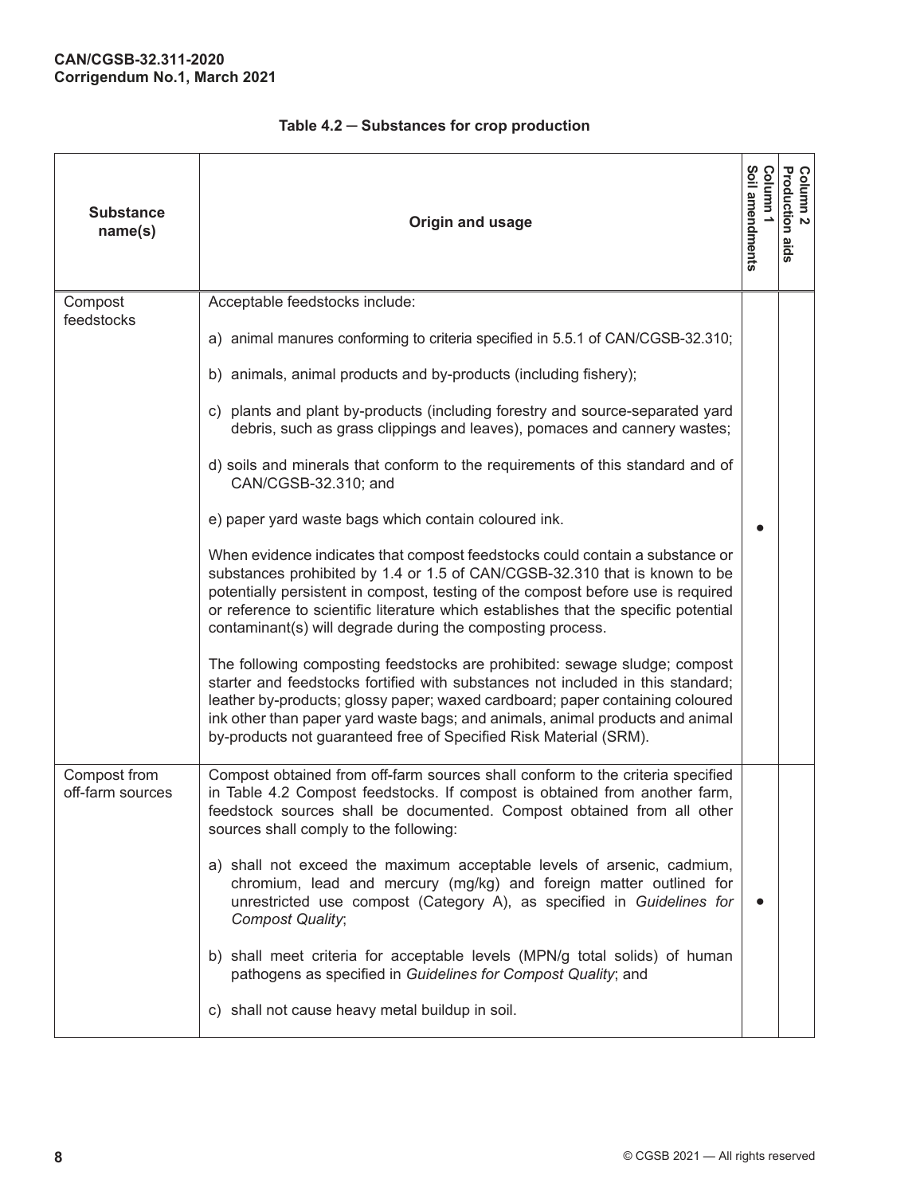**Table 4.2 — Substances for crop production**

| Substance name(s) | Origin and usage | Column 1 Soil amendments | Column 2 Production aids |
|---|---|---|---|
| Compost feedstocks | Acceptable feedstocks include:<br><br>a) animal manures conforming to criteria specified in 5.5.1 of CAN/CGSB-32.310;<br><br>b) animals, animal products and by-products (including fishery);<br><br>c) plants and plant by-products (including forestry and source-separated yard debris, such as grass clippings and leaves), pomaces and cannery wastes;<br><br>d) soils and minerals that conform to the requirements of this standard and of CAN/CGSB-32.310; and<br><br>e) paper yard waste bags which contain coloured ink.<br><br>When evidence indicates that compost feedstocks could contain a substance or substances prohibited by 1.4 or 1.5 of CAN/CGSB-32.310 that is known to be potentially persistent in compost, testing of the compost before use is required or reference to scientific literature which establishes that the specific potential contaminant(s) will degrade during the composting process.<br><br>The following composting feedstocks are prohibited: sewage sludge; compost starter and feedstocks fortified with substances not included in this standard; leather by-products; glossy paper; waxed cardboard; paper containing coloured ink other than paper yard waste bags; and animals, animal products and animal by-products not guaranteed free of Specified Risk Material (SRM). | • | |
| Compost from off-farm sources | Compost obtained from off-farm sources shall conform to the criteria specified in Table 4.2 Compost feedstocks. If compost is obtained from another farm, feedstock sources shall be documented. Compost obtained from all other sources shall comply to the following:<br><br>a) shall not exceed the maximum acceptable levels of arsenic, cadmium, chromium, lead and mercury (mg/kg) and foreign matter outlined for unrestricted use compost (Category A), as specified in *Guidelines for Compost Quality*;<br><br>b) shall meet criteria for acceptable levels (MPN/g total solids) of human pathogens as specified in *Guidelines for Compost Quality*; and<br><br>c) shall not cause heavy metal buildup in soil. | • | |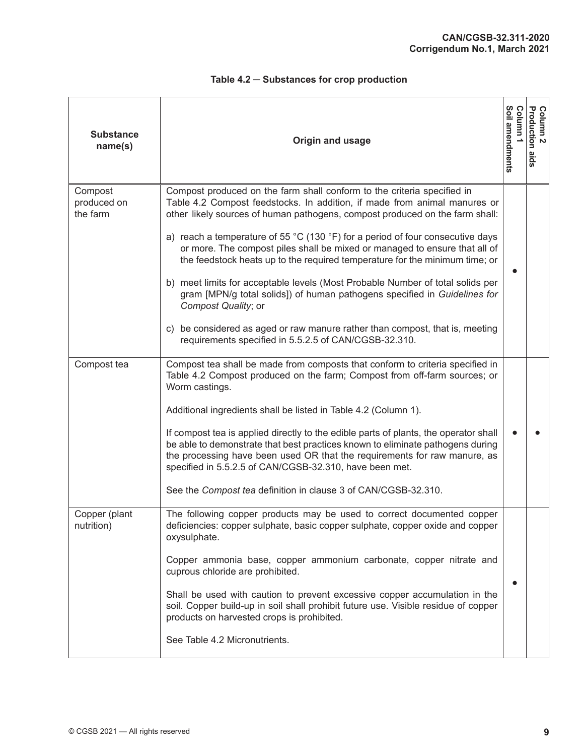**Table 4.2 — Substances for crop production**

| Substance name(s) | Origin and usage | Column 1 Soil amendments | Column 2 Production aids |
|---|---|---|---|
| Compost produced on the farm | Compost produced on the farm shall conform to the criteria specified in Table 4.2 Compost feedstocks. In addition, if made from animal manures or other likely sources of human pathogens, compost produced on the farm shall:<br><br>a) reach a temperature of 55 °C (130 °F) for a period of four consecutive days or more. The compost piles shall be mixed or managed to ensure that all of the feedstock heats up to the required temperature for the minimum time; or<br><br>b) meet limits for acceptable levels (Most Probable Number of total solids per gram [MPN/g total solids]) of human pathogens specified in *Guidelines for Compost Quality*; or<br><br>c) be considered as aged or raw manure rather than compost, that is, meeting requirements specified in 5.5.2.5 of CAN/CGSB-32.310. | ● | |
| Compost tea | Compost tea shall be made from composts that conform to criteria specified in Table 4.2 Compost produced on the farm; Compost from off-farm sources; or Worm castings.<br><br>Additional ingredients shall be listed in Table 4.2 (Column 1).<br><br>If compost tea is applied directly to the edible parts of plants, the operator shall be able to demonstrate that best practices known to eliminate pathogens during the processing have been used OR that the requirements for raw manure, as specified in 5.5.2.5 of CAN/CGSB-32.310, have been met.<br><br>See the *Compost tea* definition in clause 3 of CAN/CGSB-32.310. | ● | ● |
| Copper (plant nutrition) | The following copper products may be used to correct documented copper deficiencies: copper sulphate, basic copper sulphate, copper oxide and copper oxysulphate.<br><br>Copper ammonia base, copper ammonium carbonate, copper nitrate and cuprous chloride are prohibited.<br><br>Shall be used with caution to prevent excessive copper accumulation in the soil. Copper build-up in soil shall prohibit future use. Visible residue of copper products on harvested crops is prohibited.<br><br>See Table 4.2 Micronutrients. | ● | |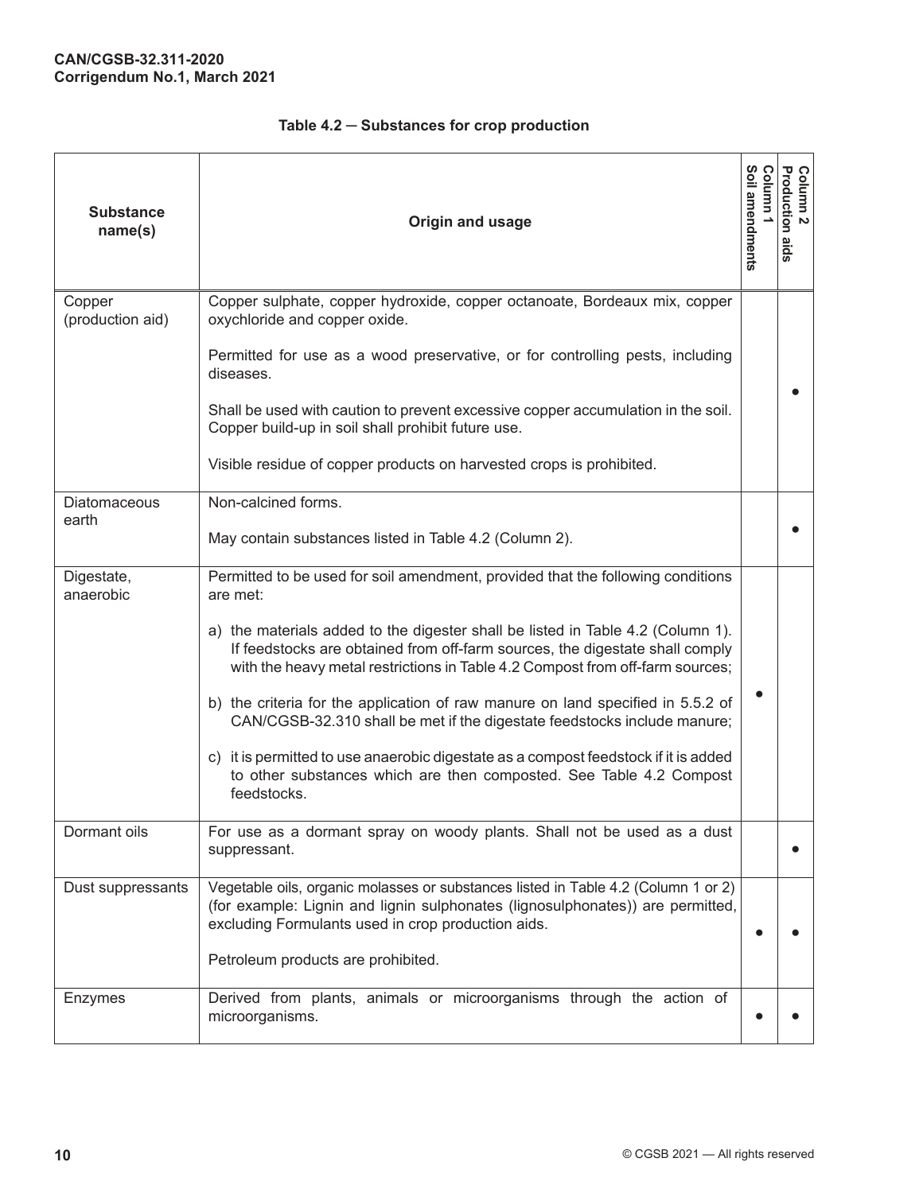**Table 4.2 — Substances for crop production**

| Substance name(s) | Origin and usage | Column 1 Soil amendments | Column 2 Production aids |
|---|---|---|---|
| Copper (production aid) | Copper sulphate, copper hydroxide, copper octanoate, Bordeaux mix, copper oxychloride and copper oxide.<br><br>Permitted for use as a wood preservative, or for controlling pests, including diseases.<br><br>Shall be used with caution to prevent excessive copper accumulation in the soil. Copper build-up in soil shall prohibit future use.<br><br>Visible residue of copper products on harvested crops is prohibited. | | ● |
| Diatomaceous earth | Non-calcined forms.<br><br>May contain substances listed in Table 4.2 (Column 2). | | ● |
| Digestate, anaerobic | Permitted to be used for soil amendment, provided that the following conditions are met:<br><br>a) the materials added to the digester shall be listed in Table 4.2 (Column 1). If feedstocks are obtained from off-farm sources, the digestate shall comply with the heavy metal restrictions in Table 4.2 Compost from off-farm sources;<br><br>b) the criteria for the application of raw manure on land specified in 5.5.2 of CAN/CGSB-32.310 shall be met if the digestate feedstocks include manure;<br><br>c) it is permitted to use anaerobic digestate as a compost feedstock if it is added to other substances which are then composted. See Table 4.2 Compost feedstocks. | ● | |
| Dormant oils | For use as a dormant spray on woody plants. Shall not be used as a dust suppressant. | | ● |
| Dust suppressants | Vegetable oils, organic molasses or substances listed in Table 4.2 (Column 1 or 2) (for example: Lignin and lignin sulphonates (lignosulphonates)) are permitted, excluding Formulants used in crop production aids.<br><br>Petroleum products are prohibited. | ● | ● |
| Enzymes | Derived from plants, animals or microorganisms through the action of microorganisms. | ● | ● |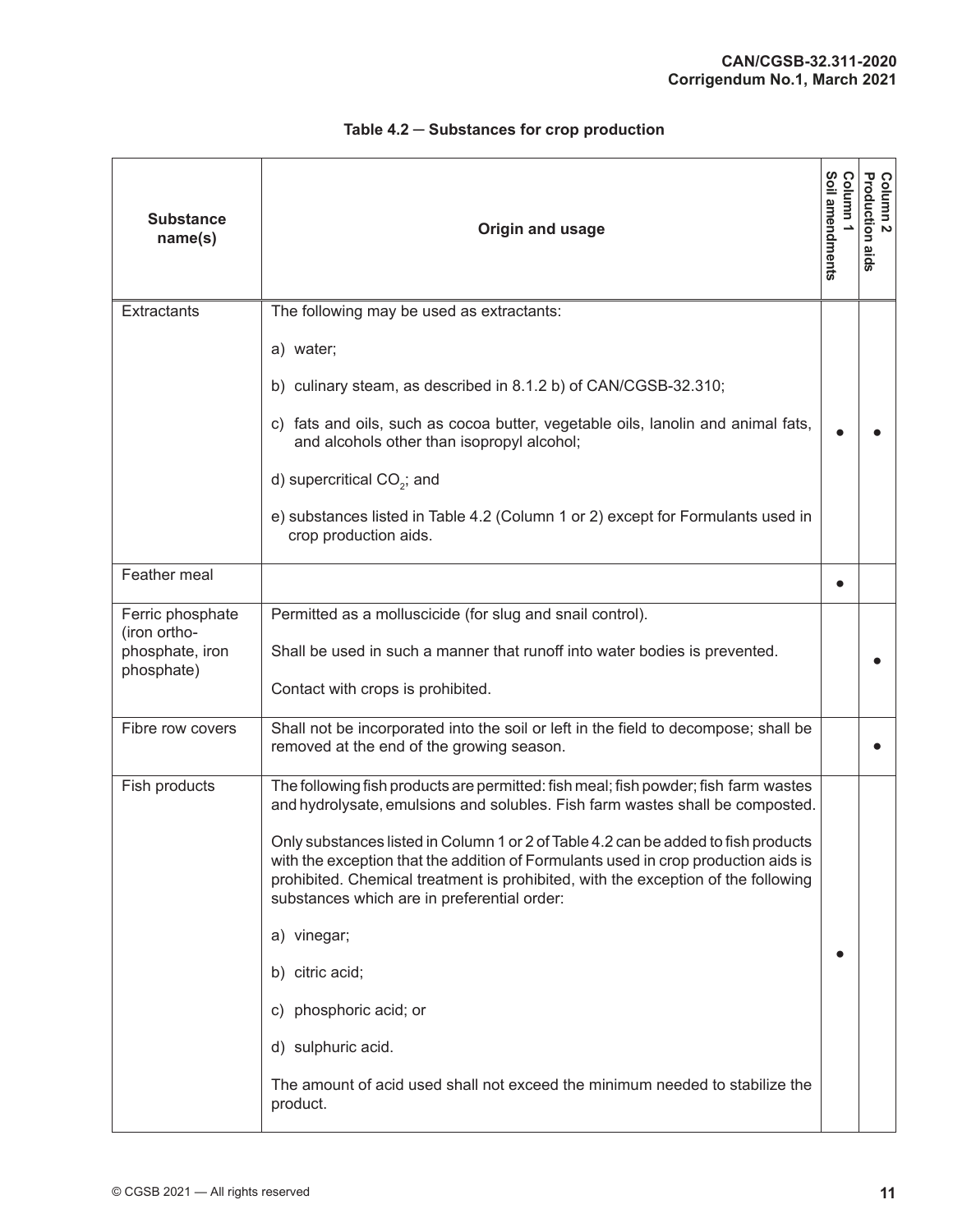**Table 4.2 — Substances for crop production**

| Substance name(s) | Origin and usage | Column 1 Soil amendments | Column 2 Production aids |
|---|---|---|---|
| Extractants | The following may be used as extractants:<br><br>a) water;<br><br>b) culinary steam, as described in 8.1.2 b) of CAN/CGSB-32.310;<br><br>c) fats and oils, such as cocoa butter, vegetable oils, lanolin and animal fats, and alcohols other than isopropyl alcohol;<br><br>d) supercritical $CO_2$; and<br><br>e) substances listed in Table 4.2 (Column 1 or 2) except for Formulants used in crop production aids. | ● | ● |
| Feather meal | | ● | |
| Ferric phosphate (iron ortho-phosphate, iron phosphate) | Permitted as a molluscicide (for slug and snail control).<br><br>Shall be used in such a manner that runoff into water bodies is prevented.<br><br>Contact with crops is prohibited. | | ● |
| Fibre row covers | Shall not be incorporated into the soil or left in the field to decompose; shall be removed at the end of the growing season. | | ● |
| Fish products | The following fish products are permitted: fish meal; fish powder; fish farm wastes and hydrolysate, emulsions and solubles. Fish farm wastes shall be composted.<br><br>Only substances listed in Column 1 or 2 of Table 4.2 can be added to fish products with the exception that the addition of Formulants used in crop production aids is prohibited. Chemical treatment is prohibited, with the exception of the following substances which are in preferential order:<br><br>a) vinegar;<br><br>b) citric acid;<br><br>c) phosphoric acid; or<br><br>d) sulphuric acid.<br><br>The amount of acid used shall not exceed the minimum needed to stabilize the product. | ● | |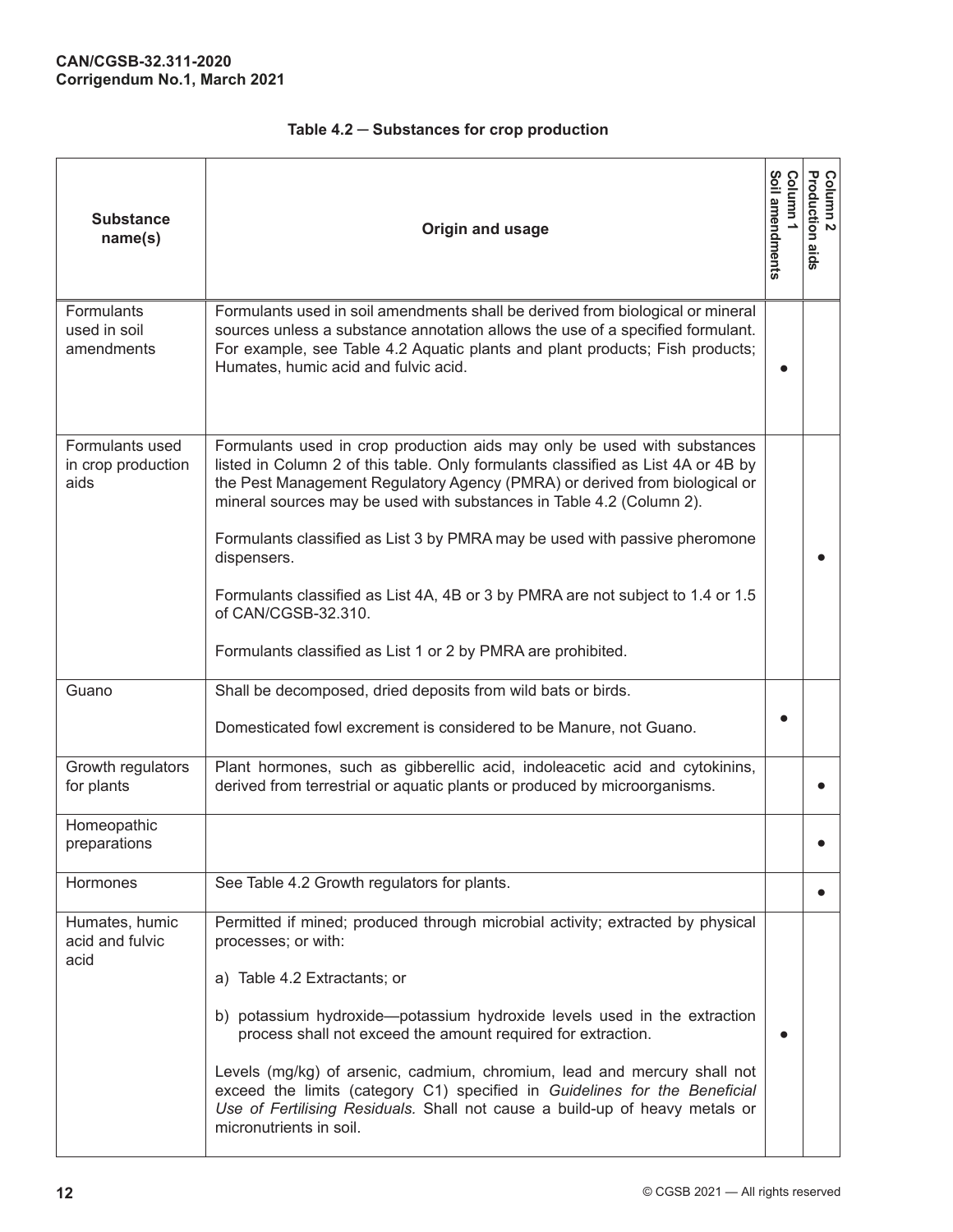**Table 4.2 — Substances for crop production**

| Substance name(s) | Origin and usage | Column 1 Soil amendments | Column 2 Production aids |
|---|---|---|---|
| Formulants used in soil amendments | Formulants used in soil amendments shall be derived from biological or mineral sources unless a substance annotation allows the use of a specified formulant. For example, see Table 4.2 Aquatic plants and plant products; Fish products; Humates, humic acid and fulvic acid. | ● | |
| Formulants used in crop production aids | Formulants used in crop production aids may only be used with substances listed in Column 2 of this table. Only formulants classified as List 4A or 4B by the Pest Management Regulatory Agency (PMRA) or derived from biological or mineral sources may be used with substances in Table 4.2 (Column 2).<br><br>Formulants classified as List 3 by PMRA may be used with passive pheromone dispensers.<br><br>Formulants classified as List 4A, 4B or 3 by PMRA are not subject to 1.4 or 1.5 of CAN/CGSB-32.310.<br><br>Formulants classified as List 1 or 2 by PMRA are prohibited. | | ● |
| Guano | Shall be decomposed, dried deposits from wild bats or birds.<br><br>Domesticated fowl excrement is considered to be Manure, not Guano. | ● | |
| Growth regulators for plants | Plant hormones, such as gibberellic acid, indoleacetic acid and cytokinins, derived from terrestrial or aquatic plants or produced by microorganisms. | | ● |
| Homeopathic preparations | | | ● |
| Hormones | See Table 4.2 Growth regulators for plants. | | ● |
| Humates, humic acid and fulvic acid | Permitted if mined; produced through microbial activity; extracted by physical processes; or with:<br><br>a) Table 4.2 Extractants; or<br><br>b) potassium hydroxide—potassium hydroxide levels used in the extraction process shall not exceed the amount required for extraction.<br><br>Levels (mg/kg) of arsenic, cadmium, chromium, lead and mercury shall not exceed the limits (category C1) specified in *Guidelines for the Beneficial Use of Fertilising Residuals.* Shall not cause a build-up of heavy metals or micronutrients in soil. | ● | |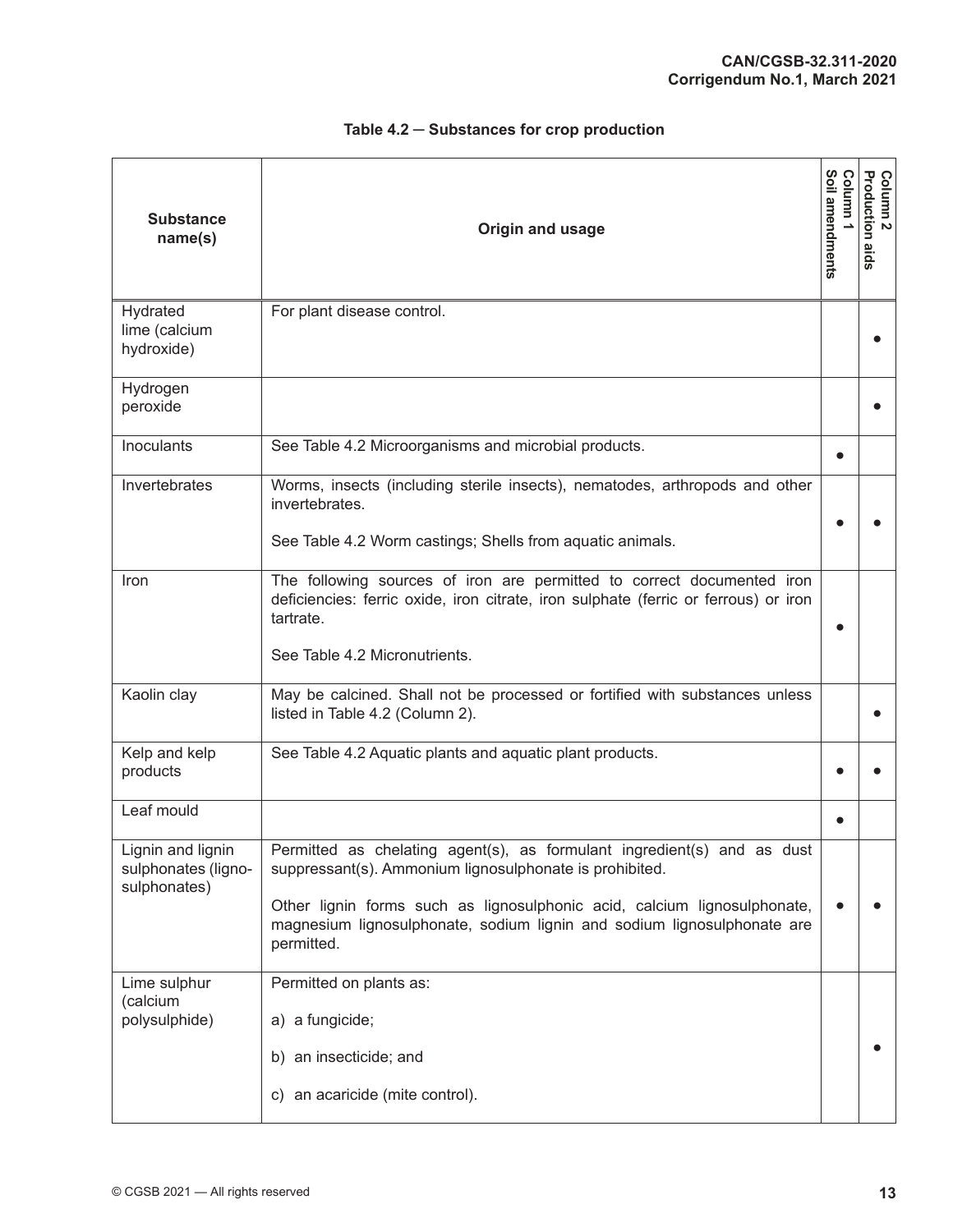**Table 4.2 — Substances for crop production**

| Substance name(s) | Origin and usage | Column 1 Soil amendments | Column 2 Production aids |
|---|---|---|---|
| Hydrated lime (calcium hydroxide) | For plant disease control. | | ● |
| Hydrogen peroxide | | | ● |
| Inoculants | See Table 4.2 Microorganisms and microbial products. | ● | |
| Invertebrates | Worms, insects (including sterile insects), nematodes, arthropods and other invertebrates.<br><br>See Table 4.2 Worm castings; Shells from aquatic animals. | ● | ● |
| Iron | The following sources of iron are permitted to correct documented iron deficiencies: ferric oxide, iron citrate, iron sulphate (ferric or ferrous) or iron tartrate.<br><br>See Table 4.2 Micronutrients. | ● | |
| Kaolin clay | May be calcined. Shall not be processed or fortified with substances unless listed in Table 4.2 (Column 2). | | ● |
| Kelp and kelp products | See Table 4.2 Aquatic plants and aquatic plant products. | ● | ● |
| Leaf mould | | ● | |
| Lignin and lignin sulphonates (ligno-sulphonates) | Permitted as chelating agent(s), as formulant ingredient(s) and as dust suppressant(s). Ammonium lignosulphonate is prohibited.<br><br>Other lignin forms such as lignosulphonic acid, calcium lignosulphonate, magnesium lignosulphonate, sodium lignin and sodium lignosulphonate are permitted. | ● | ● |
| Lime sulphur (calcium polysulphide) | Permitted on plants as:<br><br>a) a fungicide;<br><br>b) an insecticide; and<br><br>c) an acaricide (mite control). | | ● |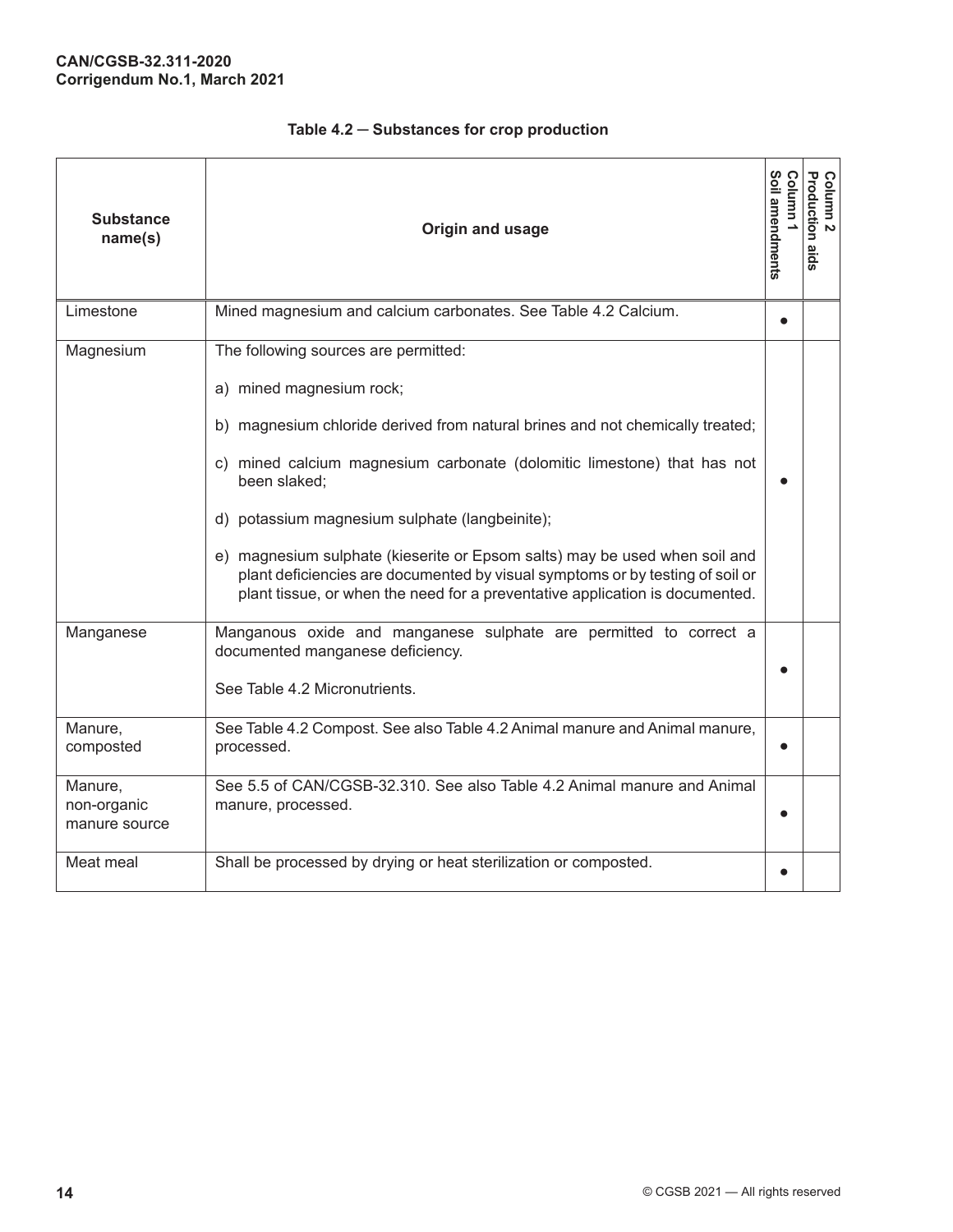**Table 4.2 — Substances for crop production**

| Substance name(s) | Origin and usage | Column 1 Soil amendments | Column 2 Production aids |
|---|---|---|---|
| Limestone | Mined magnesium and calcium carbonates. See Table 4.2 Calcium. | ● | |
| Magnesium | The following sources are permitted:<br><br>a) mined magnesium rock;<br><br>b) magnesium chloride derived from natural brines and not chemically treated;<br><br>c) mined calcium magnesium carbonate (dolomitic limestone) that has not been slaked;<br><br>d) potassium magnesium sulphate (langbeinite);<br><br>e) magnesium sulphate (kieserite or Epsom salts) may be used when soil and plant deficiencies are documented by visual symptoms or by testing of soil or plant tissue, or when the need for a preventative application is documented. | ● | |
| Manganese | Manganous oxide and manganese sulphate are permitted to correct a documented manganese deficiency.<br><br>See Table 4.2 Micronutrients. | ● | |
| Manure, composted | See Table 4.2 Compost. See also Table 4.2 Animal manure and Animal manure, processed. | ● | |
| Manure, non-organic manure source | See 5.5 of CAN/CGSB-32.310. See also Table 4.2 Animal manure and Animal manure, processed. | ● | |
| Meat meal | Shall be processed by drying or heat sterilization or composted. | ● | |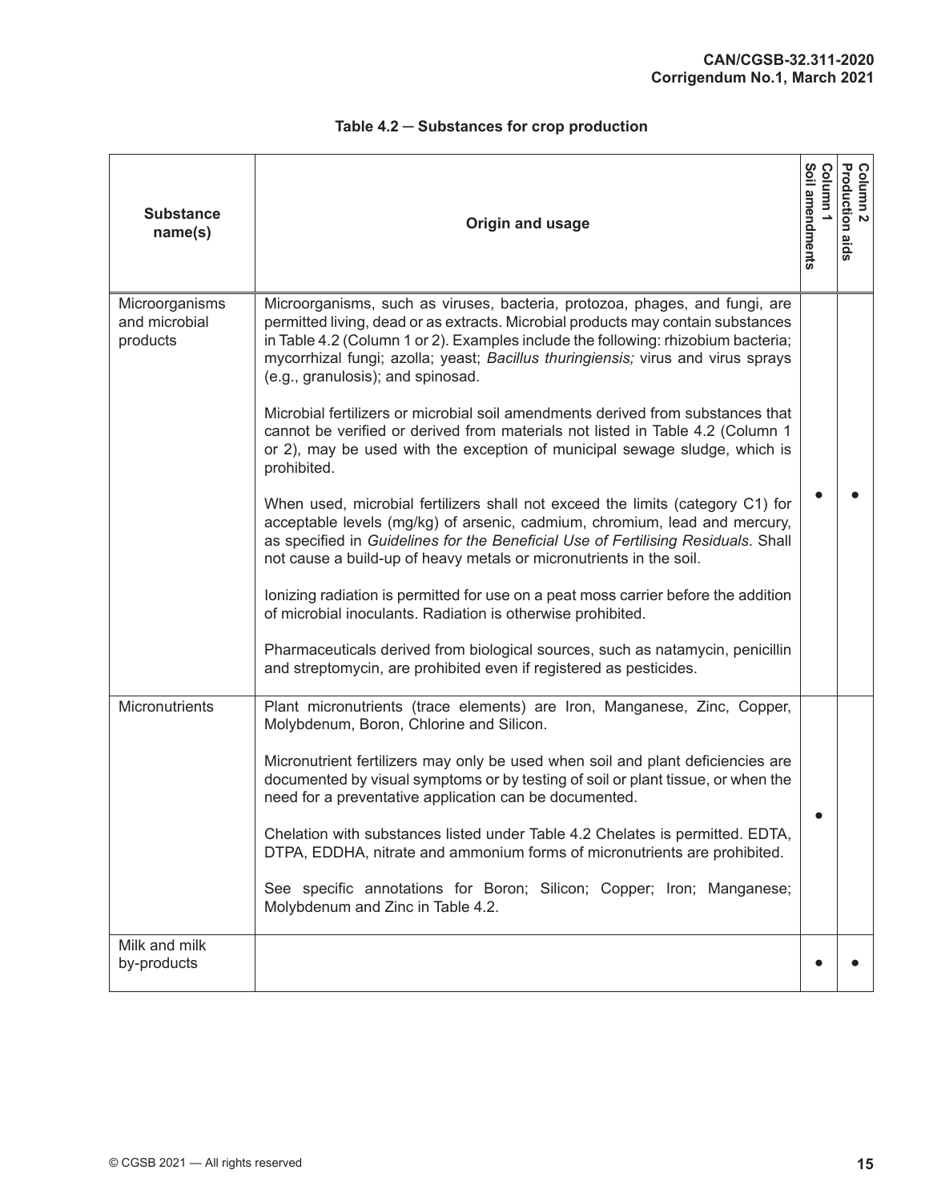**Table 4.2 — Substances for crop production**

| Substance name(s) | Origin and usage | Column 1 Soil amendments | Column 2 Production aids |
|---|---|---|---|
| Microorganisms and microbial products | Microorganisms, such as viruses, bacteria, protozoa, phages, and fungi, are permitted living, dead or as extracts. Microbial products may contain substances in Table 4.2 (Column 1 or 2). Examples include the following: rhizobium bacteria; mycorrhizal fungi; azolla; yeast; *Bacillus thuringiensis;* virus and virus sprays (e.g., granulosis); and spinosad.<br><br>Microbial fertilizers or microbial soil amendments derived from substances that cannot be verified or derived from materials not listed in Table 4.2 (Column 1 or 2), may be used with the exception of municipal sewage sludge, which is prohibited.<br><br>When used, microbial fertilizers shall not exceed the limits (category C1) for acceptable levels (mg/kg) of arsenic, cadmium, chromium, lead and mercury, as specified in *Guidelines for the Beneficial Use of Fertilising Residuals*. Shall not cause a build-up of heavy metals or micronutrients in the soil.<br><br>Ionizing radiation is permitted for use on a peat moss carrier before the addition of microbial inoculants. Radiation is otherwise prohibited.<br><br>Pharmaceuticals derived from biological sources, such as natamycin, penicillin and streptomycin, are prohibited even if registered as pesticides. | ● | ● |
| Micronutrients | Plant micronutrients (trace elements) are Iron, Manganese, Zinc, Copper, Molybdenum, Boron, Chlorine and Silicon.<br><br>Micronutrient fertilizers may only be used when soil and plant deficiencies are documented by visual symptoms or by testing of soil or plant tissue, or when the need for a preventative application can be documented.<br><br>Chelation with substances listed under Table 4.2 Chelates is permitted. EDTA, DTPA, EDDHA, nitrate and ammonium forms of micronutrients are prohibited.<br><br>See specific annotations for Boron; Silicon; Copper; Iron; Manganese; Molybdenum and Zinc in Table 4.2. | ● | |
| Milk and milk by-products | | ● | ● |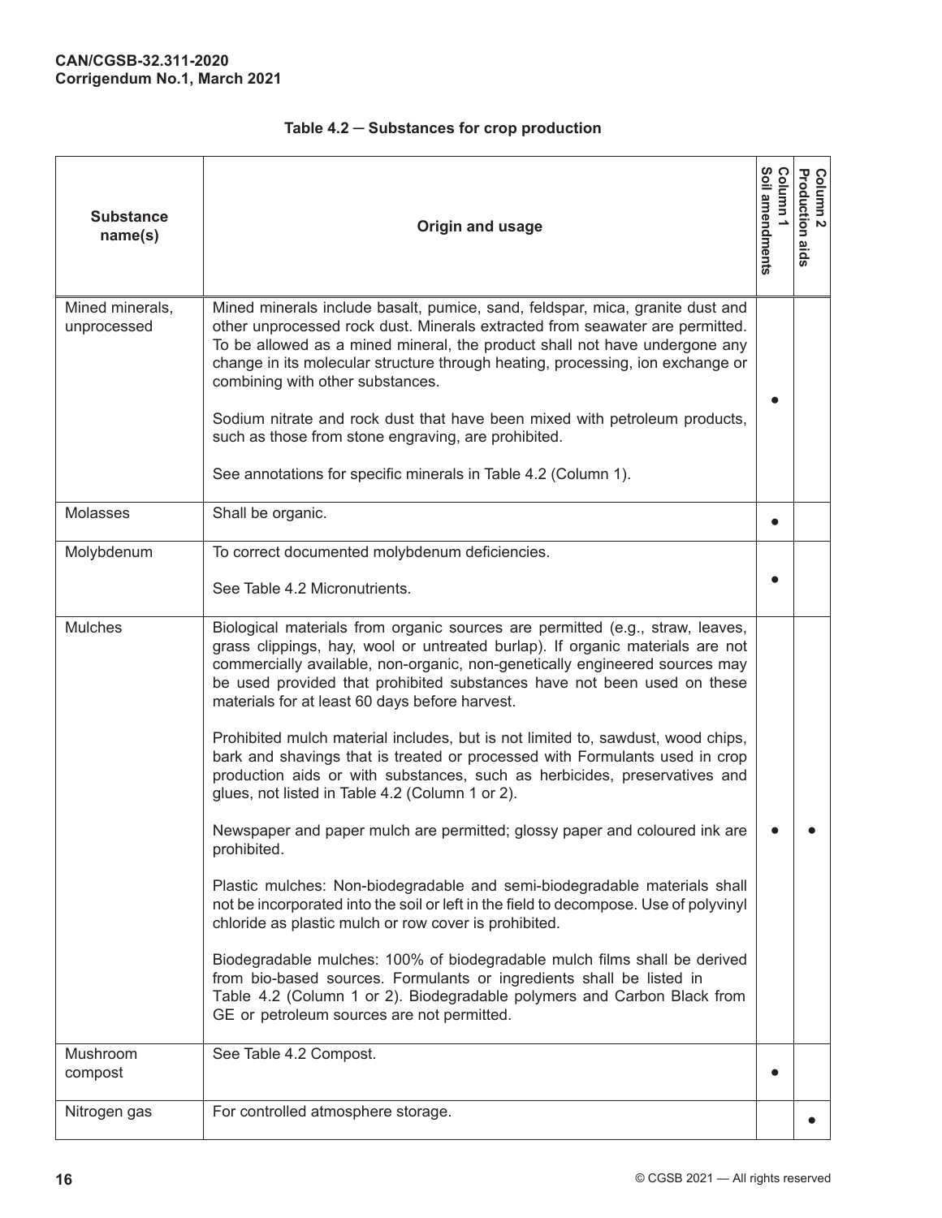CAN/CGSB-32.311-2020
Corrigendum No.1, March 2021

**Table 4.2 — Substances for crop production**

| Substance name(s) | Origin and usage | Column 1 Soil amendments | Column 2 Production aids |
|---|---|---|---|
| Mined minerals, unprocessed | Mined minerals include basalt, pumice, sand, feldspar, mica, granite dust and other unprocessed rock dust. Minerals extracted from seawater are permitted. To be allowed as a mined mineral, the product shall not have undergone any change in its molecular structure through heating, processing, ion exchange or combining with other substances.<br><br>Sodium nitrate and rock dust that have been mixed with petroleum products, such as those from stone engraving, are prohibited.<br><br>See annotations for specific minerals in Table 4.2 (Column 1). | ● | |
| Molasses | Shall be organic. | ● | |
| Molybdenum | To correct documented molybdenum deficiencies.<br><br>See Table 4.2 Micronutrients. | ● | |
| Mulches | Biological materials from organic sources are permitted (e.g., straw, leaves, grass clippings, hay, wool or untreated burlap). If organic materials are not commercially available, non-organic, non-genetically engineered sources may be used provided that prohibited substances have not been used on these materials for at least 60 days before harvest.<br><br>Prohibited mulch material includes, but is not limited to, sawdust, wood chips, bark and shavings that is treated or processed with Formulants used in crop production aids or with substances, such as herbicides, preservatives and glues, not listed in Table 4.2 (Column 1 or 2).<br><br>Newspaper and paper mulch are permitted; glossy paper and coloured ink are prohibited.<br><br>Plastic mulches: Non-biodegradable and semi-biodegradable materials shall not be incorporated into the soil or left in the field to decompose. Use of polyvinyl chloride as plastic mulch or row cover is prohibited.<br><br>Biodegradable mulches: 100% of biodegradable mulch films shall be derived from bio-based sources. Formulants or ingredients shall be listed in Table 4.2 (Column 1 or 2). Biodegradable polymers and Carbon Black from GE or petroleum sources are not permitted. | ● | ● |
| Mushroom compost | See Table 4.2 Compost. | ● | |
| Nitrogen gas | For controlled atmosphere storage. | | ● |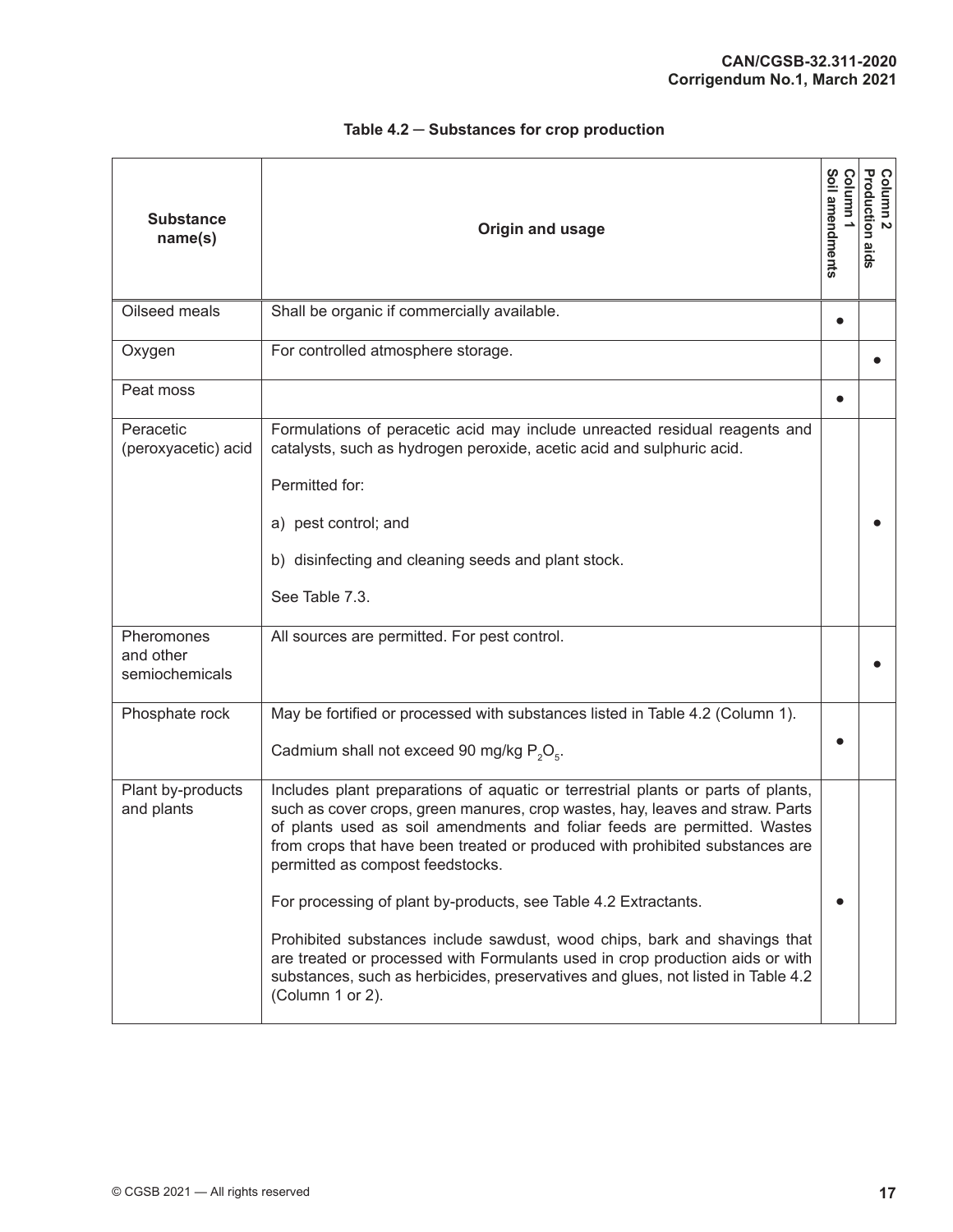**Table 4.2 — Substances for crop production**

| Substance name(s) | Origin and usage | Column 1 Soil amendments | Column 2 Production aids |
|---|---|---|---|
| Oilseed meals | Shall be organic if commercially available. | ● | |
| Oxygen | For controlled atmosphere storage. | | ● |
| Peat moss | | ● | |
| Peracetic (peroxyacetic) acid | Formulations of peracetic acid may include unreacted residual reagents and catalysts, such as hydrogen peroxide, acetic acid and sulphuric acid.<br><br>Permitted for:<br><br>a) pest control; and<br><br>b) disinfecting and cleaning seeds and plant stock.<br><br>See Table 7.3. | | ● |
| Pheromones and other semiochemicals | All sources are permitted. For pest control. | | ● |
| Phosphate rock | May be fortified or processed with substances listed in Table 4.2 (Column 1).<br><br>Cadmium shall not exceed 90 mg/kg $P_2O_5$. | ● | |
| Plant by-products and plants | Includes plant preparations of aquatic or terrestrial plants or parts of plants, such as cover crops, green manures, crop wastes, hay, leaves and straw. Parts of plants used as soil amendments and foliar feeds are permitted. Wastes from crops that have been treated or produced with prohibited substances are permitted as compost feedstocks.<br><br>For processing of plant by-products, see Table 4.2 Extractants.<br><br>Prohibited substances include sawdust, wood chips, bark and shavings that are treated or processed with Formulants used in crop production aids or with substances, such as herbicides, preservatives and glues, not listed in Table 4.2 (Column 1 or 2). | ● | |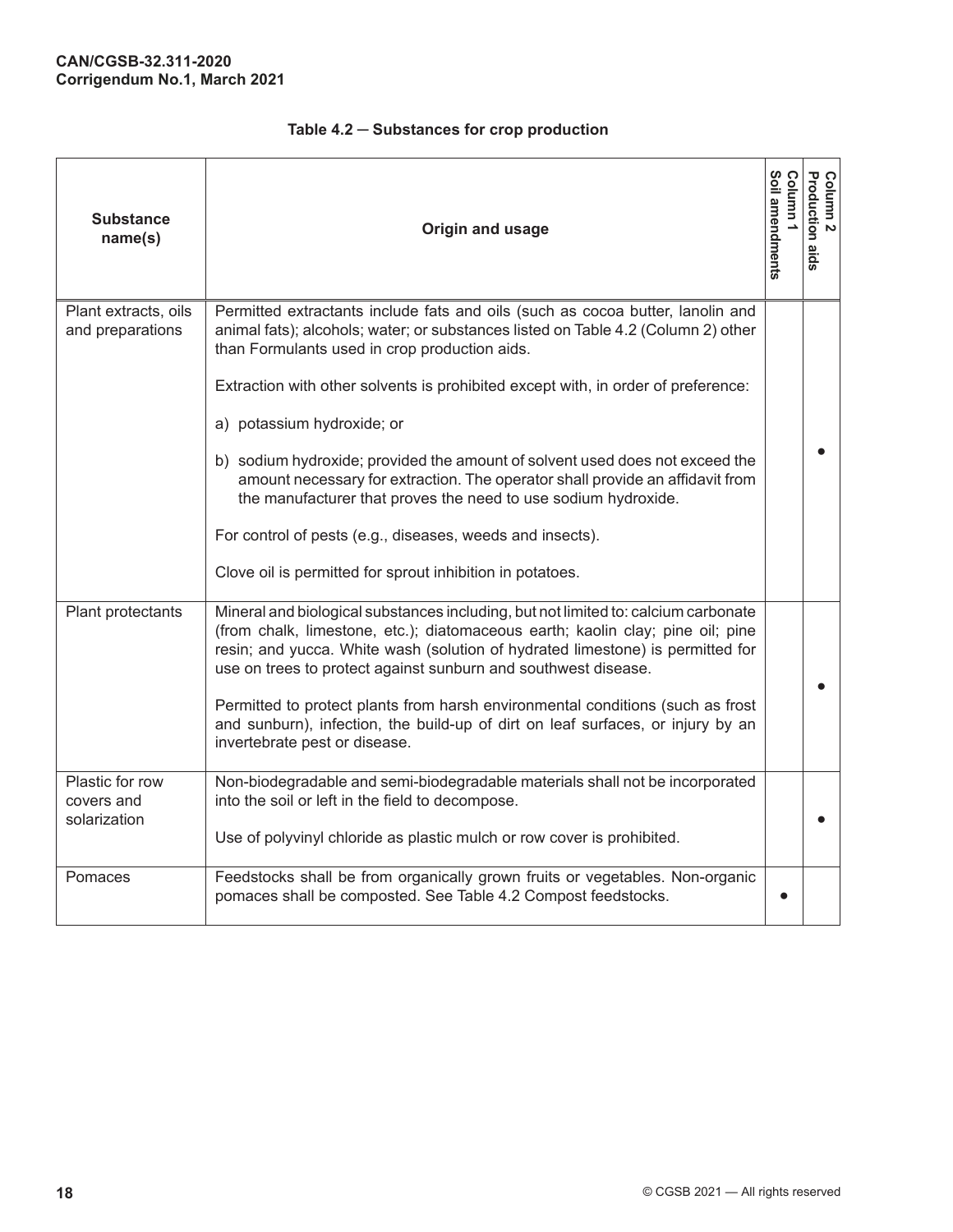**Table 4.2 — Substances for crop production**

| Substance name(s) | Origin and usage | Column 1 Soil amendments | Column 2 Production aids |
|---|---|---|---|
| Plant extracts, oils and preparations | Permitted extractants include fats and oils (such as cocoa butter, lanolin and animal fats); alcohols; water; or substances listed on Table 4.2 (Column 2) other than Formulants used in crop production aids.<br><br>Extraction with other solvents is prohibited except with, in order of preference:<br><br>a) potassium hydroxide; or<br><br>b) sodium hydroxide; provided the amount of solvent used does not exceed the amount necessary for extraction. The operator shall provide an affidavit from the manufacturer that proves the need to use sodium hydroxide.<br><br>For control of pests (e.g., diseases, weeds and insects).<br><br>Clove oil is permitted for sprout inhibition in potatoes. | | • |
| Plant protectants | Mineral and biological substances including, but not limited to: calcium carbonate (from chalk, limestone, etc.); diatomaceous earth; kaolin clay; pine oil; pine resin; and yucca. White wash (solution of hydrated limestone) is permitted for use on trees to protect against sunburn and southwest disease.<br><br>Permitted to protect plants from harsh environmental conditions (such as frost and sunburn), infection, the build-up of dirt on leaf surfaces, or injury by an invertebrate pest or disease. | | • |
| Plastic for row covers and solarization | Non-biodegradable and semi-biodegradable materials shall not be incorporated into the soil or left in the field to decompose.<br><br>Use of polyvinyl chloride as plastic mulch or row cover is prohibited. | | • |
| Pomaces | Feedstocks shall be from organically grown fruits or vegetables. Non-organic pomaces shall be composted. See Table 4.2 Compost feedstocks. | • | |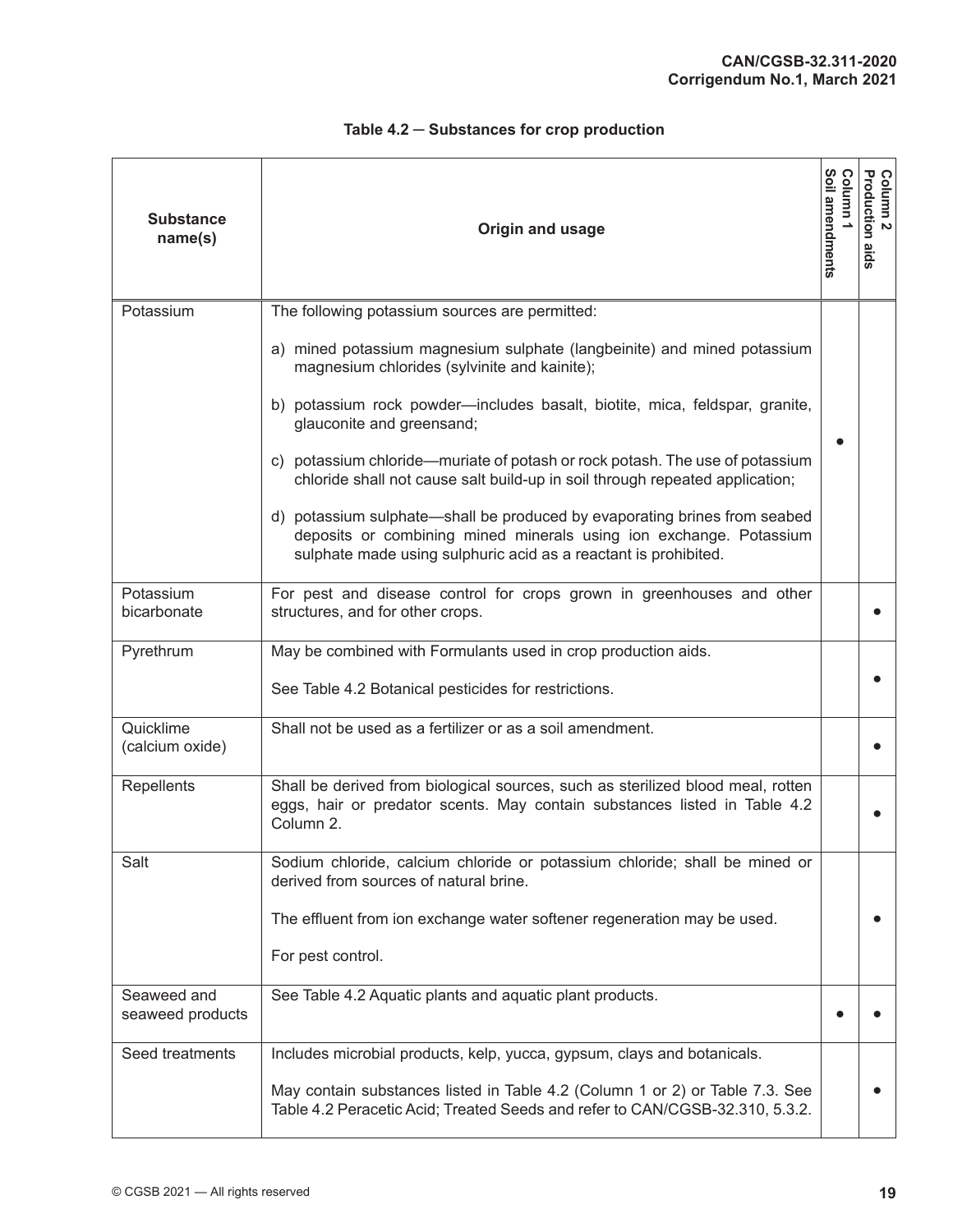**Table 4.2 — Substances for crop production**

| Substance name(s) | Origin and usage | Column 1 Soil amendments | Column 2 Production aids |
|---|---|---|---|
| Potassium | The following potassium sources are permitted:<br><br>a) mined potassium magnesium sulphate (langbeinite) and mined potassium magnesium chlorides (sylvinite and kainite);<br><br>b) potassium rock powder—includes basalt, biotite, mica, feldspar, granite, glauconite and greensand;<br><br>c) potassium chloride—muriate of potash or rock potash. The use of potassium chloride shall not cause salt build-up in soil through repeated application;<br><br>d) potassium sulphate—shall be produced by evaporating brines from seabed deposits or combining mined minerals using ion exchange. Potassium sulphate made using sulphuric acid as a reactant is prohibited. | ● | |
| Potassium bicarbonate | For pest and disease control for crops grown in greenhouses and other structures, and for other crops. | | ● |
| Pyrethrum | May be combined with Formulants used in crop production aids.<br><br>See Table 4.2 Botanical pesticides for restrictions. | | ● |
| Quicklime (calcium oxide) | Shall not be used as a fertilizer or as a soil amendment. | | ● |
| Repellents | Shall be derived from biological sources, such as sterilized blood meal, rotten eggs, hair or predator scents. May contain substances listed in Table 4.2 Column 2. | | ● |
| Salt | Sodium chloride, calcium chloride or potassium chloride; shall be mined or derived from sources of natural brine.<br><br>The effluent from ion exchange water softener regeneration may be used.<br><br>For pest control. | | ● |
| Seaweed and seaweed products | See Table 4.2 Aquatic plants and aquatic plant products. | ● | ● |
| Seed treatments | Includes microbial products, kelp, yucca, gypsum, clays and botanicals.<br><br>May contain substances listed in Table 4.2 (Column 1 or 2) or Table 7.3. See Table 4.2 Peracetic Acid; Treated Seeds and refer to CAN/CGSB-32.310, 5.3.2. | | ● |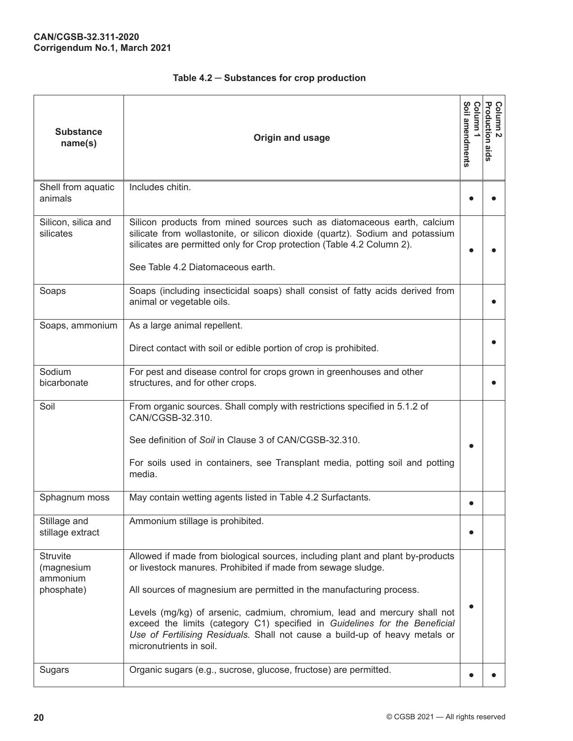**Table 4.2 — Substances for crop production**

| Substance name(s) | Origin and usage | Column 1 Soil amendments | Column 2 Production aids |
|---|---|---|---|
| Shell from aquatic animals | Includes chitin. | ● | ● |
| Silicon, silica and silicates | Silicon products from mined sources such as diatomaceous earth, calcium silicate from wollastonite, or silicon dioxide (quartz). Sodium and potassium silicates are permitted only for Crop protection (Table 4.2 Column 2).<br><br>See Table 4.2 Diatomaceous earth. | ● | ● |
| Soaps | Soaps (including insecticidal soaps) shall consist of fatty acids derived from animal or vegetable oils. | | ● |
| Soaps, ammonium | As a large animal repellent.<br><br>Direct contact with soil or edible portion of crop is prohibited. | | ● |
| Sodium bicarbonate | For pest and disease control for crops grown in greenhouses and other structures, and for other crops. | | ● |
| Soil | From organic sources. Shall comply with restrictions specified in 5.1.2 of CAN/CGSB-32.310.<br><br>See definition of *Soil* in Clause 3 of CAN/CGSB-32.310.<br><br>For soils used in containers, see Transplant media, potting soil and potting media. | ● | |
| Sphagnum moss | May contain wetting agents listed in Table 4.2 Surfactants. | ● | |
| Stillage and stillage extract | Ammonium stillage is prohibited. | ● | |
| Struvite (magnesium ammonium phosphate) | Allowed if made from biological sources, including plant and plant by-products or livestock manures. Prohibited if made from sewage sludge.<br><br>All sources of magnesium are permitted in the manufacturing process.<br><br>Levels (mg/kg) of arsenic, cadmium, chromium, lead and mercury shall not exceed the limits (category C1) specified in *Guidelines for the Beneficial Use of Fertilising Residuals.* Shall not cause a build-up of heavy metals or micronutrients in soil. | ● | |
| Sugars | Organic sugars (e.g., sucrose, glucose, fructose) are permitted. | ● | ● |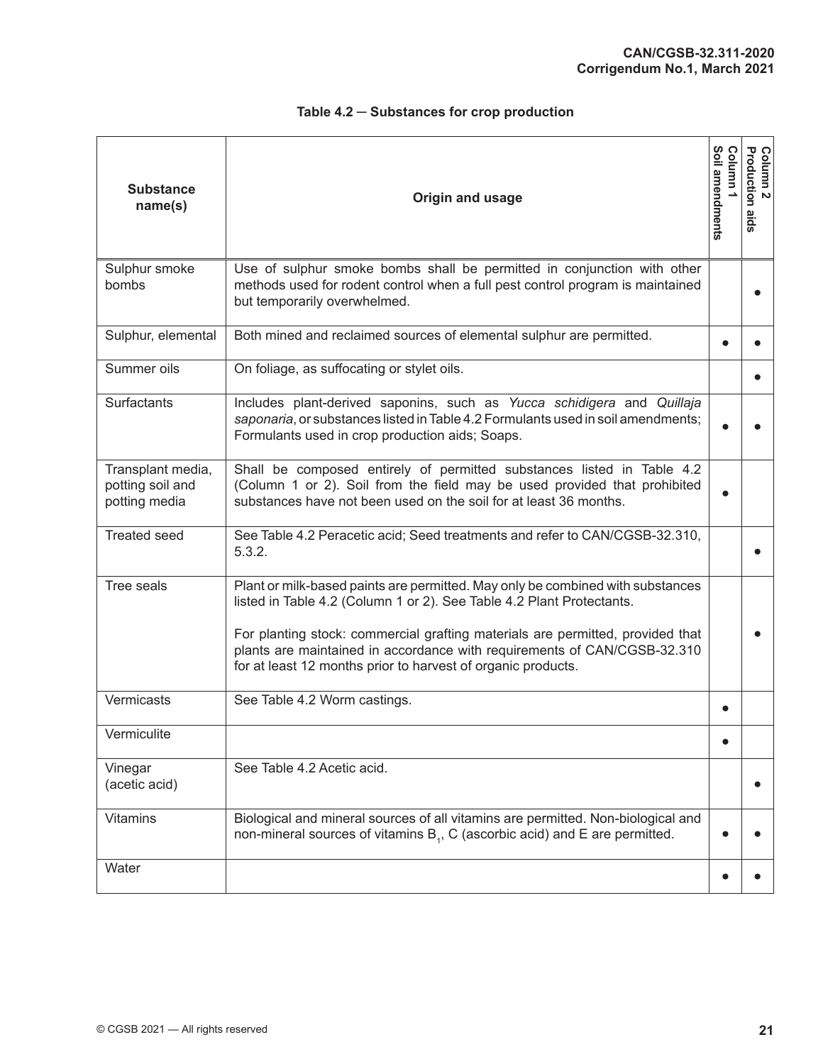**Table 4.2 — Substances for crop production**

| Substance name(s) | Origin and usage | Column 1 Soil amendments | Column 2 Production aids |
|---|---|---|---|
| Sulphur smoke bombs | Use of sulphur smoke bombs shall be permitted in conjunction with other methods used for rodent control when a full pest control program is maintained but temporarily overwhelmed. | | ● |
| Sulphur, elemental | Both mined and reclaimed sources of elemental sulphur are permitted. | ● | ● |
| Summer oils | On foliage, as suffocating or stylet oils. | | ● |
| Surfactants | Includes plant-derived saponins, such as *Yucca schidigera* and *Quillaja saponaria*, or substances listed in Table 4.2 Formulants used in soil amendments; Formulants used in crop production aids; Soaps. | ● | ● |
| Transplant media, potting soil and potting media | Shall be composed entirely of permitted substances listed in Table 4.2 (Column 1 or 2). Soil from the field may be used provided that prohibited substances have not been used on the soil for at least 36 months. | ● | |
| Treated seed | See Table 4.2 Peracetic acid; Seed treatments and refer to CAN/CGSB-32.310, 5.3.2. | | ● |
| Tree seals | Plant or milk-based paints are permitted. May only be combined with substances listed in Table 4.2 (Column 1 or 2). See Table 4.2 Plant Protectants.<br><br>For planting stock: commercial grafting materials are permitted, provided that plants are maintained in accordance with requirements of CAN/CGSB-32.310 for at least 12 months prior to harvest of organic products. | | ● |
| Vermicasts | See Table 4.2 Worm castings. | ● | |
| Vermiculite | | ● | |
| Vinegar (acetic acid) | See Table 4.2 Acetic acid. | | ● |
| Vitamins | Biological and mineral sources of all vitamins are permitted. Non-biological and non-mineral sources of vitamins $B_1$, C (ascorbic acid) and E are permitted. | ● | ● |
| Water | | ● | ● |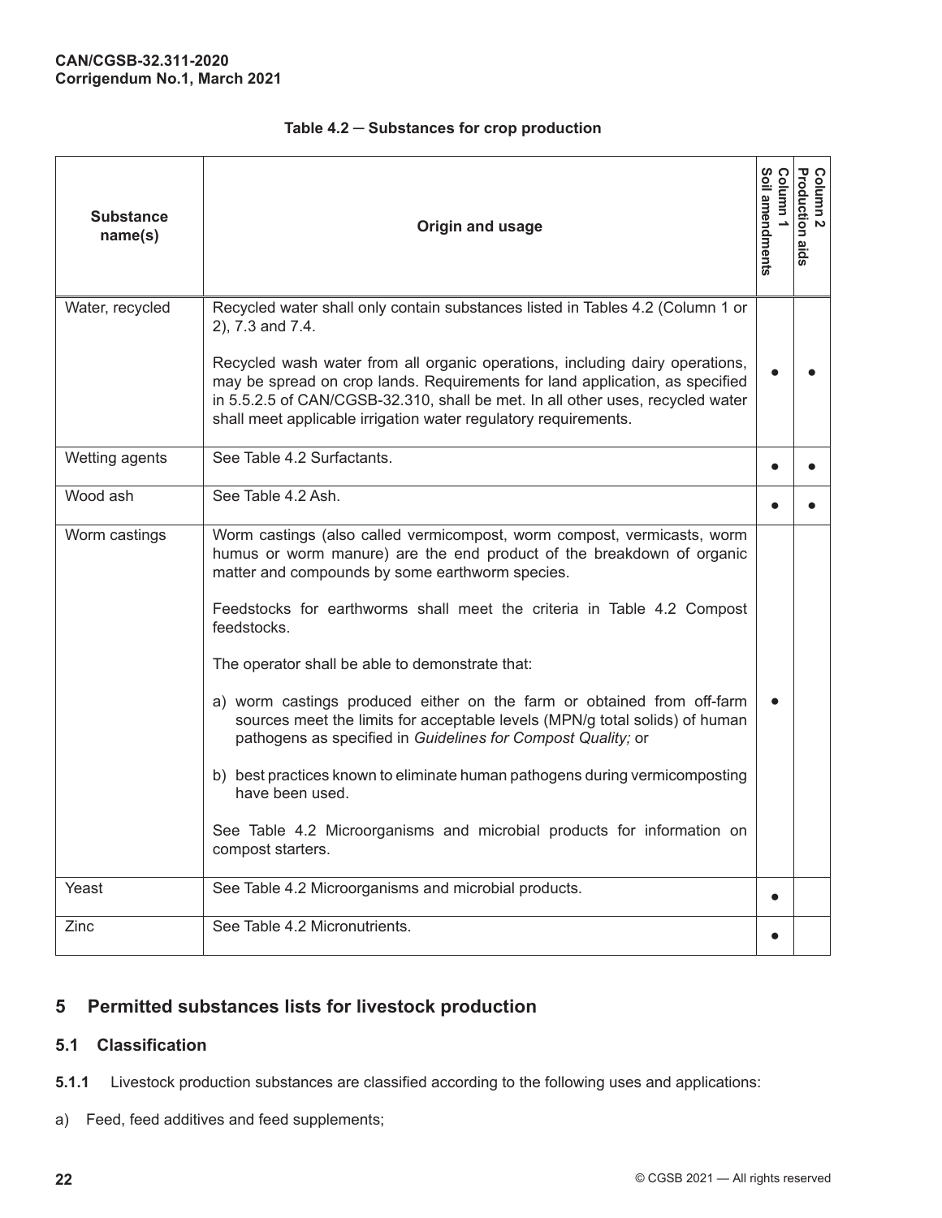**Table 4.2 — Substances for crop production**

| Substance name(s) | Origin and usage | Column 1 Soil amendments | Column 2 Production aids |
|---|---|---|---|
| Water, recycled | Recycled water shall only contain substances listed in Tables 4.2 (Column 1 or 2), 7.3 and 7.4.<br><br>Recycled wash water from all organic operations, including dairy operations, may be spread on crop lands. Requirements for land application, as specified in 5.5.2.5 of CAN/CGSB-32.310, shall be met. In all other uses, recycled water shall meet applicable irrigation water regulatory requirements. | ● | ● |
| Wetting agents | See Table 4.2 Surfactants. | ● | ● |
| Wood ash | See Table 4.2 Ash. | ● | ● |
| Worm castings | Worm castings (also called vermicompost, worm compost, vermicasts, worm humus or worm manure) are the end product of the breakdown of organic matter and compounds by some earthworm species.<br><br>Feedstocks for earthworms shall meet the criteria in Table 4.2 Compost feedstocks.<br><br>The operator shall be able to demonstrate that:<br><br>a) worm castings produced either on the farm or obtained from off-farm sources meet the limits for acceptable levels (MPN/g total solids) of human pathogens as specified in *Guidelines for Compost Quality;* or<br><br>b) best practices known to eliminate human pathogens during vermicomposting have been used.<br><br>See Table 4.2 Microorganisms and microbial products for information on compost starters. | ● | |
| Yeast | See Table 4.2 Microorganisms and microbial products. | ● | |
| Zinc | See Table 4.2 Micronutrients. | ● | |

## 5 Permitted substances lists for livestock production

### 5.1 Classification

**5.1.1** Livestock production substances are classified according to the following uses and applications:

a) Feed, feed additives and feed supplements;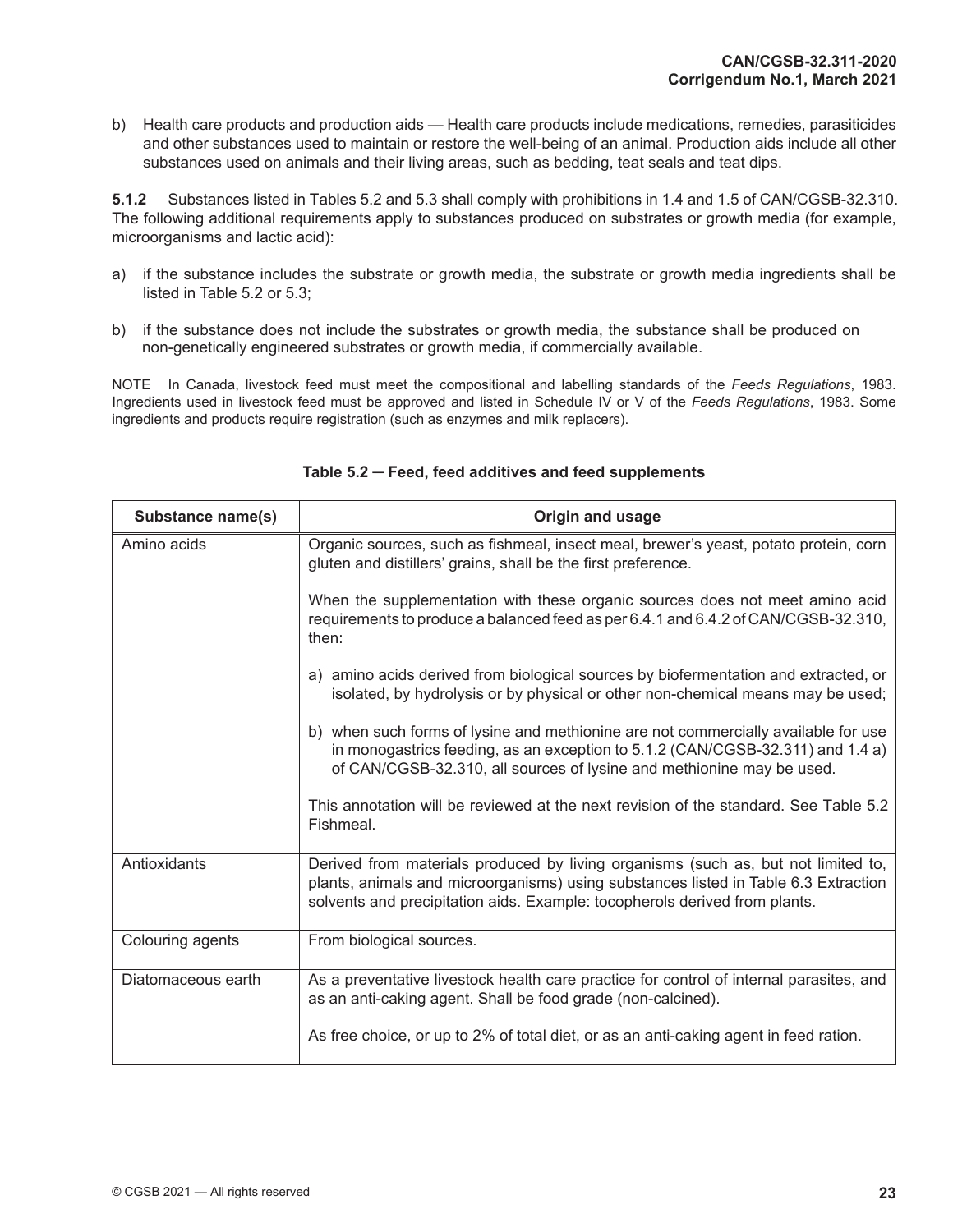b) Health care products and production aids — Health care products include medications, remedies, parasiticides and other substances used to maintain or restore the well-being of an animal. Production aids include all other substances used on animals and their living areas, such as bedding, teat seals and teat dips.

**5.1.2** Substances listed in Tables 5.2 and 5.3 shall comply with prohibitions in 1.4 and 1.5 of CAN/CGSB-32.310. The following additional requirements apply to substances produced on substrates or growth media (for example, microorganisms and lactic acid):

a) if the substance includes the substrate or growth media, the substrate or growth media ingredients shall be listed in Table 5.2 or 5.3;

b) if the substance does not include the substrates or growth media, the substance shall be produced on non-genetically engineered substrates or growth media, if commercially available.

NOTE In Canada, livestock feed must meet the compositional and labelling standards of the *Feeds Regulations*, 1983. Ingredients used in livestock feed must be approved and listed in Schedule IV or V of the *Feeds Regulations*, 1983. Some ingredients and products require registration (such as enzymes and milk replacers).

**Table 5.2 — Feed, feed additives and feed supplements**

| Substance name(s) | Origin and usage |
|---|---|
| Amino acids | Organic sources, such as fishmeal, insect meal, brewer's yeast, potato protein, corn gluten and distillers' grains, shall be the first preference.<br><br>When the supplementation with these organic sources does not meet amino acid requirements to produce a balanced feed as per 6.4.1 and 6.4.2 of CAN/CGSB-32.310, then:<br><br>a) amino acids derived from biological sources by biofermentation and extracted, or isolated, by hydrolysis or by physical or other non-chemical means may be used;<br><br>b) when such forms of lysine and methionine are not commercially available for use in monogastrics feeding, as an exception to 5.1.2 (CAN/CGSB-32.311) and 1.4 a) of CAN/CGSB-32.310, all sources of lysine and methionine may be used.<br><br>This annotation will be reviewed at the next revision of the standard. See Table 5.2 Fishmeal. |
| Antioxidants | Derived from materials produced by living organisms (such as, but not limited to, plants, animals and microorganisms) using substances listed in Table 6.3 Extraction solvents and precipitation aids. Example: tocopherols derived from plants. |
| Colouring agents | From biological sources. |
| Diatomaceous earth | As a preventative livestock health care practice for control of internal parasites, and as an anti-caking agent. Shall be food grade (non-calcined).<br><br>As free choice, or up to 2% of total diet, or as an anti-caking agent in feed ration. |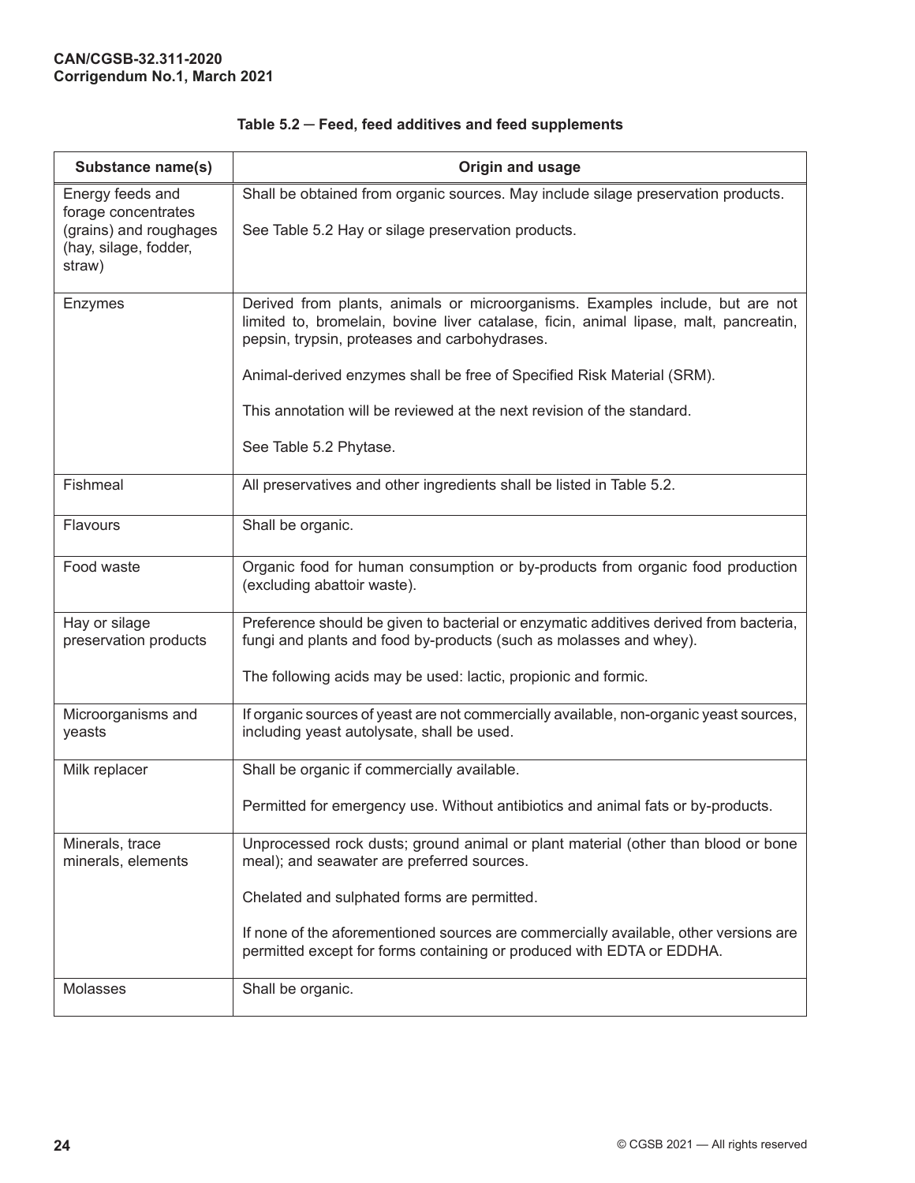**Table 5.2 — Feed, feed additives and feed supplements**

| Substance name(s) | Origin and usage |
|---|---|
| Energy feeds and forage concentrates (grains) and roughages (hay, silage, fodder, straw) | Shall be obtained from organic sources. May include silage preservation products.<br><br>See Table 5.2 Hay or silage preservation products. |
| Enzymes | Derived from plants, animals or microorganisms. Examples include, but are not limited to, bromelain, bovine liver catalase, ficin, animal lipase, malt, pancreatin, pepsin, trypsin, proteases and carbohydrases.<br><br>Animal-derived enzymes shall be free of Specified Risk Material (SRM).<br><br>This annotation will be reviewed at the next revision of the standard.<br><br>See Table 5.2 Phytase. |
| Fishmeal | All preservatives and other ingredients shall be listed in Table 5.2. |
| Flavours | Shall be organic. |
| Food waste | Organic food for human consumption or by-products from organic food production (excluding abattoir waste). |
| Hay or silage preservation products | Preference should be given to bacterial or enzymatic additives derived from bacteria, fungi and plants and food by-products (such as molasses and whey).<br><br>The following acids may be used: lactic, propionic and formic. |
| Microorganisms and yeasts | If organic sources of yeast are not commercially available, non-organic yeast sources, including yeast autolysate, shall be used. |
| Milk replacer | Shall be organic if commercially available.<br><br>Permitted for emergency use. Without antibiotics and animal fats or by-products. |
| Minerals, trace minerals, elements | Unprocessed rock dusts; ground animal or plant material (other than blood or bone meal); and seawater are preferred sources.<br><br>Chelated and sulphated forms are permitted.<br><br>If none of the aforementioned sources are commercially available, other versions are permitted except for forms containing or produced with EDTA or EDDHA. |
| Molasses | Shall be organic. |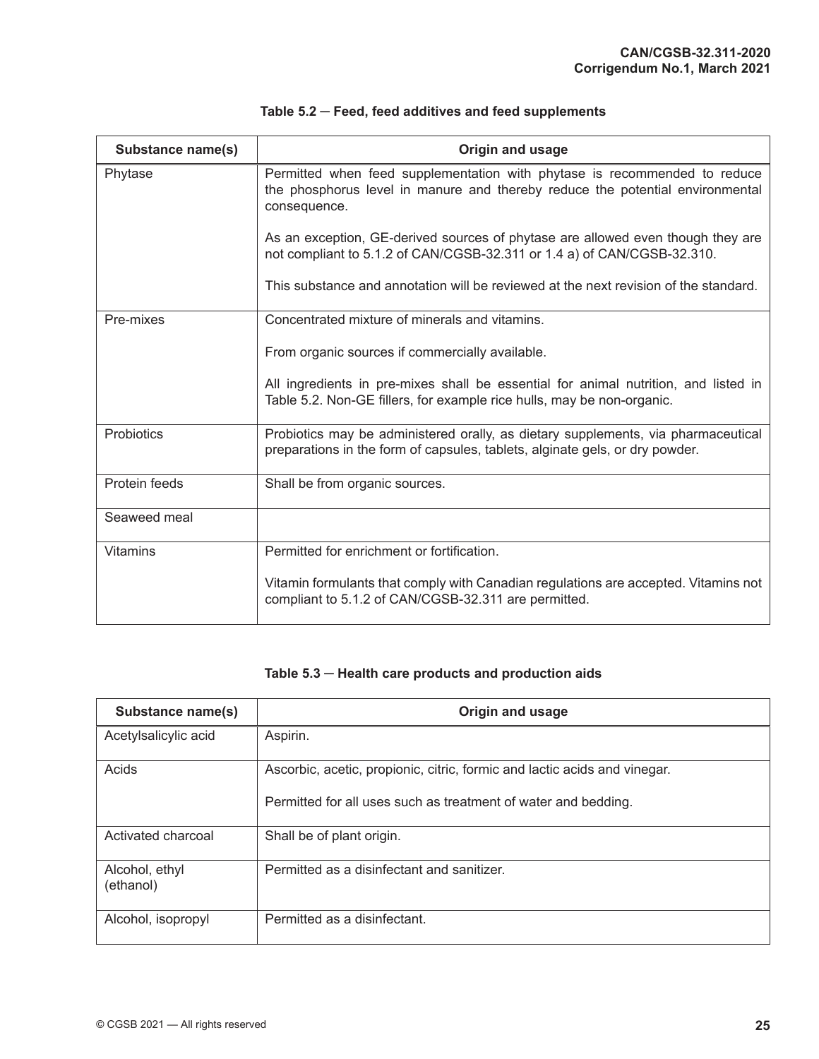**Table 5.2 — Feed, feed additives and feed supplements**

| Substance name(s) | Origin and usage |
| --- | --- |
| Phytase | Permitted when feed supplementation with phytase is recommended to reduce the phosphorus level in manure and thereby reduce the potential environmental consequence.<br><br>As an exception, GE-derived sources of phytase are allowed even though they are not compliant to 5.1.2 of CAN/CGSB-32.311 or 1.4 a) of CAN/CGSB-32.310.<br><br>This substance and annotation will be reviewed at the next revision of the standard. |
| Pre-mixes | Concentrated mixture of minerals and vitamins.<br><br>From organic sources if commercially available.<br><br>All ingredients in pre-mixes shall be essential for animal nutrition, and listed in Table 5.2. Non-GE fillers, for example rice hulls, may be non-organic. |
| Probiotics | Probiotics may be administered orally, as dietary supplements, via pharmaceutical preparations in the form of capsules, tablets, alginate gels, or dry powder. |
| Protein feeds | Shall be from organic sources. |
| Seaweed meal | |
| Vitamins | Permitted for enrichment or fortification.<br><br>Vitamin formulants that comply with Canadian regulations are accepted. Vitamins not compliant to 5.1.2 of CAN/CGSB-32.311 are permitted. |

**Table 5.3 — Health care products and production aids**

| Substance name(s) | Origin and usage |
| --- | --- |
| Acetylsalicylic acid | Aspirin. |
| Acids | Ascorbic, acetic, propionic, citric, formic and lactic acids and vinegar.<br><br>Permitted for all uses such as treatment of water and bedding. |
| Activated charcoal | Shall be of plant origin. |
| Alcohol, ethyl (ethanol) | Permitted as a disinfectant and sanitizer. |
| Alcohol, isopropyl | Permitted as a disinfectant. |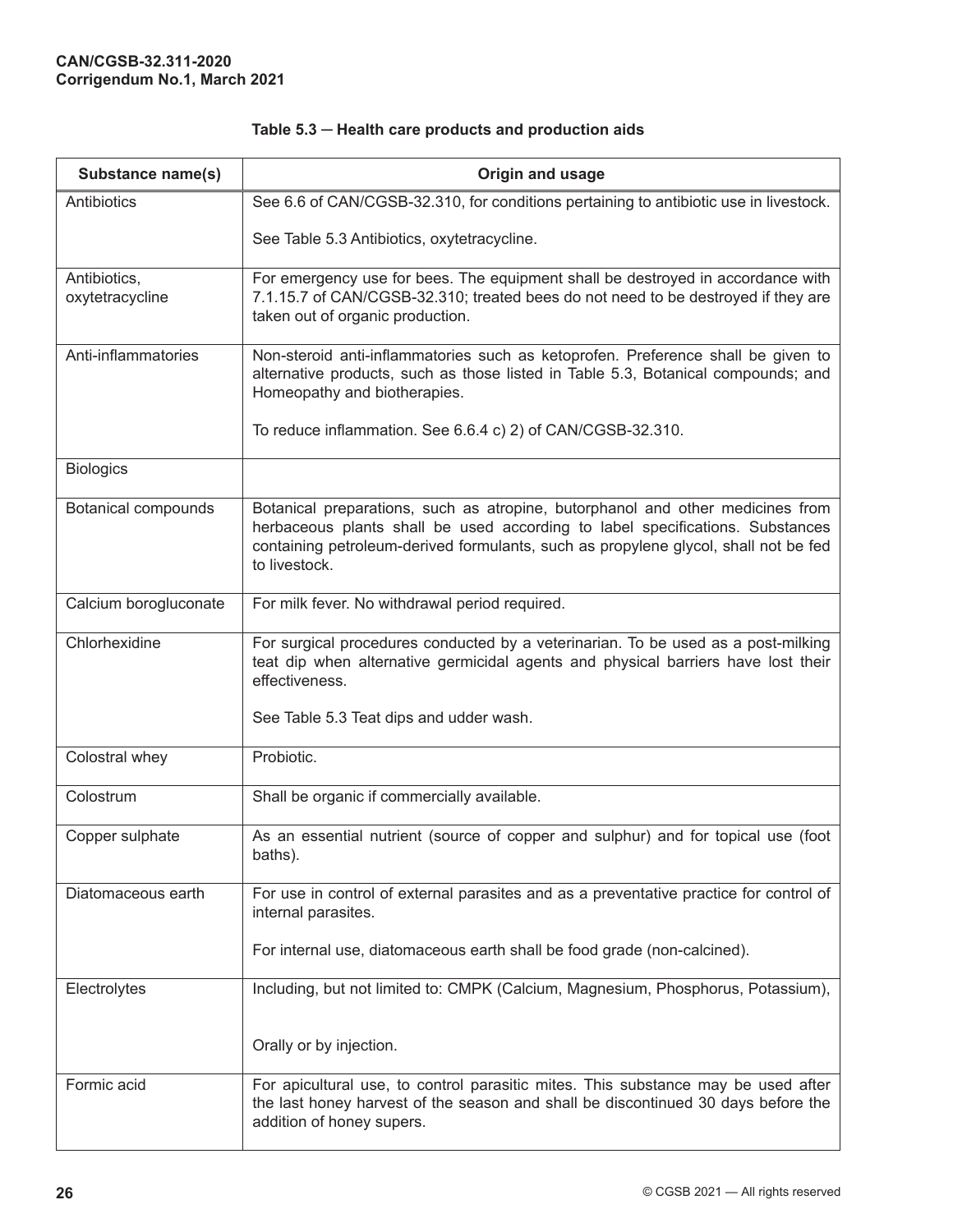**Table 5.3 — Health care products and production aids**

| Substance name(s) | Origin and usage |
|---|---|
| Antibiotics | See 6.6 of CAN/CGSB-32.310, for conditions pertaining to antibiotic use in livestock.<br><br>See Table 5.3 Antibiotics, oxytetracycline. |
| Antibiotics, oxytetracycline | For emergency use for bees. The equipment shall be destroyed in accordance with 7.1.15.7 of CAN/CGSB-32.310; treated bees do not need to be destroyed if they are taken out of organic production. |
| Anti-inflammatories | Non-steroid anti-inflammatories such as ketoprofen. Preference shall be given to alternative products, such as those listed in Table 5.3, Botanical compounds; and Homeopathy and biotherapies.<br><br>To reduce inflammation. See 6.6.4 c) 2) of CAN/CGSB-32.310. |
| Biologics | |
| Botanical compounds | Botanical preparations, such as atropine, butorphanol and other medicines from herbaceous plants shall be used according to label specifications. Substances containing petroleum-derived formulants, such as propylene glycol, shall not be fed to livestock. |
| Calcium borogluconate | For milk fever. No withdrawal period required. |
| Chlorhexidine | For surgical procedures conducted by a veterinarian. To be used as a post-milking teat dip when alternative germicidal agents and physical barriers have lost their effectiveness.<br><br>See Table 5.3 Teat dips and udder wash. |
| Colostral whey | Probiotic. |
| Colostrum | Shall be organic if commercially available. |
| Copper sulphate | As an essential nutrient (source of copper and sulphur) and for topical use (foot baths). |
| Diatomaceous earth | For use in control of external parasites and as a preventative practice for control of internal parasites.<br><br>For internal use, diatomaceous earth shall be food grade (non-calcined). |
| Electrolytes | Including, but not limited to: CMPK (Calcium, Magnesium, Phosphorus, Potassium),<br><br>Orally or by injection. |
| Formic acid | For apicultural use, to control parasitic mites. This substance may be used after the last honey harvest of the season and shall be discontinued 30 days before the addition of honey supers. |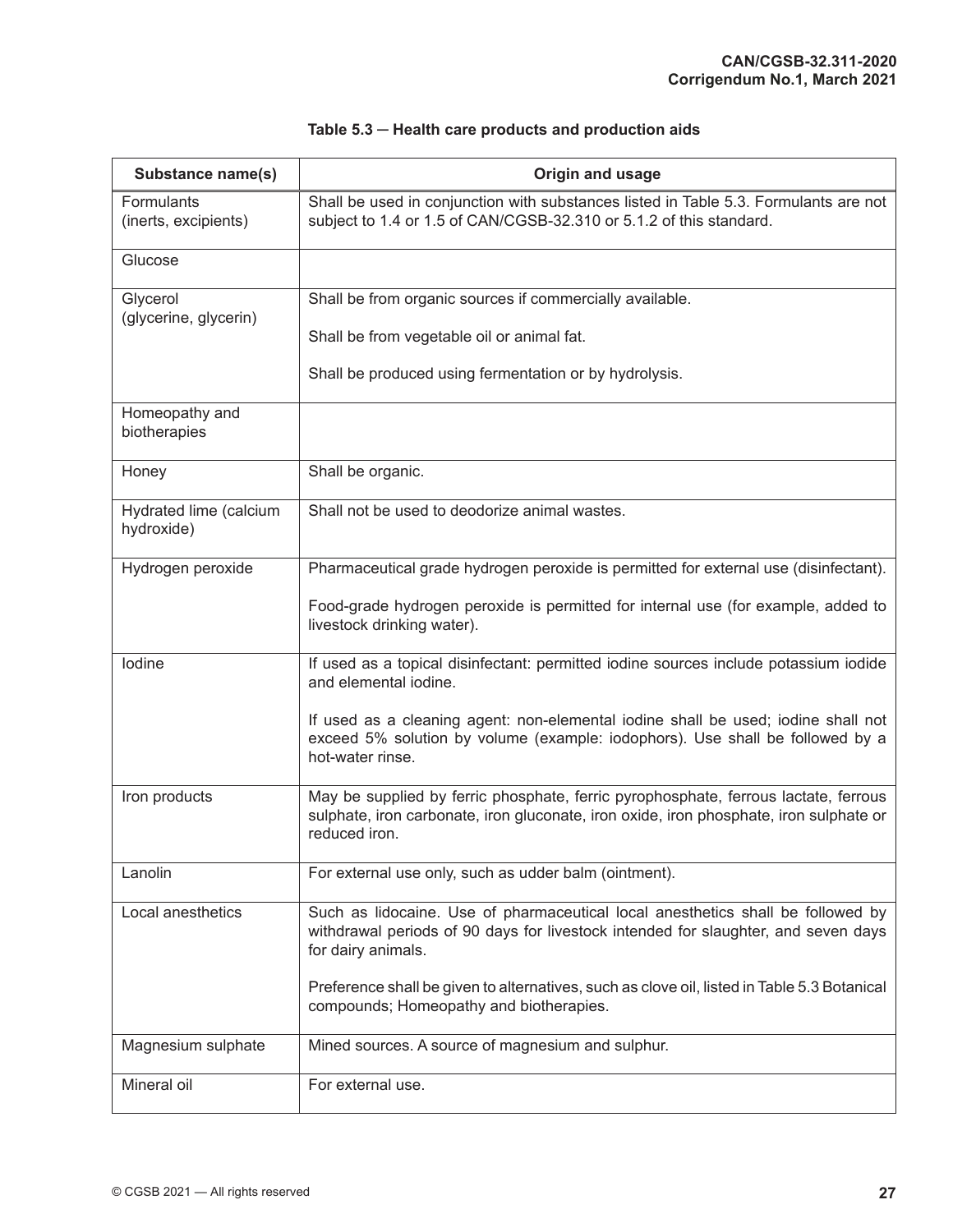**Table 5.3 — Health care products and production aids**

| Substance name(s) | Origin and usage |
|---|---|
| Formulants (inerts, excipients) | Shall be used in conjunction with substances listed in Table 5.3. Formulants are not subject to 1.4 or 1.5 of CAN/CGSB-32.310 or 5.1.2 of this standard. |
| Glucose | |
| Glycerol (glycerine, glycerin) | Shall be from organic sources if commercially available.<br><br>Shall be from vegetable oil or animal fat.<br><br>Shall be produced using fermentation or by hydrolysis. |
| Homeopathy and biotherapies | |
| Honey | Shall be organic. |
| Hydrated lime (calcium hydroxide) | Shall not be used to deodorize animal wastes. |
| Hydrogen peroxide | Pharmaceutical grade hydrogen peroxide is permitted for external use (disinfectant).<br><br>Food-grade hydrogen peroxide is permitted for internal use (for example, added to livestock drinking water). |
| Iodine | If used as a topical disinfectant: permitted iodine sources include potassium iodide and elemental iodine.<br><br>If used as a cleaning agent: non-elemental iodine shall be used; iodine shall not exceed 5% solution by volume (example: iodophors). Use shall be followed by a hot-water rinse. |
| Iron products | May be supplied by ferric phosphate, ferric pyrophosphate, ferrous lactate, ferrous sulphate, iron carbonate, iron gluconate, iron oxide, iron phosphate, iron sulphate or reduced iron. |
| Lanolin | For external use only, such as udder balm (ointment). |
| Local anesthetics | Such as lidocaine. Use of pharmaceutical local anesthetics shall be followed by withdrawal periods of 90 days for livestock intended for slaughter, and seven days for dairy animals.<br><br>Preference shall be given to alternatives, such as clove oil, listed in Table 5.3 Botanical compounds; Homeopathy and biotherapies. |
| Magnesium sulphate | Mined sources. A source of magnesium and sulphur. |
| Mineral oil | For external use. |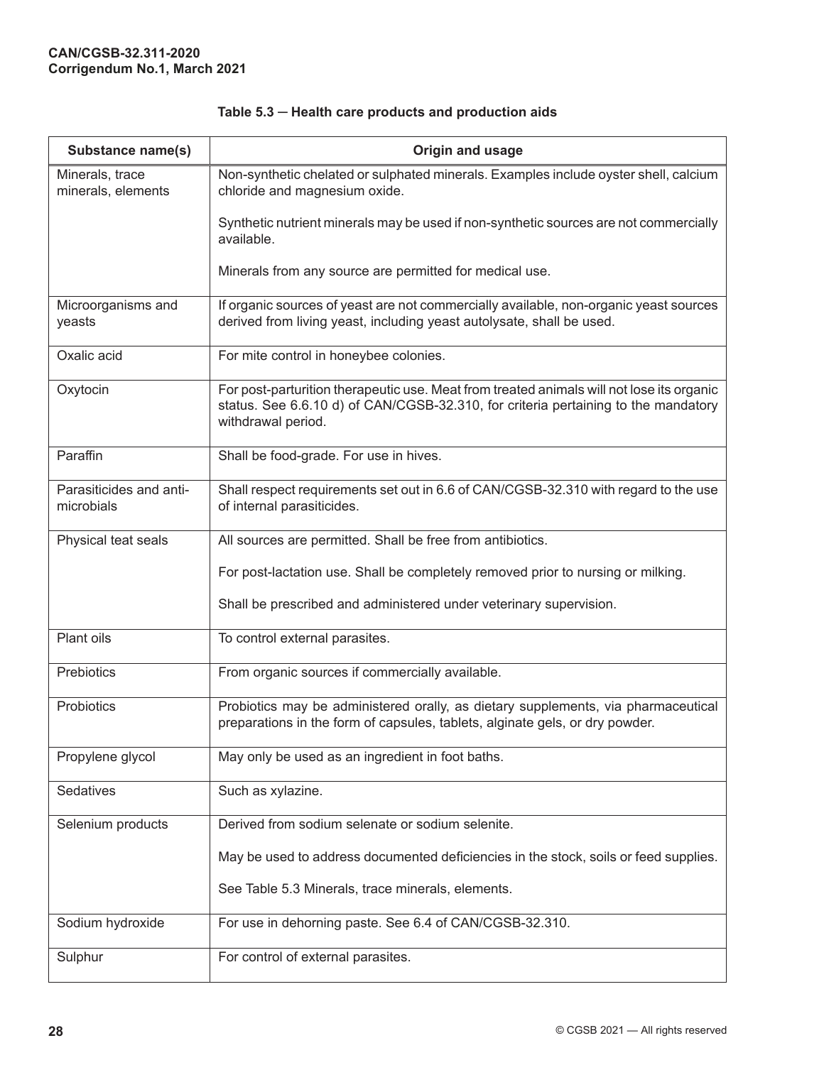**Table 5.3 — Health care products and production aids**

| Substance name(s) | Origin and usage |
|---|---|
| Minerals, trace minerals, elements | Non-synthetic chelated or sulphated minerals. Examples include oyster shell, calcium chloride and magnesium oxide.<br><br>Synthetic nutrient minerals may be used if non-synthetic sources are not commercially available.<br><br>Minerals from any source are permitted for medical use. |
| Microorganisms and yeasts | If organic sources of yeast are not commercially available, non-organic yeast sources derived from living yeast, including yeast autolysate, shall be used. |
| Oxalic acid | For mite control in honeybee colonies. |
| Oxytocin | For post-parturition therapeutic use. Meat from treated animals will not lose its organic status. See 6.6.10 d) of CAN/CGSB-32.310, for criteria pertaining to the mandatory withdrawal period. |
| Paraffin | Shall be food-grade. For use in hives. |
| Parasiticides and anti-microbials | Shall respect requirements set out in 6.6 of CAN/CGSB-32.310 with regard to the use of internal parasiticides. |
| Physical teat seals | All sources are permitted. Shall be free from antibiotics.<br><br>For post-lactation use. Shall be completely removed prior to nursing or milking.<br><br>Shall be prescribed and administered under veterinary supervision. |
| Plant oils | To control external parasites. |
| Prebiotics | From organic sources if commercially available. |
| Probiotics | Probiotics may be administered orally, as dietary supplements, via pharmaceutical preparations in the form of capsules, tablets, alginate gels, or dry powder. |
| Propylene glycol | May only be used as an ingredient in foot baths. |
| Sedatives | Such as xylazine. |
| Selenium products | Derived from sodium selenate or sodium selenite.<br><br>May be used to address documented deficiencies in the stock, soils or feed supplies.<br><br>See Table 5.3 Minerals, trace minerals, elements. |
| Sodium hydroxide | For use in dehorning paste. See 6.4 of CAN/CGSB-32.310. |
| Sulphur | For control of external parasites. |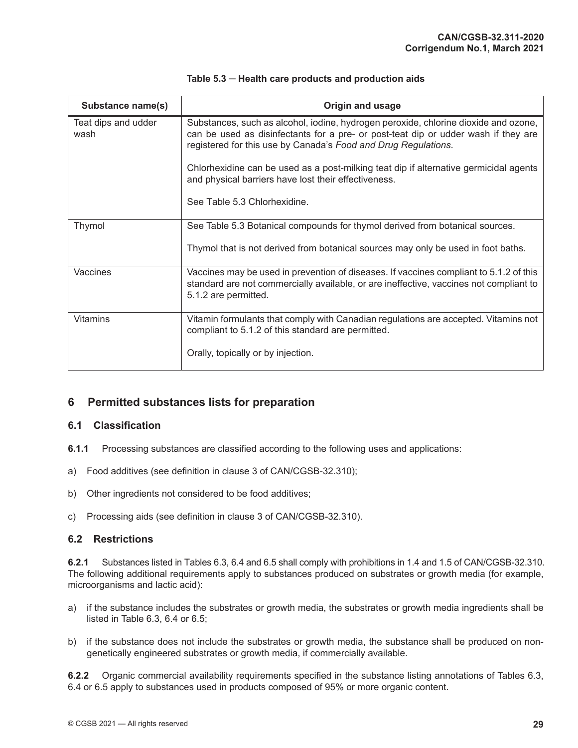**Table 5.3 — Health care products and production aids**

| Substance name(s) | Origin and usage |
|---|---|
| Teat dips and udder wash | Substances, such as alcohol, iodine, hydrogen peroxide, chlorine dioxide and ozone, can be used as disinfectants for a pre- or post-teat dip or udder wash if they are registered for this use by Canada's *Food and Drug Regulations*.<br><br>Chlorhexidine can be used as a post-milking teat dip if alternative germicidal agents and physical barriers have lost their effectiveness.<br><br>See Table 5.3 Chlorhexidine. |
| Thymol | See Table 5.3 Botanical compounds for thymol derived from botanical sources.<br><br>Thymol that is not derived from botanical sources may only be used in foot baths. |
| Vaccines | Vaccines may be used in prevention of diseases. If vaccines compliant to 5.1.2 of this standard are not commercially available, or are ineffective, vaccines not compliant to 5.1.2 are permitted. |
| Vitamins | Vitamin formulants that comply with Canadian regulations are accepted. Vitamins not compliant to 5.1.2 of this standard are permitted.<br><br>Orally, topically or by injection. |

## 6 Permitted substances lists for preparation

### 6.1 Classification

**6.1.1** Processing substances are classified according to the following uses and applications:

a) Food additives (see definition in clause 3 of CAN/CGSB-32.310);

b) Other ingredients not considered to be food additives;

c) Processing aids (see definition in clause 3 of CAN/CGSB-32.310).

### 6.2 Restrictions

**6.2.1** Substances listed in Tables 6.3, 6.4 and 6.5 shall comply with prohibitions in 1.4 and 1.5 of CAN/CGSB-32.310. The following additional requirements apply to substances produced on substrates or growth media (for example, microorganisms and lactic acid):

a) if the substance includes the substrates or growth media, the substrates or growth media ingredients shall be listed in Table 6.3, 6.4 or 6.5;

b) if the substance does not include the substrates or growth media, the substance shall be produced on non-genetically engineered substrates or growth media, if commercially available.

**6.2.2** Organic commercial availability requirements specified in the substance listing annotations of Tables 6.3, 6.4 or 6.5 apply to substances used in products composed of 95% or more organic content.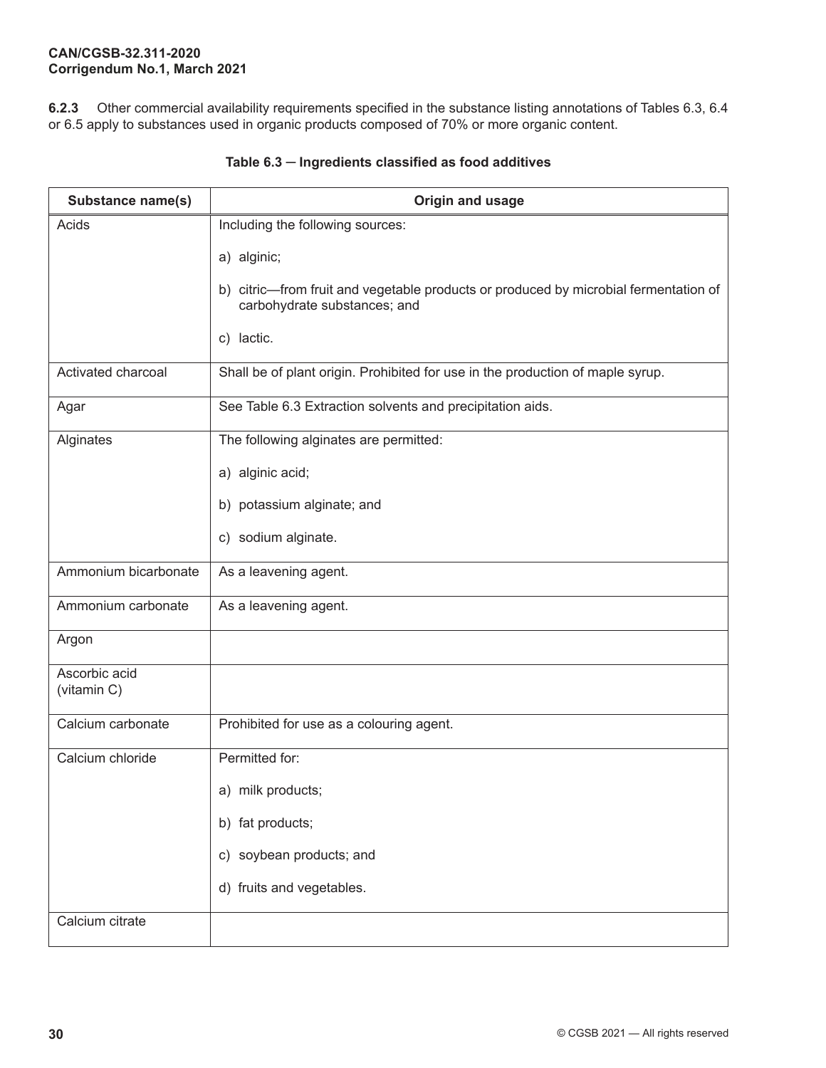**6.2.3** Other commercial availability requirements specified in the substance listing annotations of Tables 6.3, 6.4 or 6.5 apply to substances used in organic products composed of 70% or more organic content.

**Table 6.3 ─ Ingredients classified as food additives**

| Substance name(s) | Origin and usage |
|---|---|
| Acids | Including the following sources:<br><br>a) alginic;<br><br>b) citric—from fruit and vegetable products or produced by microbial fermentation of carbohydrate substances; and<br><br>c) lactic. |
| Activated charcoal | Shall be of plant origin. Prohibited for use in the production of maple syrup. |
| Agar | See Table 6.3 Extraction solvents and precipitation aids. |
| Alginates | The following alginates are permitted:<br><br>a) alginic acid;<br><br>b) potassium alginate; and<br><br>c) sodium alginate. |
| Ammonium bicarbonate | As a leavening agent. |
| Ammonium carbonate | As a leavening agent. |
| Argon | |
| Ascorbic acid (vitamin C) | |
| Calcium carbonate | Prohibited for use as a colouring agent. |
| Calcium chloride | Permitted for:<br><br>a) milk products;<br><br>b) fat products;<br><br>c) soybean products; and<br><br>d) fruits and vegetables. |
| Calcium citrate | |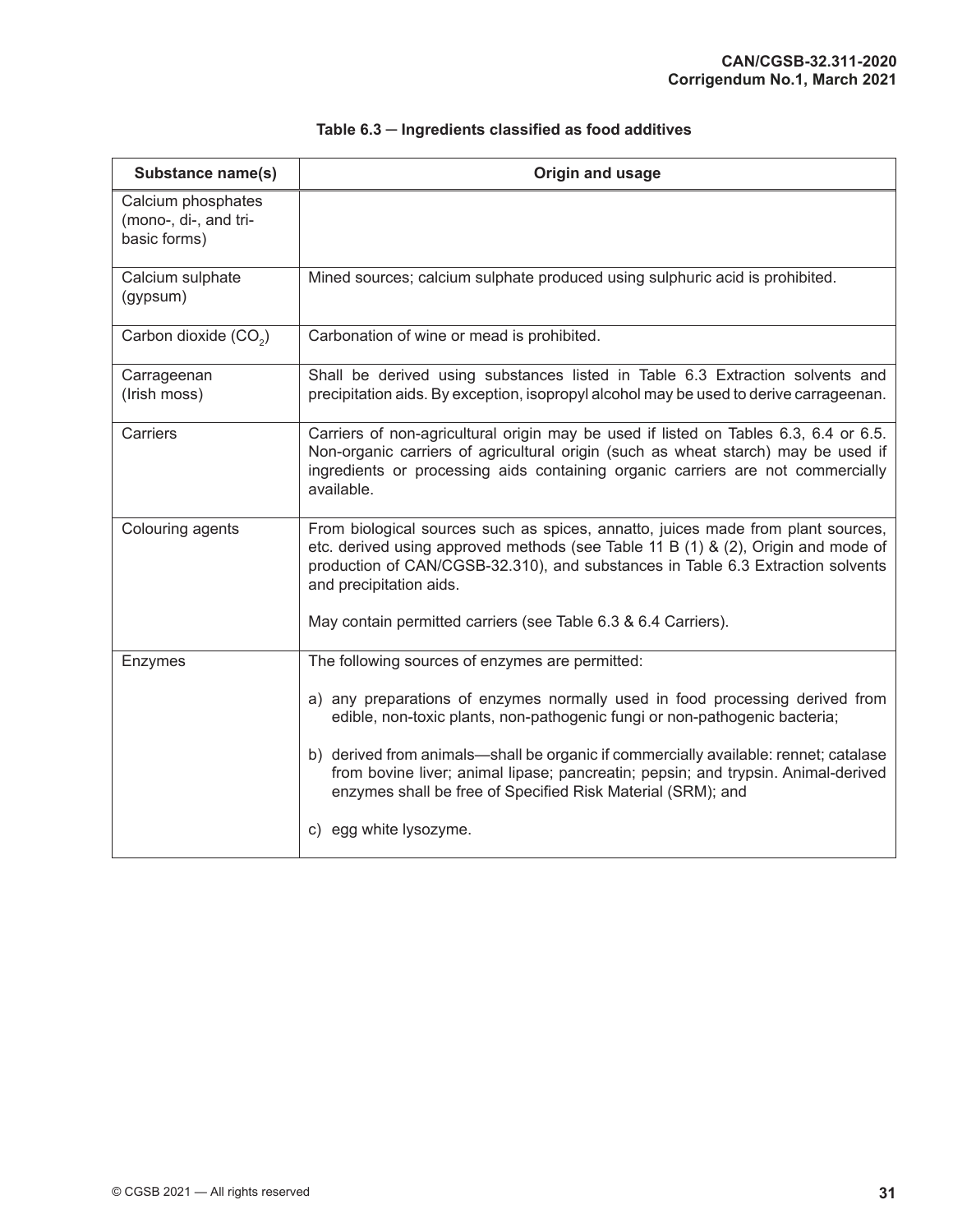**Table 6.3 — Ingredients classified as food additives**

| Substance name(s) | Origin and usage |
|---|---|
| Calcium phosphates (mono-, di-, and tri-basic forms) | |
| Calcium sulphate (gypsum) | Mined sources; calcium sulphate produced using sulphuric acid is prohibited. |
| Carbon dioxide ($CO_2$) | Carbonation of wine or mead is prohibited. |
| Carrageenan (Irish moss) | Shall be derived using substances listed in Table 6.3 Extraction solvents and precipitation aids. By exception, isopropyl alcohol may be used to derive carrageenan. |
| Carriers | Carriers of non-agricultural origin may be used if listed on Tables 6.3, 6.4 or 6.5. Non-organic carriers of agricultural origin (such as wheat starch) may be used if ingredients or processing aids containing organic carriers are not commercially available. |
| Colouring agents | From biological sources such as spices, annatto, juices made from plant sources, etc. derived using approved methods (see Table 11 B (1) & (2), Origin and mode of production of CAN/CGSB-32.310), and substances in Table 6.3 Extraction solvents and precipitation aids.<br><br>May contain permitted carriers (see Table 6.3 & 6.4 Carriers). |
| Enzymes | The following sources of enzymes are permitted:<br><br>a) any preparations of enzymes normally used in food processing derived from edible, non-toxic plants, non-pathogenic fungi or non-pathogenic bacteria;<br><br>b) derived from animals—shall be organic if commercially available: rennet; catalase from bovine liver; animal lipase; pancreatin; pepsin; and trypsin. Animal-derived enzymes shall be free of Specified Risk Material (SRM); and<br><br>c) egg white lysozyme. |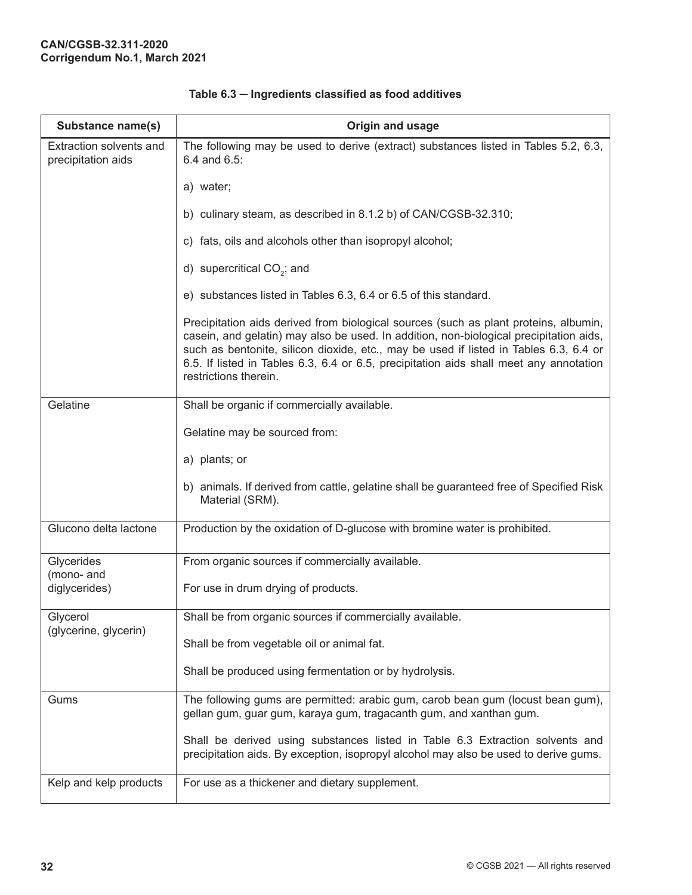**Table 6.3 — Ingredients classified as food additives**

| Substance name(s) | Origin and usage |
|---|---|
| Extraction solvents and precipitation aids | The following may be used to derive (extract) substances listed in Tables 5.2, 6.3, 6.4 and 6.5:<br><br>a) water;<br><br>b) culinary steam, as described in 8.1.2 b) of CAN/CGSB-32.310;<br><br>c) fats, oils and alcohols other than isopropyl alcohol;<br><br>d) supercritical $CO_2$; and<br><br>e) substances listed in Tables 6.3, 6.4 or 6.5 of this standard.<br><br>Precipitation aids derived from biological sources (such as plant proteins, albumin, casein, and gelatin) may also be used. In addition, non-biological precipitation aids, such as bentonite, silicon dioxide, etc., may be used if listed in Tables 6.3, 6.4 or 6.5. If listed in Tables 6.3, 6.4 or 6.5, precipitation aids shall meet any annotation restrictions therein. |
| Gelatine | Shall be organic if commercially available.<br><br>Gelatine may be sourced from:<br><br>a) plants; or<br><br>b) animals. If derived from cattle, gelatine shall be guaranteed free of Specified Risk Material (SRM). |
| Glucono delta lactone | Production by the oxidation of D-glucose with bromine water is prohibited. |
| Glycerides (mono- and diglycerides) | From organic sources if commercially available.<br><br>For use in drum drying of products. |
| Glycerol (glycerine, glycerin) | Shall be from organic sources if commercially available.<br><br>Shall be from vegetable oil or animal fat.<br><br>Shall be produced using fermentation or by hydrolysis. |
| Gums | The following gums are permitted: arabic gum, carob bean gum (locust bean gum), gellan gum, guar gum, karaya gum, tragacanth gum, and xanthan gum.<br><br>Shall be derived using substances listed in Table 6.3 Extraction solvents and precipitation aids. By exception, isopropyl alcohol may also be used to derive gums. |
| Kelp and kelp products | For use as a thickener and dietary supplement. |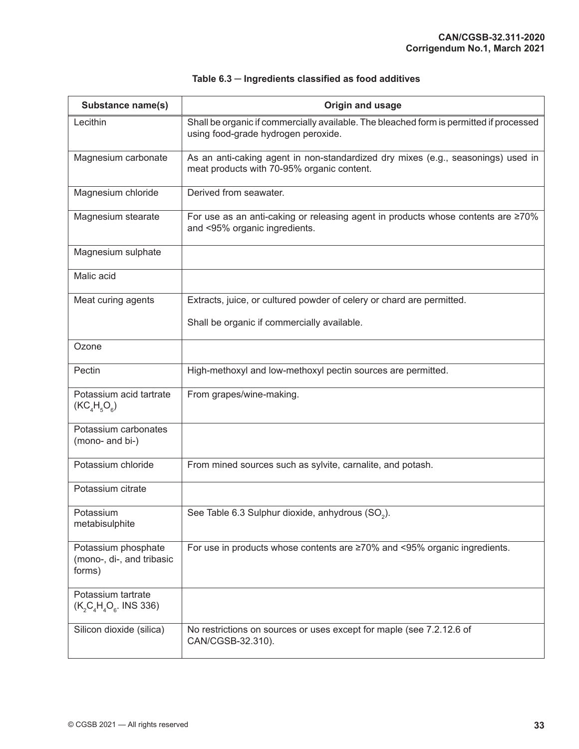**Table 6.3 — Ingredients classified as food additives**

| Substance name(s) | Origin and usage |
|---|---|
| Lecithin | Shall be organic if commercially available. The bleached form is permitted if processed using food-grade hydrogen peroxide. |
| Magnesium carbonate | As an anti-caking agent in non-standardized dry mixes (e.g., seasonings) used in meat products with 70-95% organic content. |
| Magnesium chloride | Derived from seawater. |
| Magnesium stearate | For use as an anti-caking or releasing agent in products whose contents are ≥70% and <95% organic ingredients. |
| Magnesium sulphate | |
| Malic acid | |
| Meat curing agents | Extracts, juice, or cultured powder of celery or chard are permitted. Shall be organic if commercially available. |
| Ozone | |
| Pectin | High-methoxyl and low-methoxyl pectin sources are permitted. |
| Potassium acid tartrate ($KC_4H_5O_6$) | From grapes/wine-making. |
| Potassium carbonates (mono- and bi-) | |
| Potassium chloride | From mined sources such as sylvite, carnalite, and potash. |
| Potassium citrate | |
| Potassium metabisulphite | See Table 6.3 Sulphur dioxide, anhydrous ($SO_2$). |
| Potassium phosphate (mono-, di-, and tribasic forms) | For use in products whose contents are ≥70% and <95% organic ingredients. |
| Potassium tartrate ($K_2C_4H_4O_6$. INS 336) | |
| Silicon dioxide (silica) | No restrictions on sources or uses except for maple (see 7.2.12.6 of CAN/CGSB-32.310). |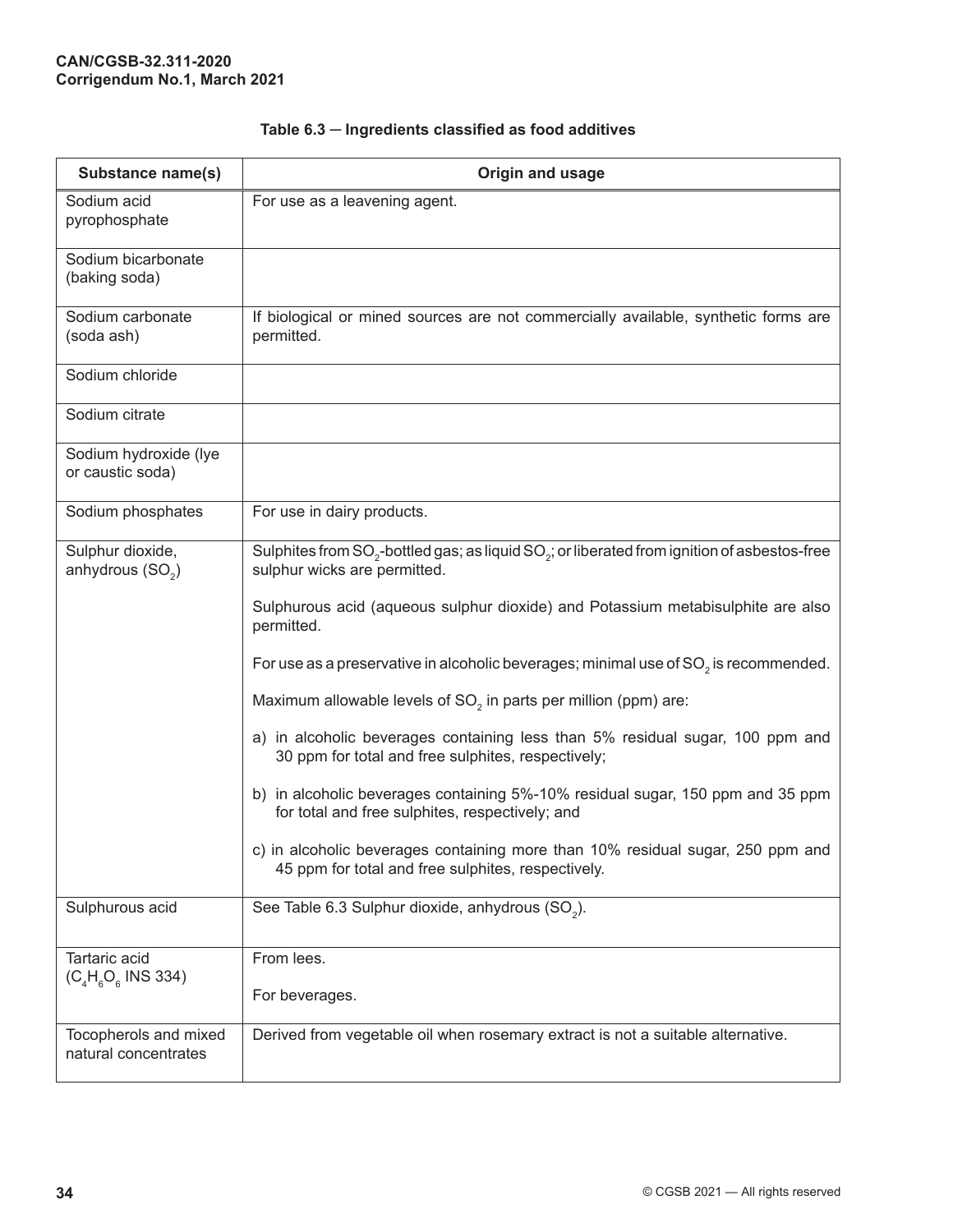**Table 6.3 — Ingredients classified as food additives**

| Substance name(s) | Origin and usage |
|---|---|
| Sodium acid pyrophosphate | For use as a leavening agent. |
| Sodium bicarbonate (baking soda) | |
| Sodium carbonate (soda ash) | If biological or mined sources are not commercially available, synthetic forms are permitted. |
| Sodium chloride | |
| Sodium citrate | |
| Sodium hydroxide (lye or caustic soda) | |
| Sodium phosphates | For use in dairy products. |
| Sulphur dioxide, anhydrous ($SO_2$) | Sulphites from $SO_2$-bottled gas; as liquid $SO_2$; or liberated from ignition of asbestos-free sulphur wicks are permitted.<br><br>Sulphurous acid (aqueous sulphur dioxide) and Potassium metabisulphite are also permitted.<br><br>For use as a preservative in alcoholic beverages; minimal use of $SO_2$ is recommended.<br><br>Maximum allowable levels of $SO_2$ in parts per million (ppm) are:<br><br>a) in alcoholic beverages containing less than 5% residual sugar, 100 ppm and 30 ppm for total and free sulphites, respectively;<br><br>b) in alcoholic beverages containing 5%-10% residual sugar, 150 ppm and 35 ppm for total and free sulphites, respectively; and<br><br>c) in alcoholic beverages containing more than 10% residual sugar, 250 ppm and 45 ppm for total and free sulphites, respectively. |
| Sulphurous acid | See Table 6.3 Sulphur dioxide, anhydrous ($SO_2$). |
| Tartaric acid ($C_4H_6O_6$ INS 334) | From lees.<br><br>For beverages. |
| Tocopherols and mixed natural concentrates | Derived from vegetable oil when rosemary extract is not a suitable alternative. |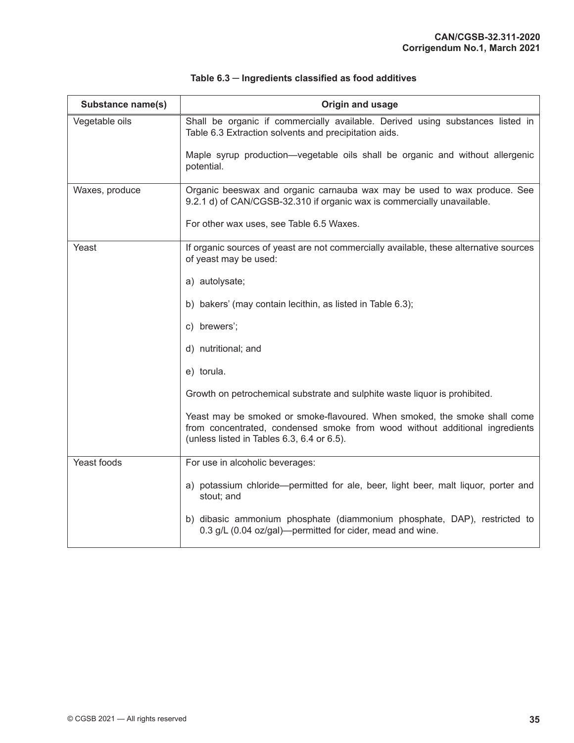**Table 6.3 — Ingredients classified as food additives**

| Substance name(s) | Origin and usage |
|---|---|
| Vegetable oils | Shall be organic if commercially available. Derived using substances listed in Table 6.3 Extraction solvents and precipitation aids.<br><br>Maple syrup production—vegetable oils shall be organic and without allergenic potential. |
| Waxes, produce | Organic beeswax and organic carnauba wax may be used to wax produce. See 9.2.1 d) of CAN/CGSB-32.310 if organic wax is commercially unavailable.<br><br>For other wax uses, see Table 6.5 Waxes. |
| Yeast | If organic sources of yeast are not commercially available, these alternative sources of yeast may be used:<br><br>a) autolysate;<br><br>b) bakers' (may contain lecithin, as listed in Table 6.3);<br><br>c) brewers';<br><br>d) nutritional; and<br><br>e) torula.<br><br>Growth on petrochemical substrate and sulphite waste liquor is prohibited.<br><br>Yeast may be smoked or smoke-flavoured. When smoked, the smoke shall come from concentrated, condensed smoke from wood without additional ingredients (unless listed in Tables 6.3, 6.4 or 6.5). |
| Yeast foods | For use in alcoholic beverages:<br><br>a) potassium chloride—permitted for ale, beer, light beer, malt liquor, porter and stout; and<br><br>b) dibasic ammonium phosphate (diammonium phosphate, DAP), restricted to 0.3 g/L (0.04 oz/gal)—permitted for cider, mead and wine. |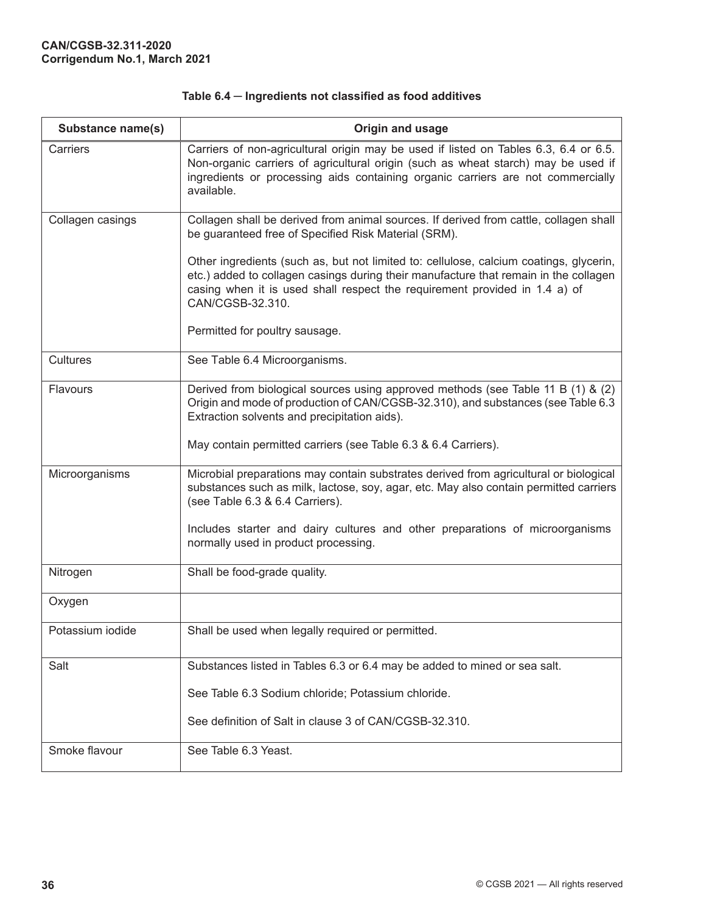**Table 6.4 — Ingredients not classified as food additives**

| Substance name(s) | Origin and usage |
|---|---|
| Carriers | Carriers of non-agricultural origin may be used if listed on Tables 6.3, 6.4 or 6.5. Non-organic carriers of agricultural origin (such as wheat starch) may be used if ingredients or processing aids containing organic carriers are not commercially available. |
| Collagen casings | Collagen shall be derived from animal sources. If derived from cattle, collagen shall be guaranteed free of Specified Risk Material (SRM).<br><br>Other ingredients (such as, but not limited to: cellulose, calcium coatings, glycerin, etc.) added to collagen casings during their manufacture that remain in the collagen casing when it is used shall respect the requirement provided in 1.4 a) of CAN/CGSB-32.310.<br><br>Permitted for poultry sausage. |
| Cultures | See Table 6.4 Microorganisms. |
| Flavours | Derived from biological sources using approved methods (see Table 11 B (1) & (2) Origin and mode of production of CAN/CGSB-32.310), and substances (see Table 6.3 Extraction solvents and precipitation aids).<br><br>May contain permitted carriers (see Table 6.3 & 6.4 Carriers). |
| Microorganisms | Microbial preparations may contain substrates derived from agricultural or biological substances such as milk, lactose, soy, agar, etc. May also contain permitted carriers (see Table 6.3 & 6.4 Carriers).<br><br>Includes starter and dairy cultures and other preparations of microorganisms normally used in product processing. |
| Nitrogen | Shall be food-grade quality. |
| Oxygen | |
| Potassium iodide | Shall be used when legally required or permitted. |
| Salt | Substances listed in Tables 6.3 or 6.4 may be added to mined or sea salt.<br><br>See Table 6.3 Sodium chloride; Potassium chloride.<br><br>See definition of Salt in clause 3 of CAN/CGSB-32.310. |
| Smoke flavour | See Table 6.3 Yeast. |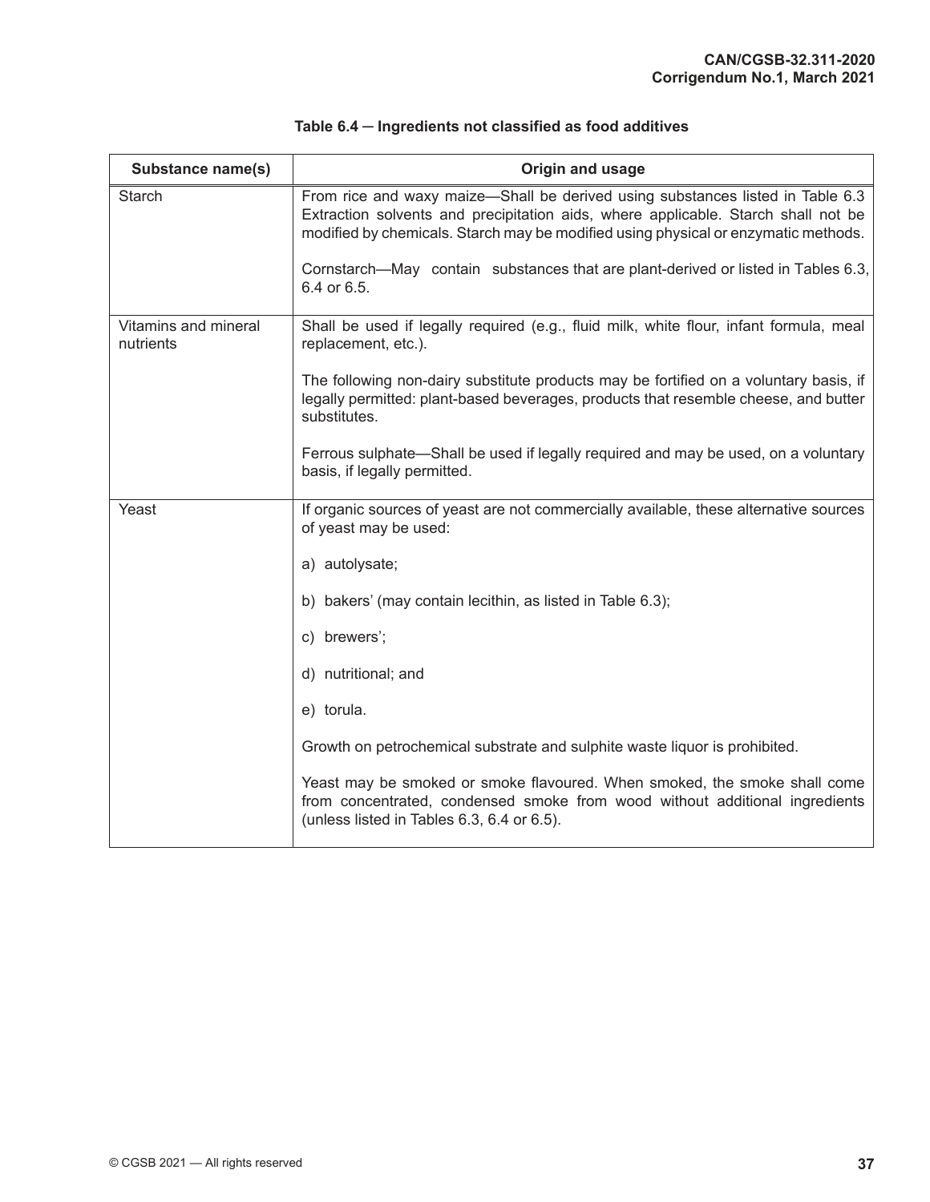**Table 6.4 — Ingredients not classified as food additives**

| Substance name(s) | Origin and usage |
|---|---|
| Starch | From rice and waxy maize—Shall be derived using substances listed in Table 6.3 Extraction solvents and precipitation aids, where applicable. Starch shall not be modified by chemicals. Starch may be modified using physical or enzymatic methods.<br><br>Cornstarch—May contain substances that are plant-derived or listed in Tables 6.3, 6.4 or 6.5. |
| Vitamins and mineral nutrients | Shall be used if legally required (e.g., fluid milk, white flour, infant formula, meal replacement, etc.).<br><br>The following non-dairy substitute products may be fortified on a voluntary basis, if legally permitted: plant-based beverages, products that resemble cheese, and butter substitutes.<br><br>Ferrous sulphate—Shall be used if legally required and may be used, on a voluntary basis, if legally permitted. |
| Yeast | If organic sources of yeast are not commercially available, these alternative sources of yeast may be used:<br><br>a) autolysate;<br><br>b) bakers' (may contain lecithin, as listed in Table 6.3);<br><br>c) brewers';<br><br>d) nutritional; and<br><br>e) torula.<br><br>Growth on petrochemical substrate and sulphite waste liquor is prohibited.<br><br>Yeast may be smoked or smoke flavoured. When smoked, the smoke shall come from concentrated, condensed smoke from wood without additional ingredients (unless listed in Tables 6.3, 6.4 or 6.5). |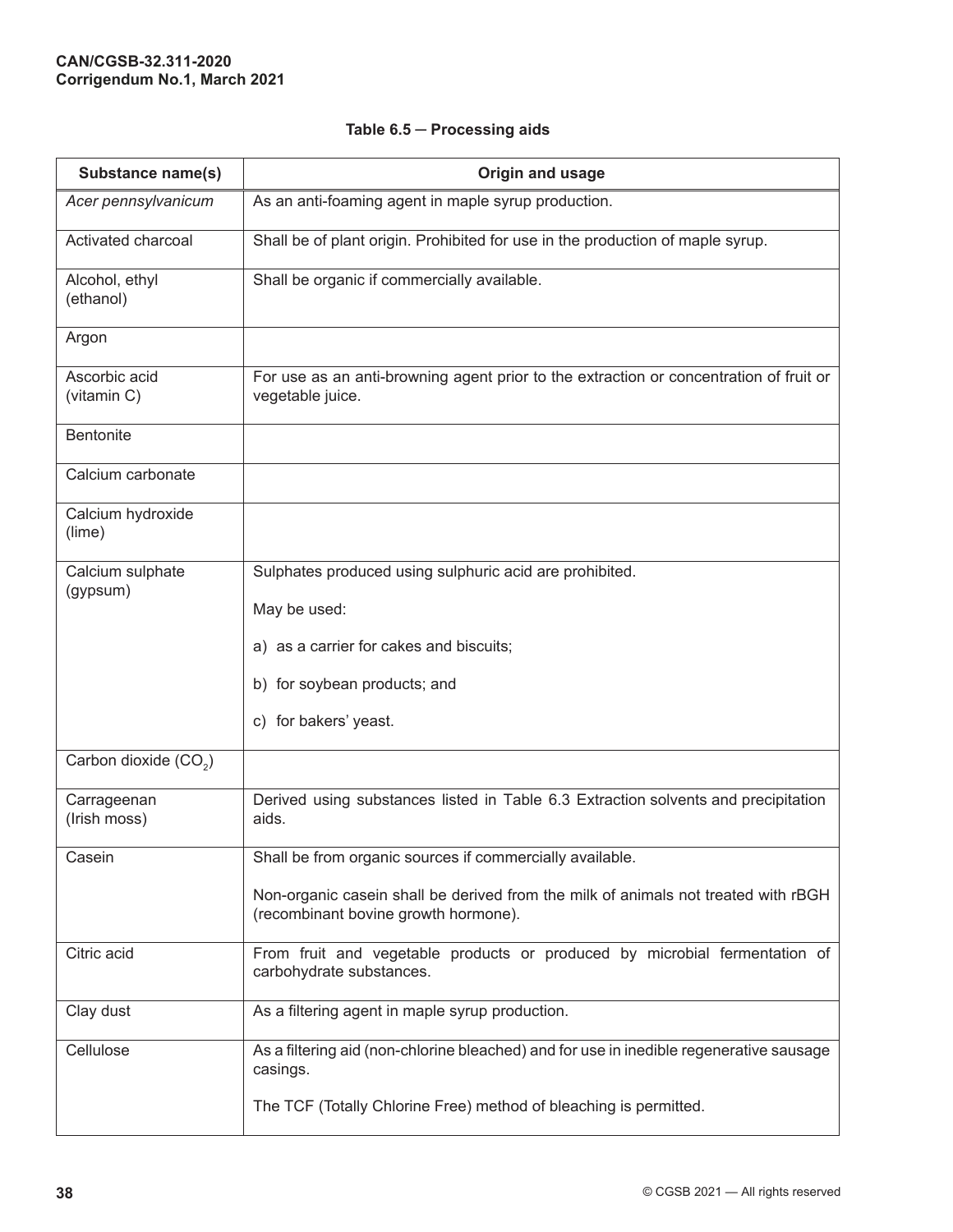**Table 6.5 — Processing aids**

| Substance name(s) | Origin and usage |
|---|---|
| *Acer pennsylvanicum* | As an anti-foaming agent in maple syrup production. |
| Activated charcoal | Shall be of plant origin. Prohibited for use in the production of maple syrup. |
| Alcohol, ethyl (ethanol) | Shall be organic if commercially available. |
| Argon | |
| Ascorbic acid (vitamin C) | For use as an anti-browning agent prior to the extraction or concentration of fruit or vegetable juice. |
| Bentonite | |
| Calcium carbonate | |
| Calcium hydroxide (lime) | |
| Calcium sulphate (gypsum) | Sulphates produced using sulphuric acid are prohibited.<br><br>May be used:<br><br>a) as a carrier for cakes and biscuits;<br><br>b) for soybean products; and<br><br>c) for bakers' yeast. |
| Carbon dioxide ($CO_2$) | |
| Carrageenan (Irish moss) | Derived using substances listed in Table 6.3 Extraction solvents and precipitation aids. |
| Casein | Shall be from organic sources if commercially available.<br><br>Non-organic casein shall be derived from the milk of animals not treated with rBGH (recombinant bovine growth hormone). |
| Citric acid | From fruit and vegetable products or produced by microbial fermentation of carbohydrate substances. |
| Clay dust | As a filtering agent in maple syrup production. |
| Cellulose | As a filtering aid (non-chlorine bleached) and for use in inedible regenerative sausage casings.<br><br>The TCF (Totally Chlorine Free) method of bleaching is permitted. |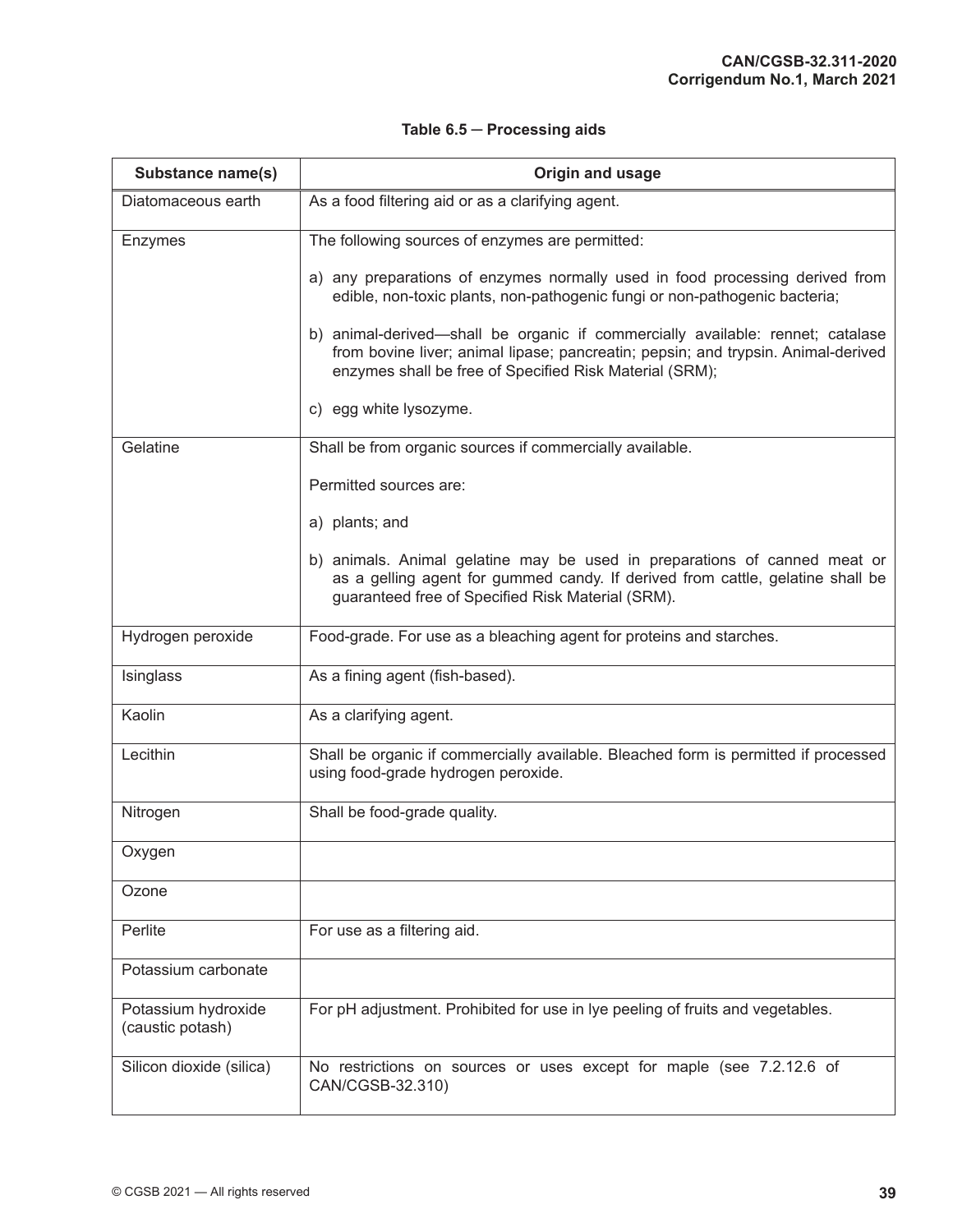**Table 6.5 — Processing aids**

| Substance name(s) | Origin and usage |
|---|---|
| Diatomaceous earth | As a food filtering aid or as a clarifying agent. |
| Enzymes | The following sources of enzymes are permitted:<br><br>a) any preparations of enzymes normally used in food processing derived from edible, non-toxic plants, non-pathogenic fungi or non-pathogenic bacteria;<br><br>b) animal-derived—shall be organic if commercially available: rennet; catalase from bovine liver; animal lipase; pancreatin; pepsin; and trypsin. Animal-derived enzymes shall be free of Specified Risk Material (SRM);<br><br>c) egg white lysozyme. |
| Gelatine | Shall be from organic sources if commercially available.<br><br>Permitted sources are:<br><br>a) plants; and<br><br>b) animals. Animal gelatine may be used in preparations of canned meat or as a gelling agent for gummed candy. If derived from cattle, gelatine shall be guaranteed free of Specified Risk Material (SRM). |
| Hydrogen peroxide | Food-grade. For use as a bleaching agent for proteins and starches. |
| Isinglass | As a fining agent (fish-based). |
| Kaolin | As a clarifying agent. |
| Lecithin | Shall be organic if commercially available. Bleached form is permitted if processed using food-grade hydrogen peroxide. |
| Nitrogen | Shall be food-grade quality. |
| Oxygen | |
| Ozone | |
| Perlite | For use as a filtering aid. |
| Potassium carbonate | |
| Potassium hydroxide (caustic potash) | For pH adjustment. Prohibited for use in lye peeling of fruits and vegetables. |
| Silicon dioxide (silica) | No restrictions on sources or uses except for maple (see 7.2.12.6 of CAN/CGSB-32.310) |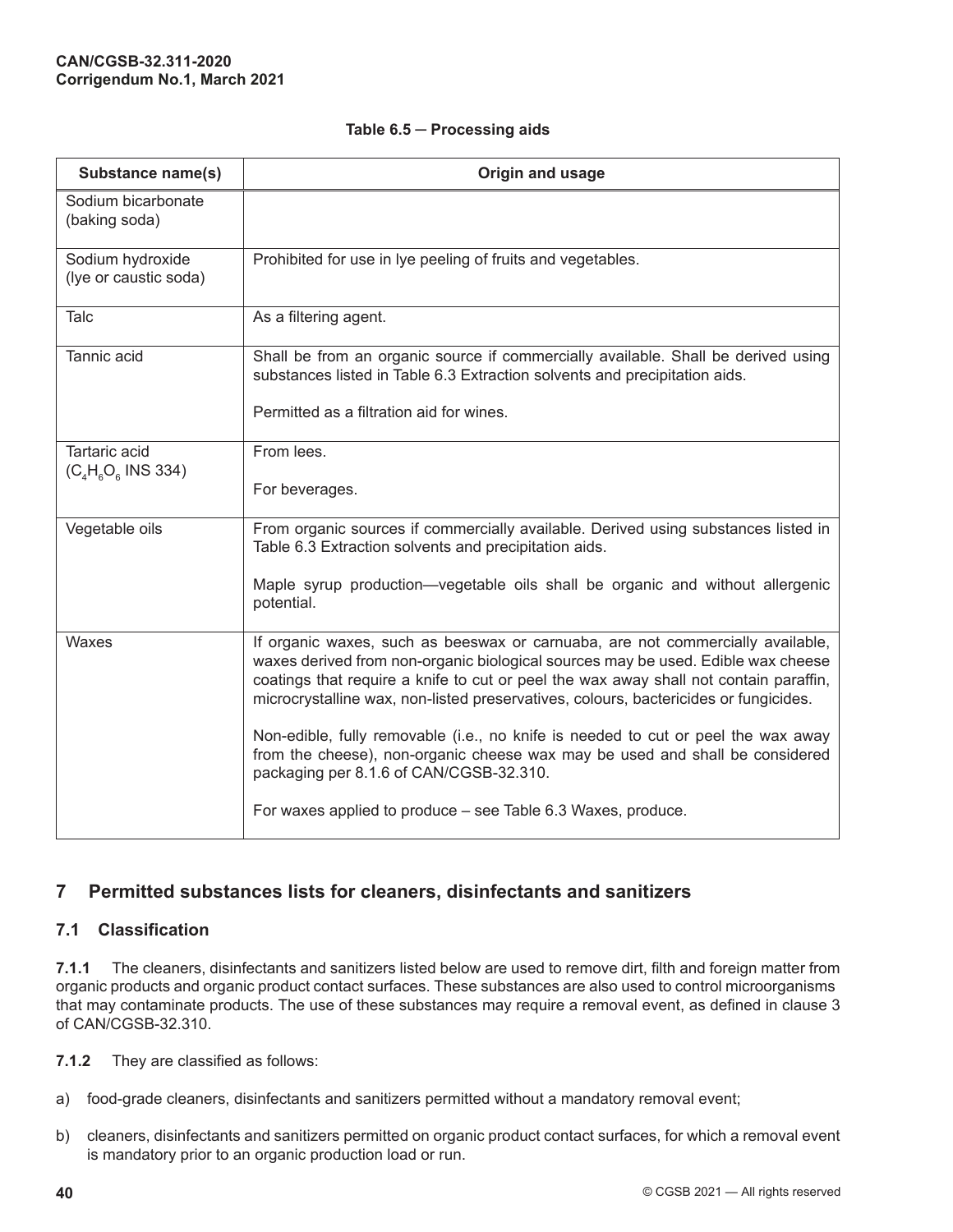**Table 6.5 — Processing aids**

| Substance name(s) | Origin and usage |
|---|---|
| Sodium bicarbonate (baking soda) | |
| Sodium hydroxide (lye or caustic soda) | Prohibited for use in lye peeling of fruits and vegetables. |
| Talc | As a filtering agent. |
| Tannic acid | Shall be from an organic source if commercially available. Shall be derived using substances listed in Table 6.3 Extraction solvents and precipitation aids.<br><br>Permitted as a filtration aid for wines. |
| Tartaric acid ($C_4H_6O_6$ INS 334) | From lees.<br><br>For beverages. |
| Vegetable oils | From organic sources if commercially available. Derived using substances listed in Table 6.3 Extraction solvents and precipitation aids.<br><br>Maple syrup production—vegetable oils shall be organic and without allergenic potential. |
| Waxes | If organic waxes, such as beeswax or carnuaba, are not commercially available, waxes derived from non-organic biological sources may be used. Edible wax cheese coatings that require a knife to cut or peel the wax away shall not contain paraffin, microcrystalline wax, non-listed preservatives, colours, bactericides or fungicides.<br><br>Non-edible, fully removable (i.e., no knife is needed to cut or peel the wax away from the cheese), non-organic cheese wax may be used and shall be considered packaging per 8.1.6 of CAN/CGSB-32.310.<br><br>For waxes applied to produce – see Table 6.3 Waxes, produce. |

## 7 Permitted substances lists for cleaners, disinfectants and sanitizers

### 7.1 Classification

**7.1.1** The cleaners, disinfectants and sanitizers listed below are used to remove dirt, filth and foreign matter from organic products and organic product contact surfaces. These substances are also used to control microorganisms that may contaminate products. The use of these substances may require a removal event, as defined in clause 3 of CAN/CGSB-32.310.

**7.1.2** They are classified as follows:

a) food-grade cleaners, disinfectants and sanitizers permitted without a mandatory removal event;

b) cleaners, disinfectants and sanitizers permitted on organic product contact surfaces, for which a removal event is mandatory prior to an organic production load or run.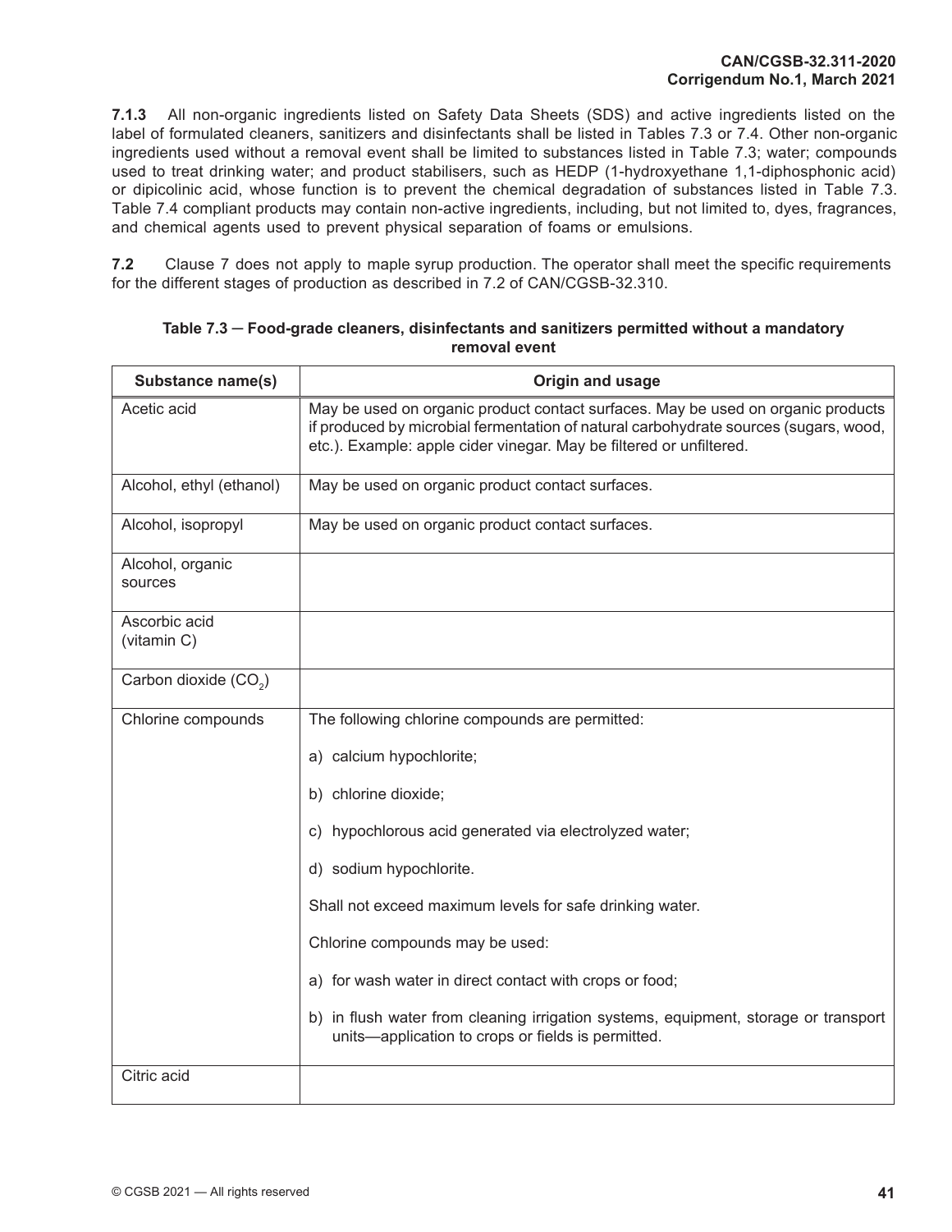**7.1.3** All non-organic ingredients listed on Safety Data Sheets (SDS) and active ingredients listed on the label of formulated cleaners, sanitizers and disinfectants shall be listed in Tables 7.3 or 7.4. Other non-organic ingredients used without a removal event shall be limited to substances listed in Table 7.3; water; compounds used to treat drinking water; and product stabilisers, such as HEDP (1-hydroxyethane 1,1-diphosphonic acid) or dipicolinic acid, whose function is to prevent the chemical degradation of substances listed in Table 7.3. Table 7.4 compliant products may contain non-active ingredients, including, but not limited to, dyes, fragrances, and chemical agents used to prevent physical separation of foams or emulsions.

**7.2** Clause 7 does not apply to maple syrup production. The operator shall meet the specific requirements for the different stages of production as described in 7.2 of CAN/CGSB-32.310.

**Table 7.3 ─ Food-grade cleaners, disinfectants and sanitizers permitted without a mandatory removal event**

| Substance name(s) | Origin and usage |
|---|---|
| Acetic acid | May be used on organic product contact surfaces. May be used on organic products if produced by microbial fermentation of natural carbohydrate sources (sugars, wood, etc.). Example: apple cider vinegar. May be filtered or unfiltered. |
| Alcohol, ethyl (ethanol) | May be used on organic product contact surfaces. |
| Alcohol, isopropyl | May be used on organic product contact surfaces. |
| Alcohol, organic sources | |
| Ascorbic acid (vitamin C) | |
| Carbon dioxide ($CO_2$) | |
| Chlorine compounds | The following chlorine compounds are permitted:<br><br>a) calcium hypochlorite;<br><br>b) chlorine dioxide;<br><br>c) hypochlorous acid generated via electrolyzed water;<br><br>d) sodium hypochlorite.<br><br>Shall not exceed maximum levels for safe drinking water.<br><br>Chlorine compounds may be used:<br><br>a) for wash water in direct contact with crops or food;<br><br>b) in flush water from cleaning irrigation systems, equipment, storage or transport units—application to crops or fields is permitted. |
| Citric acid | |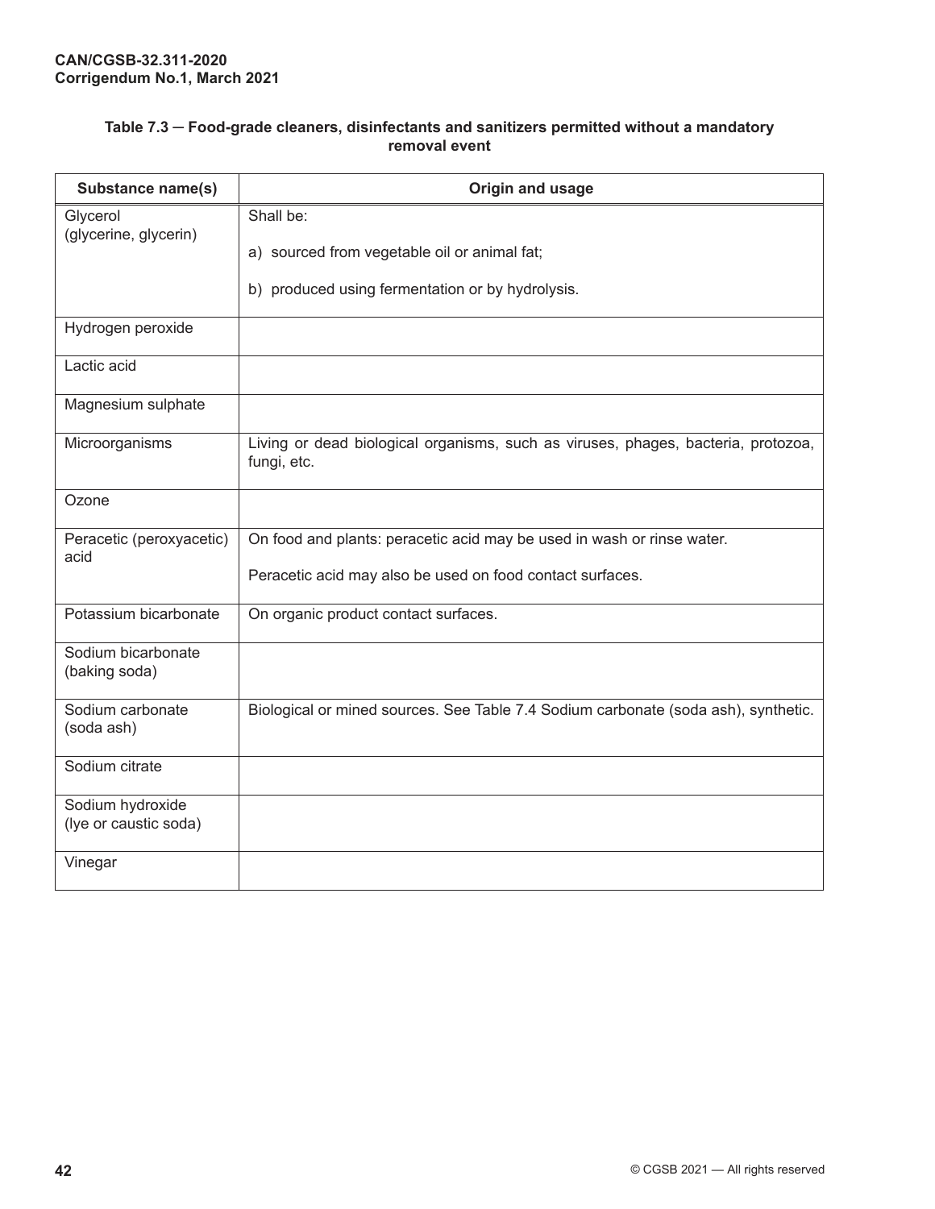**Table 7.3 ─ Food-grade cleaners, disinfectants and sanitizers permitted without a mandatory removal event**

| Substance name(s) | Origin and usage |
| --- | --- |
| Glycerol (glycerine, glycerin) | Shall be:<br><br>a) sourced from vegetable oil or animal fat;<br><br>b) produced using fermentation or by hydrolysis. |
| Hydrogen peroxide | |
| Lactic acid | |
| Magnesium sulphate | |
| Microorganisms | Living or dead biological organisms, such as viruses, phages, bacteria, protozoa, fungi, etc. |
| Ozone | |
| Peracetic (peroxyacetic) acid | On food and plants: peracetic acid may be used in wash or rinse water.<br><br>Peracetic acid may also be used on food contact surfaces. |
| Potassium bicarbonate | On organic product contact surfaces. |
| Sodium bicarbonate (baking soda) | |
| Sodium carbonate (soda ash) | Biological or mined sources. See Table 7.4 Sodium carbonate (soda ash), synthetic. |
| Sodium citrate | |
| Sodium hydroxide (lye or caustic soda) | |
| Vinegar | |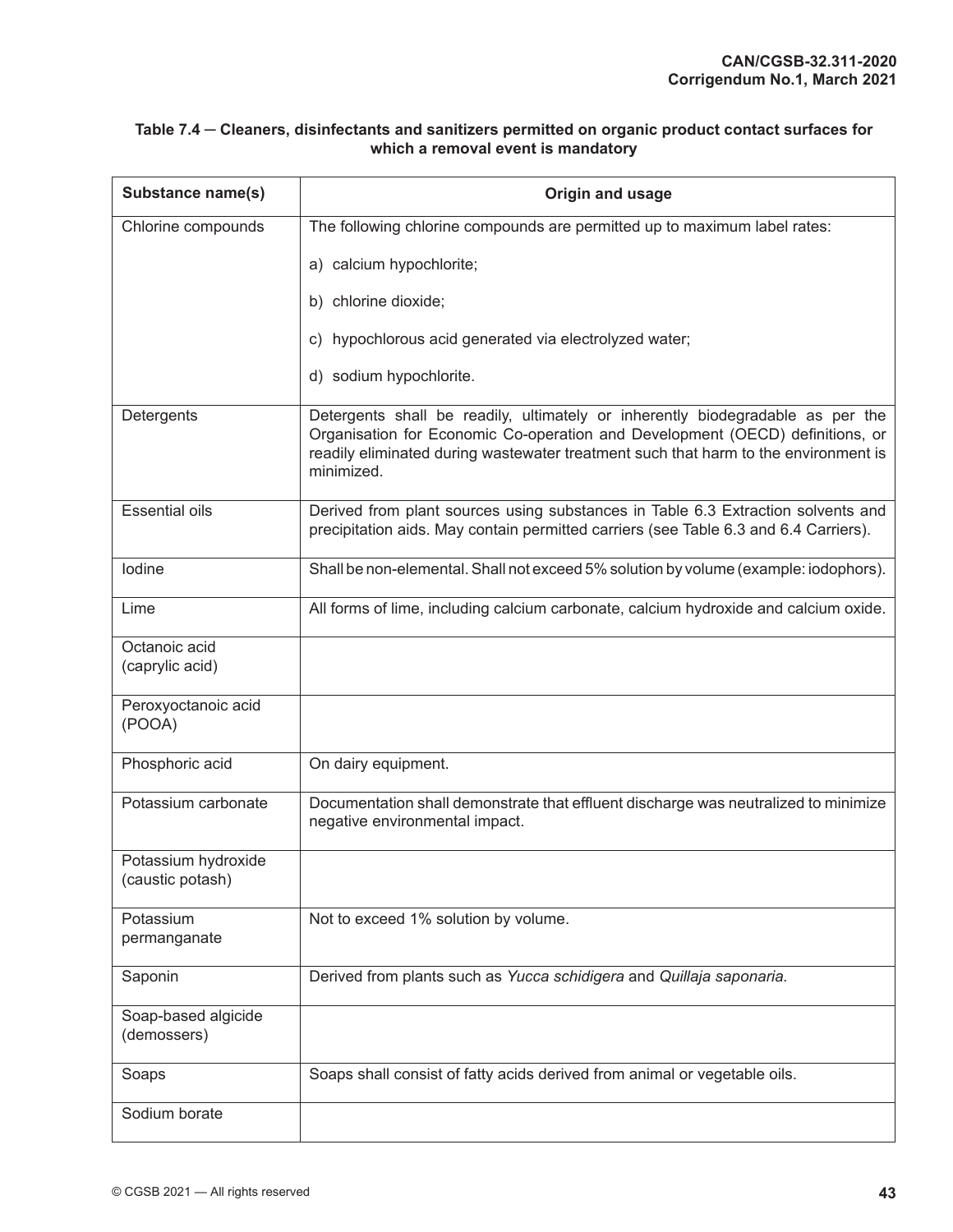**Table 7.4 — Cleaners, disinfectants and sanitizers permitted on organic product contact surfaces for which a removal event is mandatory**

| Substance name(s) | Origin and usage |
|---|---|
| Chlorine compounds | The following chlorine compounds are permitted up to maximum label rates:<br><br>a) calcium hypochlorite;<br><br>b) chlorine dioxide;<br><br>c) hypochlorous acid generated via electrolyzed water;<br><br>d) sodium hypochlorite. |
| Detergents | Detergents shall be readily, ultimately or inherently biodegradable as per the Organisation for Economic Co-operation and Development (OECD) definitions, or readily eliminated during wastewater treatment such that harm to the environment is minimized. |
| Essential oils | Derived from plant sources using substances in Table 6.3 Extraction solvents and precipitation aids. May contain permitted carriers (see Table 6.3 and 6.4 Carriers). |
| Iodine | Shall be non-elemental. Shall not exceed 5% solution by volume (example: iodophors). |
| Lime | All forms of lime, including calcium carbonate, calcium hydroxide and calcium oxide. |
| Octanoic acid (caprylic acid) | |
| Peroxyoctanoic acid (POOA) | |
| Phosphoric acid | On dairy equipment. |
| Potassium carbonate | Documentation shall demonstrate that effluent discharge was neutralized to minimize negative environmental impact. |
| Potassium hydroxide (caustic potash) | |
| Potassium permanganate | Not to exceed 1% solution by volume. |
| Saponin | Derived from plants such as *Yucca schidigera* and *Quillaja saponaria.* |
| Soap-based algicide (demossers) | |
| Soaps | Soaps shall consist of fatty acids derived from animal or vegetable oils. |
| Sodium borate | |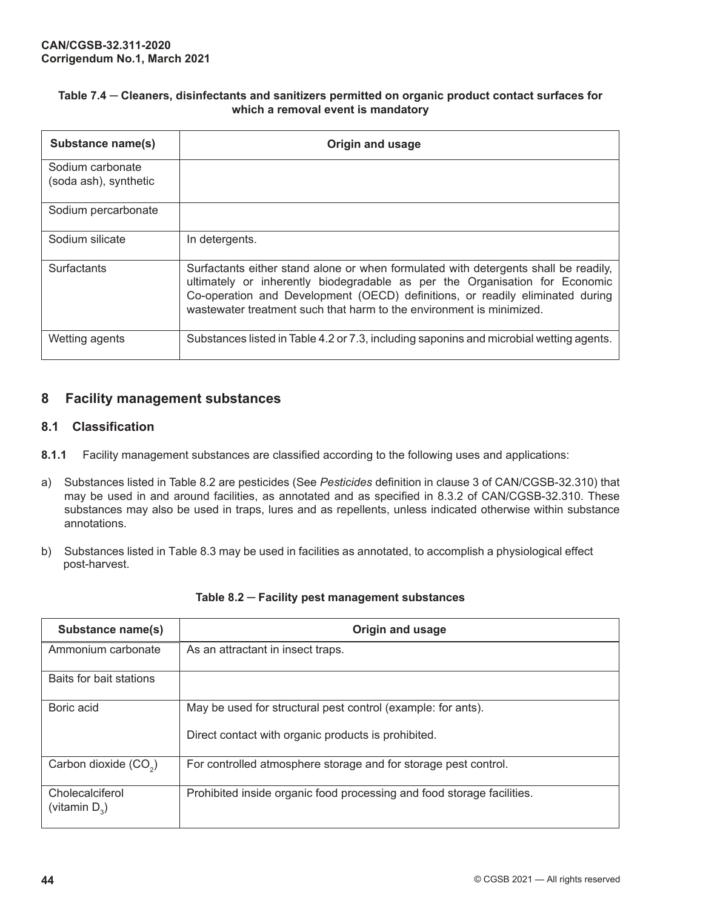**Table 7.4 — Cleaners, disinfectants and sanitizers permitted on organic product contact surfaces for which a removal event is mandatory**

| Substance name(s) | Origin and usage |
| --- | --- |
| Sodium carbonate (soda ash), synthetic | |
| Sodium percarbonate | |
| Sodium silicate | In detergents. |
| Surfactants | Surfactants either stand alone or when formulated with detergents shall be readily, ultimately or inherently biodegradable as per the Organisation for Economic Co-operation and Development (OECD) definitions, or readily eliminated during wastewater treatment such that harm to the environment is minimized. |
| Wetting agents | Substances listed in Table 4.2 or 7.3, including saponins and microbial wetting agents. |

## 8 Facility management substances

### 8.1 Classification

**8.1.1** Facility management substances are classified according to the following uses and applications:

a) Substances listed in Table 8.2 are pesticides (See *Pesticides* definition in clause 3 of CAN/CGSB-32.310) that may be used in and around facilities, as annotated and as specified in 8.3.2 of CAN/CGSB-32.310. These substances may also be used in traps, lures and as repellents, unless indicated otherwise within substance annotations.

b) Substances listed in Table 8.3 may be used in facilities as annotated, to accomplish a physiological effect post-harvest.

**Table 8.2 — Facility pest management substances**

| Substance name(s) | Origin and usage |
| --- | --- |
| Ammonium carbonate | As an attractant in insect traps. |
| Baits for bait stations | |
| Boric acid | May be used for structural pest control (example: for ants).<br><br>Direct contact with organic products is prohibited. |
| Carbon dioxide ($CO_2$) | For controlled atmosphere storage and for storage pest control. |
| Cholecalciferol (vitamin $D_3$) | Prohibited inside organic food processing and food storage facilities. |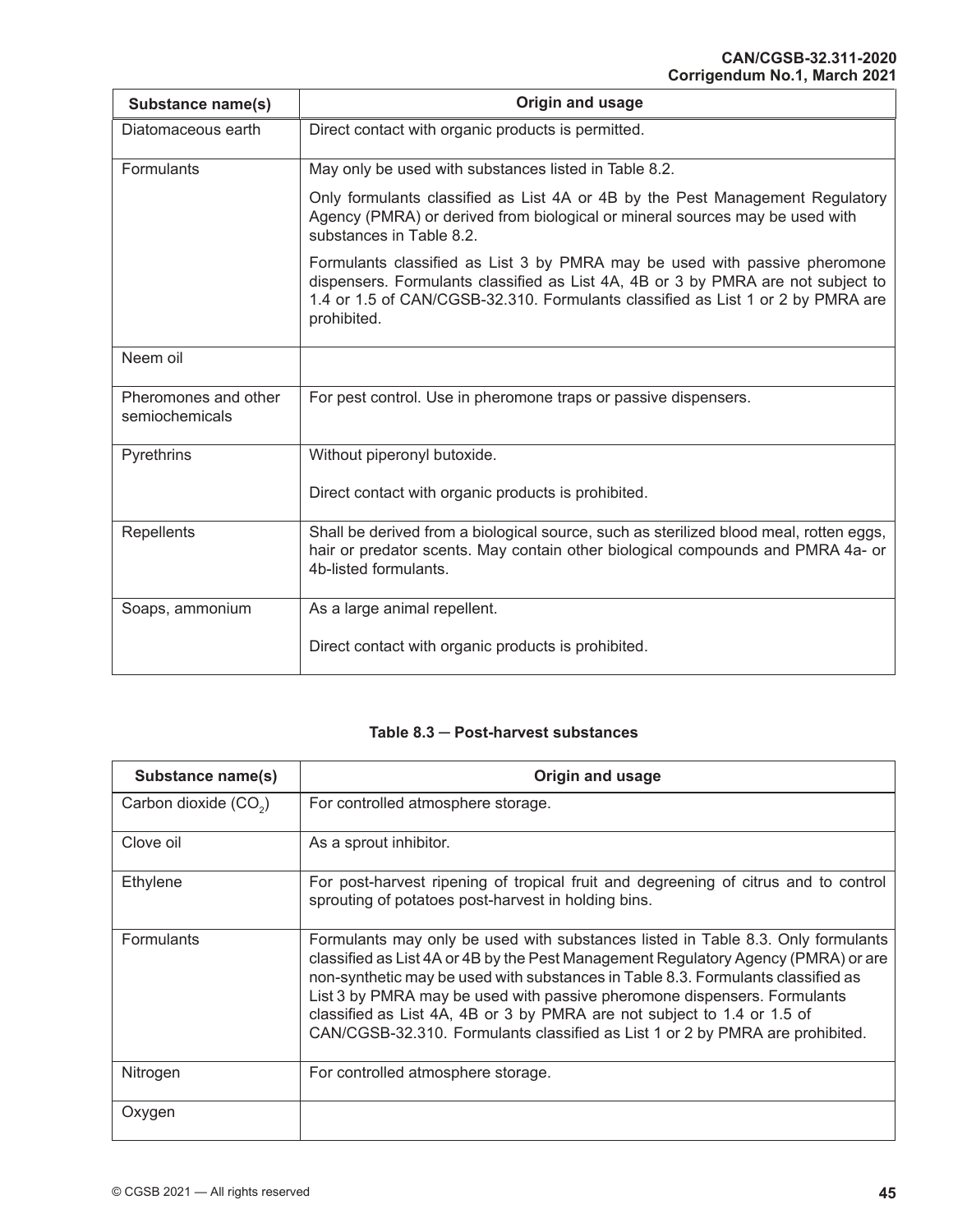| Substance name(s) | Origin and usage |
|---|---|
| Diatomaceous earth | Direct contact with organic products is permitted. |
| Formulants | May only be used with substances listed in Table 8.2.<br><br>Only formulants classified as List 4A or 4B by the Pest Management Regulatory Agency (PMRA) or derived from biological or mineral sources may be used with substances in Table 8.2.<br><br>Formulants classified as List 3 by PMRA may be used with passive pheromone dispensers. Formulants classified as List 4A, 4B or 3 by PMRA are not subject to 1.4 or 1.5 of CAN/CGSB-32.310. Formulants classified as List 1 or 2 by PMRA are prohibited. |
| Neem oil | |
| Pheromones and other semiochemicals | For pest control. Use in pheromone traps or passive dispensers. |
| Pyrethrins | Without piperonyl butoxide.<br><br>Direct contact with organic products is prohibited. |
| Repellents | Shall be derived from a biological source, such as sterilized blood meal, rotten eggs, hair or predator scents. May contain other biological compounds and PMRA 4a- or 4b-listed formulants. |
| Soaps, ammonium | As a large animal repellent.<br><br>Direct contact with organic products is prohibited. |

**Table 8.3 — Post-harvest substances**

| Substance name(s) | Origin and usage |
|---|---|
| Carbon dioxide ($CO_2$) | For controlled atmosphere storage. |
| Clove oil | As a sprout inhibitor. |
| Ethylene | For post-harvest ripening of tropical fruit and degreening of citrus and to control sprouting of potatoes post-harvest in holding bins. |
| Formulants | Formulants may only be used with substances listed in Table 8.3. Only formulants classified as List 4A or 4B by the Pest Management Regulatory Agency (PMRA) or are non-synthetic may be used with substances in Table 8.3. Formulants classified as List 3 by PMRA may be used with passive pheromone dispensers. Formulants classified as List 4A, 4B or 3 by PMRA are not subject to 1.4 or 1.5 of CAN/CGSB-32.310. Formulants classified as List 1 or 2 by PMRA are prohibited. |
| Nitrogen | For controlled atmosphere storage. |
| Oxygen | |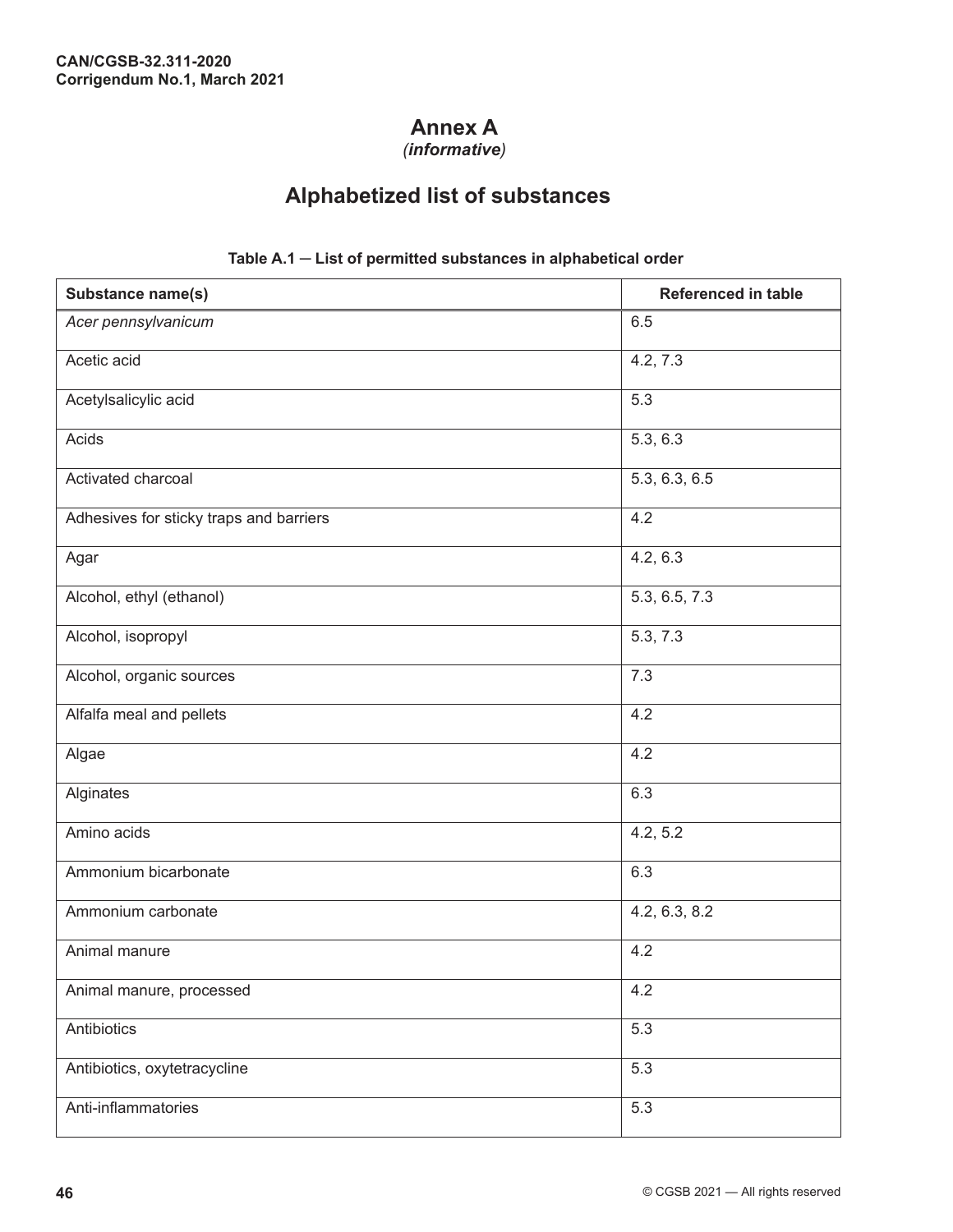# Annex A

*(informative)*

## Alphabetized list of substances

**Table A.1 — List of permitted substances in alphabetical order**

| Substance name(s) | Referenced in table |
|---|---|
| *Acer pennsylvanicum* | 6.5 |
| Acetic acid | 4.2, 7.3 |
| Acetylsalicylic acid | 5.3 |
| Acids | 5.3, 6.3 |
| Activated charcoal | 5.3, 6.3, 6.5 |
| Adhesives for sticky traps and barriers | 4.2 |
| Agar | 4.2, 6.3 |
| Alcohol, ethyl (ethanol) | 5.3, 6.5, 7.3 |
| Alcohol, isopropyl | 5.3, 7.3 |
| Alcohol, organic sources | 7.3 |
| Alfalfa meal and pellets | 4.2 |
| Algae | 4.2 |
| Alginates | 6.3 |
| Amino acids | 4.2, 5.2 |
| Ammonium bicarbonate | 6.3 |
| Ammonium carbonate | 4.2, 6.3, 8.2 |
| Animal manure | 4.2 |
| Animal manure, processed | 4.2 |
| Antibiotics | 5.3 |
| Antibiotics, oxytetracycline | 5.3 |
| Anti-inflammatories | 5.3 |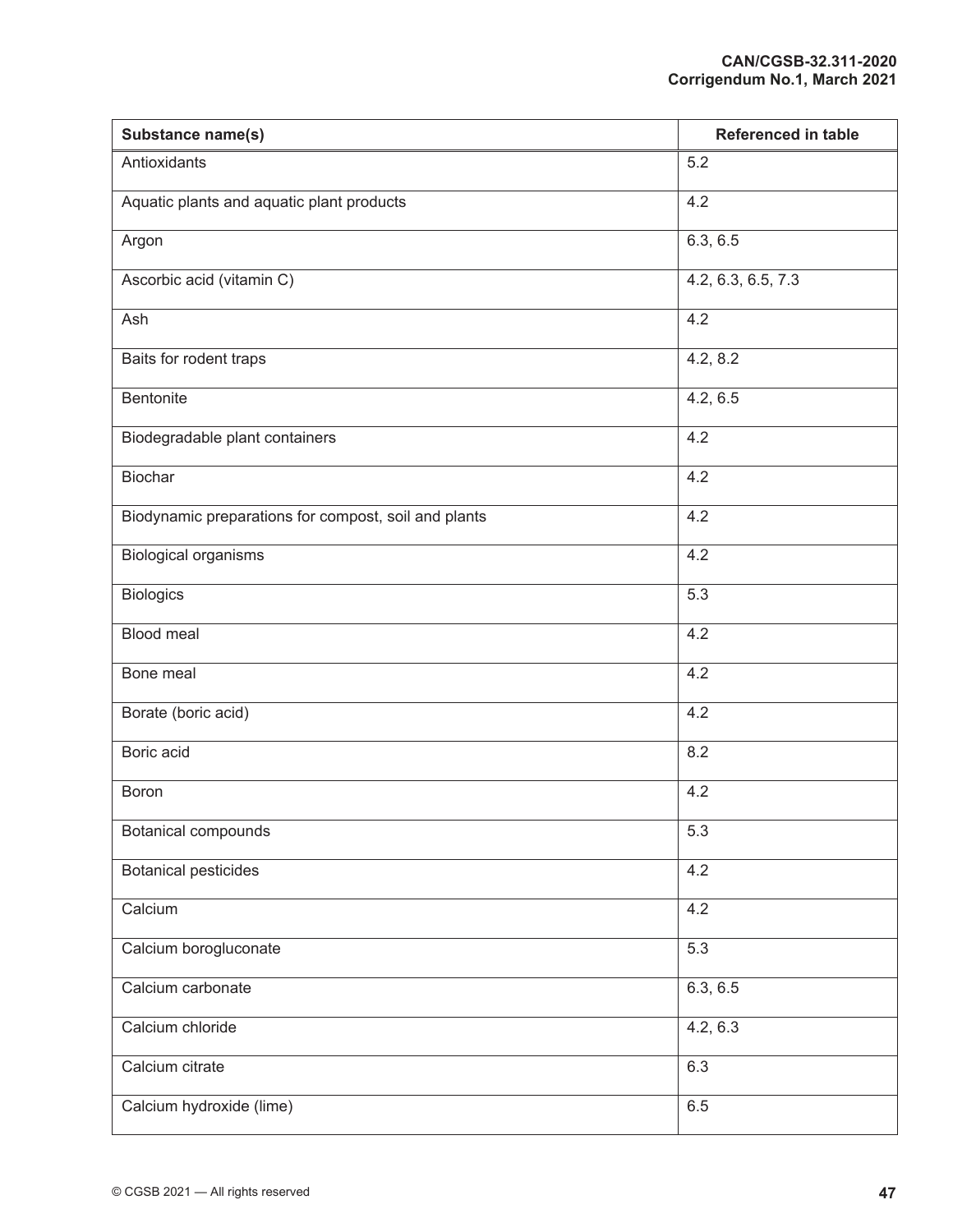| Substance name(s) | Referenced in table |
| --- | --- |
| Antioxidants | 5.2 |
| Aquatic plants and aquatic plant products | 4.2 |
| Argon | 6.3, 6.5 |
| Ascorbic acid (vitamin C) | 4.2, 6.3, 6.5, 7.3 |
| Ash | 4.2 |
| Baits for rodent traps | 4.2, 8.2 |
| Bentonite | 4.2, 6.5 |
| Biodegradable plant containers | 4.2 |
| Biochar | 4.2 |
| Biodynamic preparations for compost, soil and plants | 4.2 |
| Biological organisms | 4.2 |
| Biologics | 5.3 |
| Blood meal | 4.2 |
| Bone meal | 4.2 |
| Borate (boric acid) | 4.2 |
| Boric acid | 8.2 |
| Boron | 4.2 |
| Botanical compounds | 5.3 |
| Botanical pesticides | 4.2 |
| Calcium | 4.2 |
| Calcium borogluconate | 5.3 |
| Calcium carbonate | 6.3, 6.5 |
| Calcium chloride | 4.2, 6.3 |
| Calcium citrate | 6.3 |
| Calcium hydroxide (lime) | 6.5 |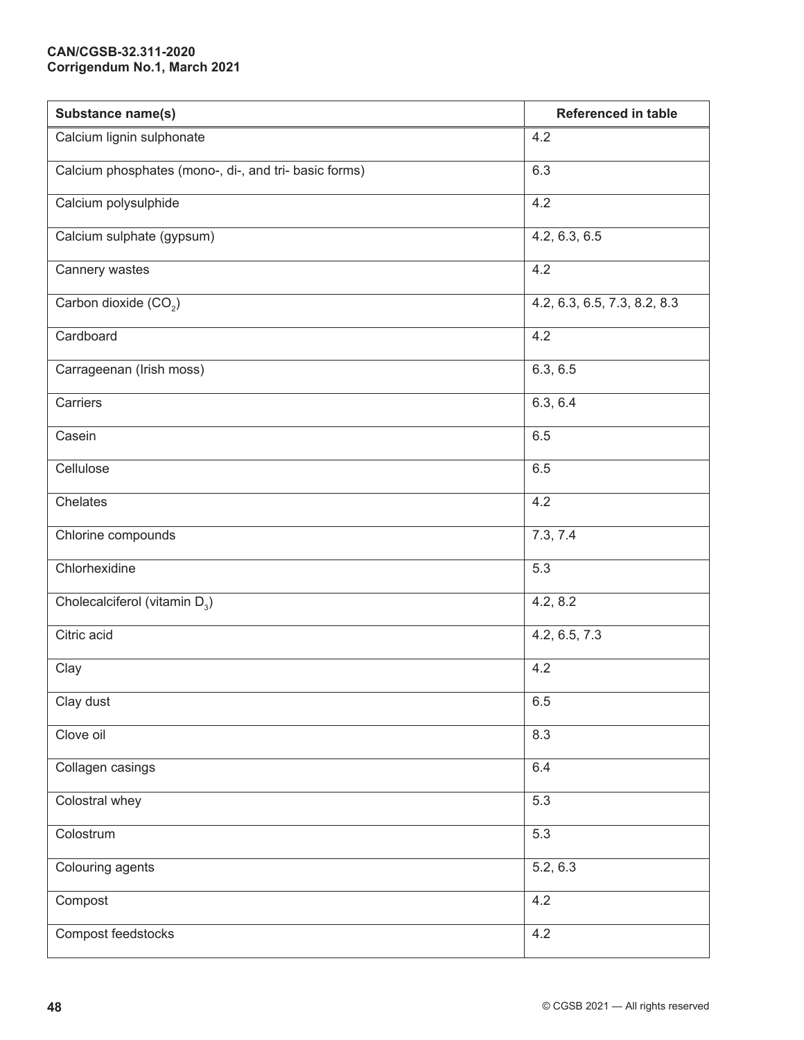| Substance name(s) | Referenced in table |
|---|---|
| Calcium lignin sulphonate | 4.2 |
| Calcium phosphates (mono-, di-, and tri- basic forms) | 6.3 |
| Calcium polysulphide | 4.2 |
| Calcium sulphate (gypsum) | 4.2, 6.3, 6.5 |
| Cannery wastes | 4.2 |
| Carbon dioxide ($CO_2$) | 4.2, 6.3, 6.5, 7.3, 8.2, 8.3 |
| Cardboard | 4.2 |
| Carrageenan (Irish moss) | 6.3, 6.5 |
| Carriers | 6.3, 6.4 |
| Casein | 6.5 |
| Cellulose | 6.5 |
| Chelates | 4.2 |
| Chlorine compounds | 7.3, 7.4 |
| Chlorhexidine | 5.3 |
| Cholecalciferol (vitamin $D_3$) | 4.2, 8.2 |
| Citric acid | 4.2, 6.5, 7.3 |
| Clay | 4.2 |
| Clay dust | 6.5 |
| Clove oil | 8.3 |
| Collagen casings | 6.4 |
| Colostral whey | 5.3 |
| Colostrum | 5.3 |
| Colouring agents | 5.2, 6.3 |
| Compost | 4.2 |
| Compost feedstocks | 4.2 |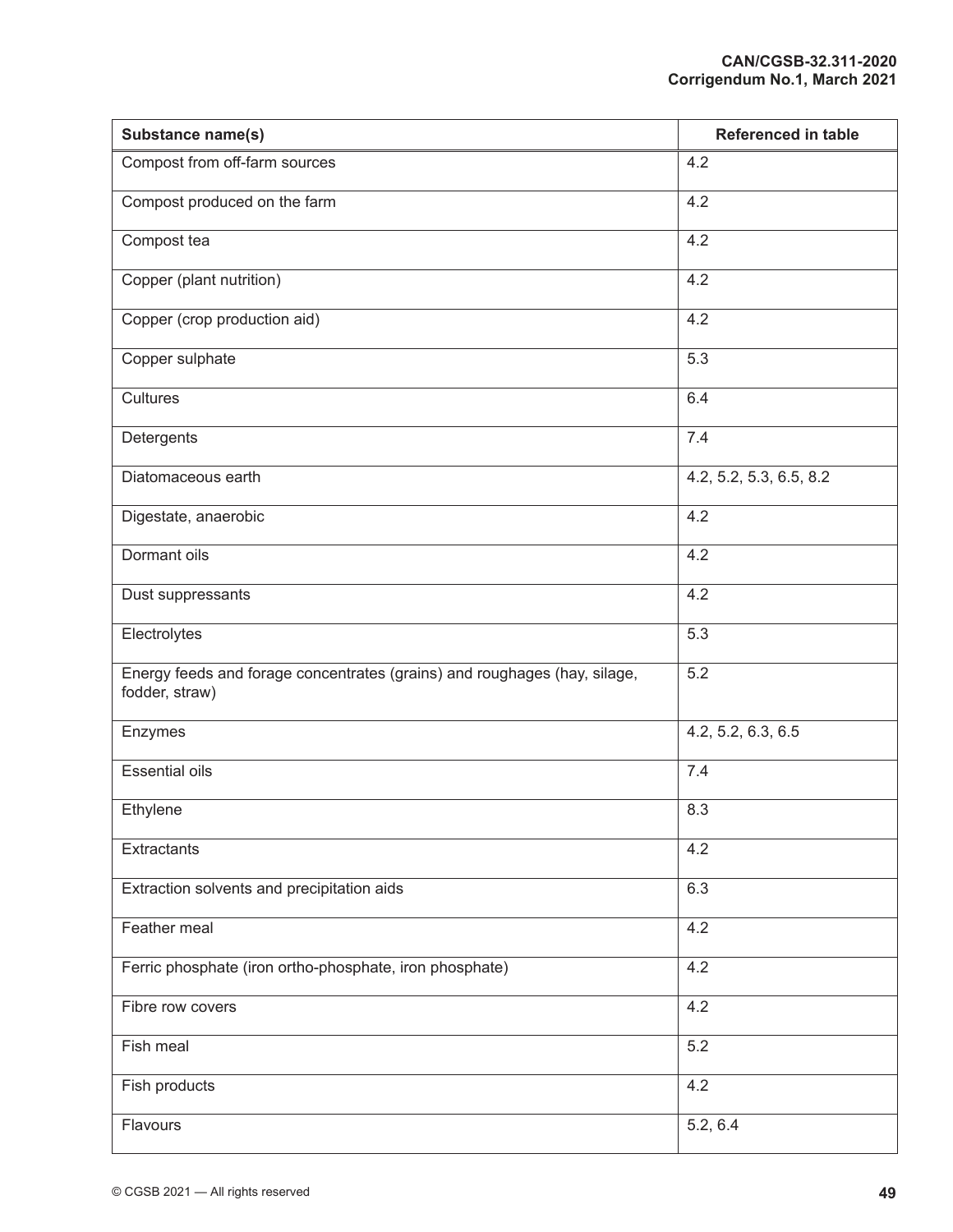| Substance name(s) | Referenced in table |
|---|---|
| Compost from off-farm sources | 4.2 |
| Compost produced on the farm | 4.2 |
| Compost tea | 4.2 |
| Copper (plant nutrition) | 4.2 |
| Copper (crop production aid) | 4.2 |
| Copper sulphate | 5.3 |
| Cultures | 6.4 |
| Detergents | 7.4 |
| Diatomaceous earth | 4.2, 5.2, 5.3, 6.5, 8.2 |
| Digestate, anaerobic | 4.2 |
| Dormant oils | 4.2 |
| Dust suppressants | 4.2 |
| Electrolytes | 5.3 |
| Energy feeds and forage concentrates (grains) and roughages (hay, silage, fodder, straw) | 5.2 |
| Enzymes | 4.2, 5.2, 6.3, 6.5 |
| Essential oils | 7.4 |
| Ethylene | 8.3 |
| Extractants | 4.2 |
| Extraction solvents and precipitation aids | 6.3 |
| Feather meal | 4.2 |
| Ferric phosphate (iron ortho-phosphate, iron phosphate) | 4.2 |
| Fibre row covers | 4.2 |
| Fish meal | 5.2 |
| Fish products | 4.2 |
| Flavours | 5.2, 6.4 |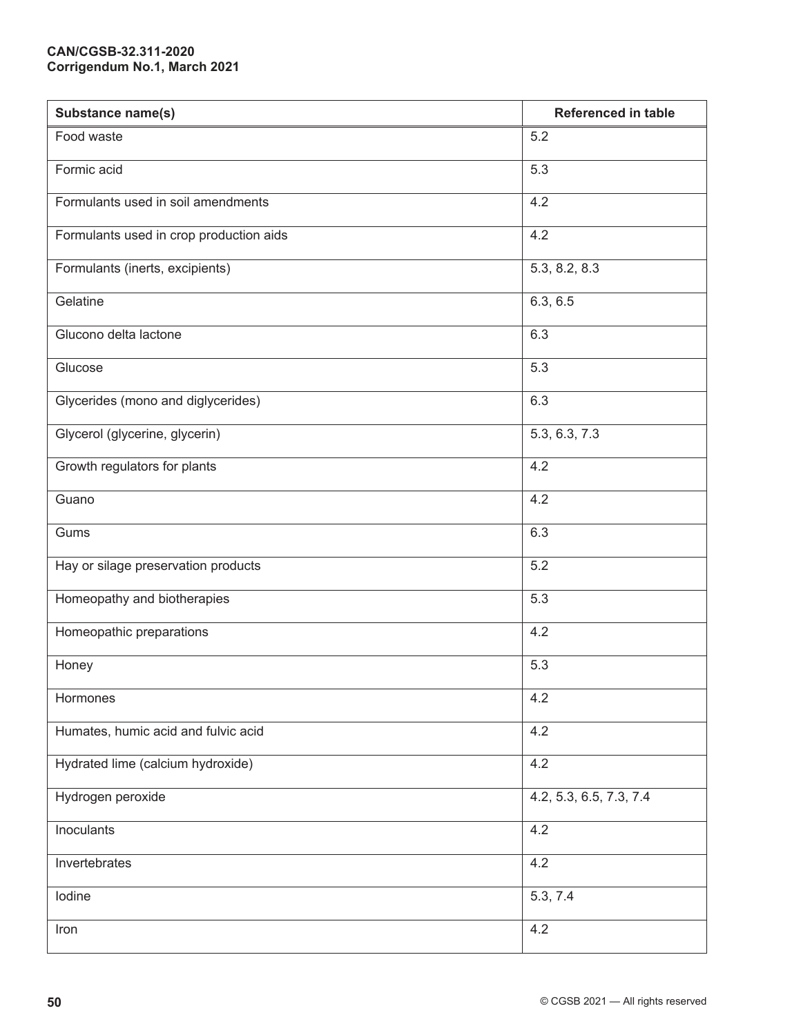| Substance name(s) | Referenced in table |
|---|---|
| Food waste | 5.2 |
| Formic acid | 5.3 |
| Formulants used in soil amendments | 4.2 |
| Formulants used in crop production aids | 4.2 |
| Formulants (inerts, excipients) | 5.3, 8.2, 8.3 |
| Gelatine | 6.3, 6.5 |
| Glucono delta lactone | 6.3 |
| Glucose | 5.3 |
| Glycerides (mono and diglycerides) | 6.3 |
| Glycerol (glycerine, glycerin) | 5.3, 6.3, 7.3 |
| Growth regulators for plants | 4.2 |
| Guano | 4.2 |
| Gums | 6.3 |
| Hay or silage preservation products | 5.2 |
| Homeopathy and biotherapies | 5.3 |
| Homeopathic preparations | 4.2 |
| Honey | 5.3 |
| Hormones | 4.2 |
| Humates, humic acid and fulvic acid | 4.2 |
| Hydrated lime (calcium hydroxide) | 4.2 |
| Hydrogen peroxide | 4.2, 5.3, 6.5, 7.3, 7.4 |
| Inoculants | 4.2 |
| Invertebrates | 4.2 |
| Iodine | 5.3, 7.4 |
| Iron | 4.2 |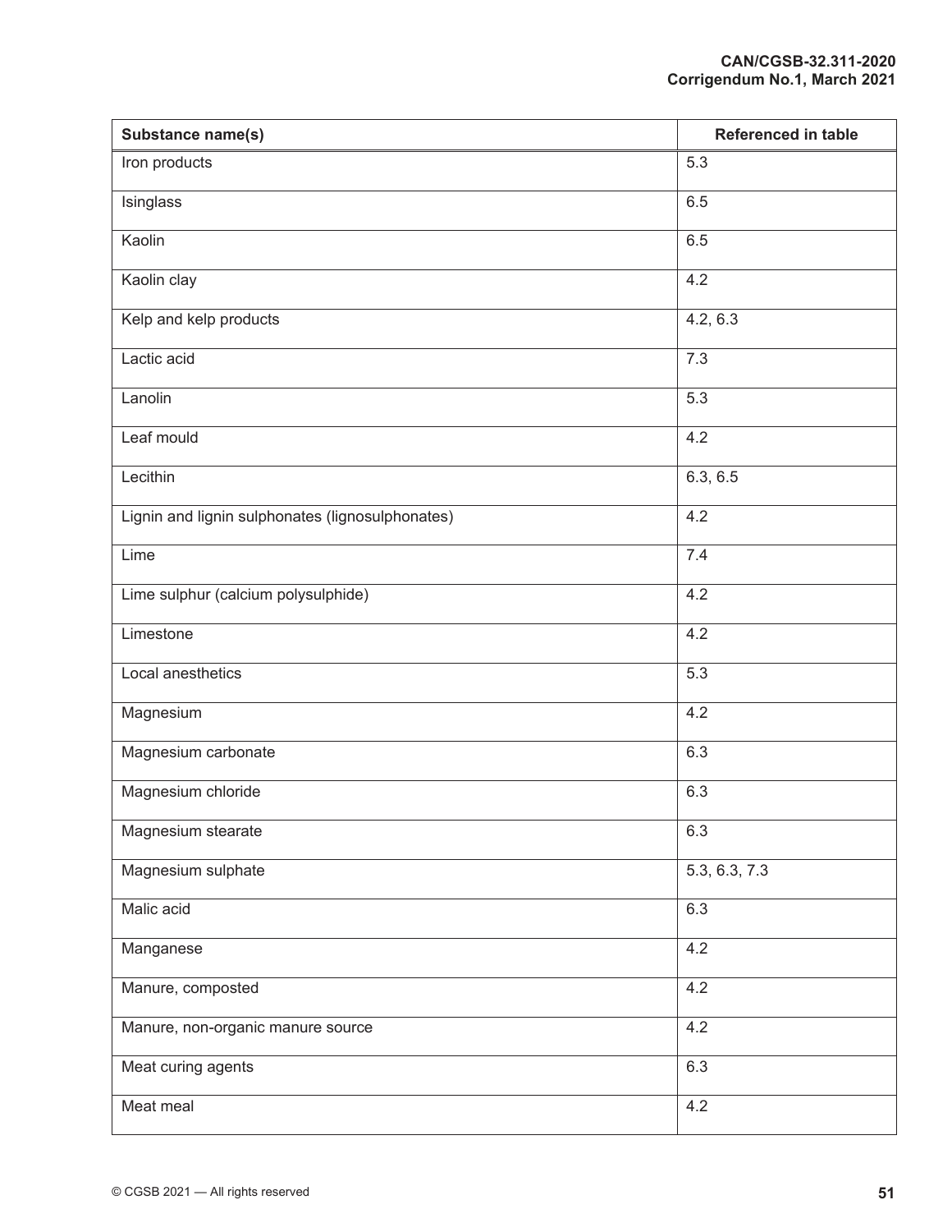| Substance name(s) | Referenced in table |
|---|---|
| Iron products | 5.3 |
| Isinglass | 6.5 |
| Kaolin | 6.5 |
| Kaolin clay | 4.2 |
| Kelp and kelp products | 4.2, 6.3 |
| Lactic acid | 7.3 |
| Lanolin | 5.3 |
| Leaf mould | 4.2 |
| Lecithin | 6.3, 6.5 |
| Lignin and lignin sulphonates (lignosulphonates) | 4.2 |
| Lime | 7.4 |
| Lime sulphur (calcium polysulphide) | 4.2 |
| Limestone | 4.2 |
| Local anesthetics | 5.3 |
| Magnesium | 4.2 |
| Magnesium carbonate | 6.3 |
| Magnesium chloride | 6.3 |
| Magnesium stearate | 6.3 |
| Magnesium sulphate | 5.3, 6.3, 7.3 |
| Malic acid | 6.3 |
| Manganese | 4.2 |
| Manure, composted | 4.2 |
| Manure, non-organic manure source | 4.2 |
| Meat curing agents | 6.3 |
| Meat meal | 4.2 |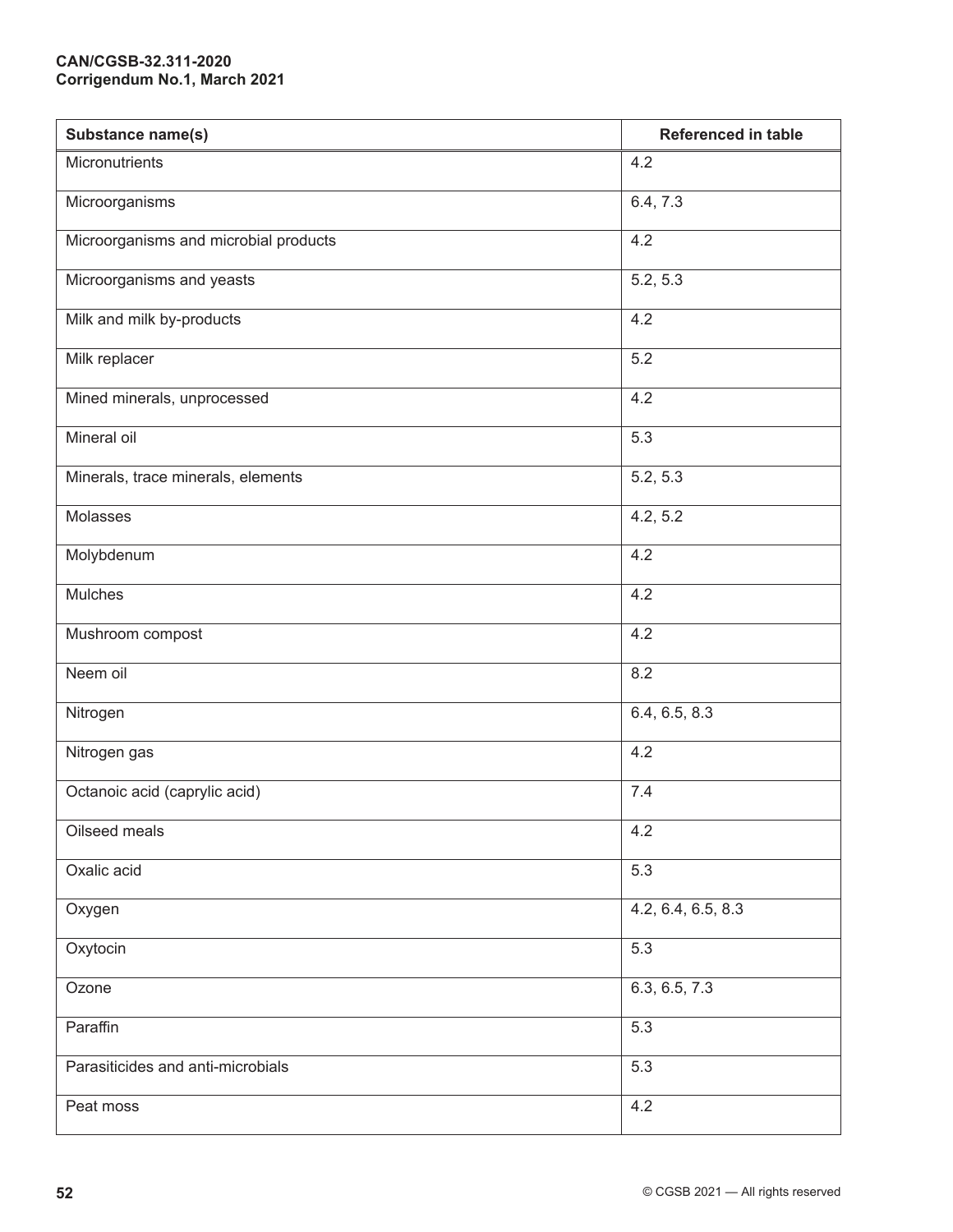| Substance name(s) | Referenced in table |
|---|---|
| Micronutrients | 4.2 |
| Microorganisms | 6.4, 7.3 |
| Microorganisms and microbial products | 4.2 |
| Microorganisms and yeasts | 5.2, 5.3 |
| Milk and milk by-products | 4.2 |
| Milk replacer | 5.2 |
| Mined minerals, unprocessed | 4.2 |
| Mineral oil | 5.3 |
| Minerals, trace minerals, elements | 5.2, 5.3 |
| Molasses | 4.2, 5.2 |
| Molybdenum | 4.2 |
| Mulches | 4.2 |
| Mushroom compost | 4.2 |
| Neem oil | 8.2 |
| Nitrogen | 6.4, 6.5, 8.3 |
| Nitrogen gas | 4.2 |
| Octanoic acid (caprylic acid) | 7.4 |
| Oilseed meals | 4.2 |
| Oxalic acid | 5.3 |
| Oxygen | 4.2, 6.4, 6.5, 8.3 |
| Oxytocin | 5.3 |
| Ozone | 6.3, 6.5, 7.3 |
| Paraffin | 5.3 |
| Parasiticides and anti-microbials | 5.3 |
| Peat moss | 4.2 |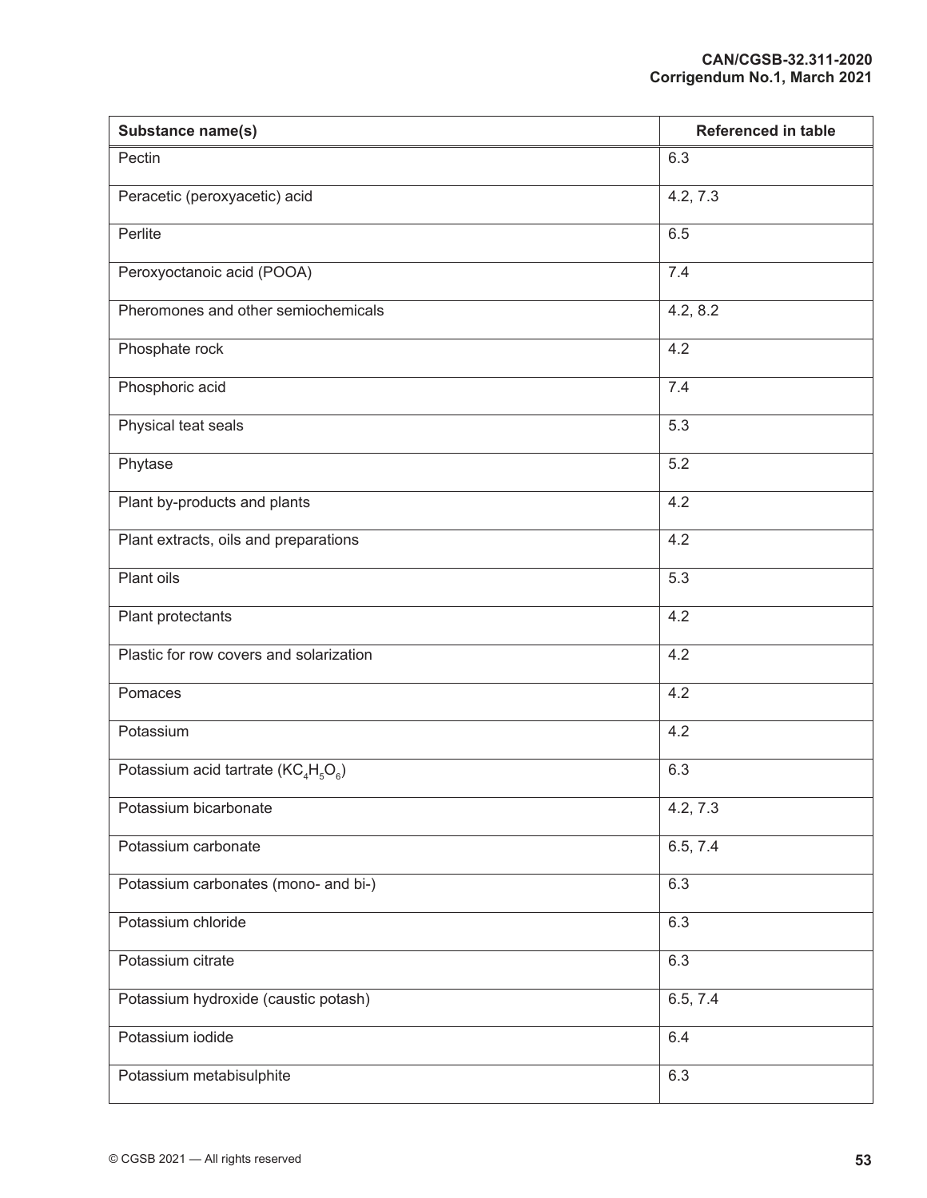| Substance name(s) | Referenced in table |
|---|---|
| Pectin | 6.3 |
| Peracetic (peroxyacetic) acid | 4.2, 7.3 |
| Perlite | 6.5 |
| Peroxyoctanoic acid (POOA) | 7.4 |
| Pheromones and other semiochemicals | 4.2, 8.2 |
| Phosphate rock | 4.2 |
| Phosphoric acid | 7.4 |
| Physical teat seals | 5.3 |
| Phytase | 5.2 |
| Plant by-products and plants | 4.2 |
| Plant extracts, oils and preparations | 4.2 |
| Plant oils | 5.3 |
| Plant protectants | 4.2 |
| Plastic for row covers and solarization | 4.2 |
| Pomaces | 4.2 |
| Potassium | 4.2 |
| Potassium acid tartrate ($KC_4H_5O_6$) | 6.3 |
| Potassium bicarbonate | 4.2, 7.3 |
| Potassium carbonate | 6.5, 7.4 |
| Potassium carbonates (mono- and bi-) | 6.3 |
| Potassium chloride | 6.3 |
| Potassium citrate | 6.3 |
| Potassium hydroxide (caustic potash) | 6.5, 7.4 |
| Potassium iodide | 6.4 |
| Potassium metabisulphite | 6.3 |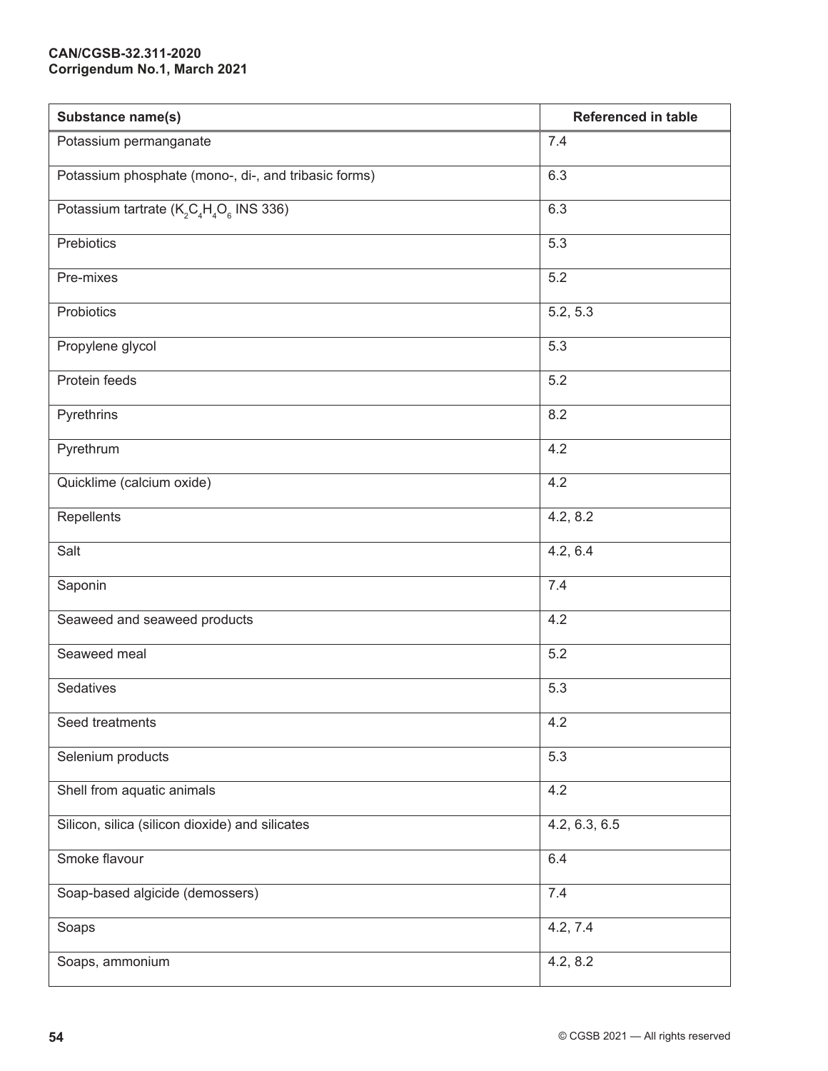| Substance name(s) | Referenced in table |
|---|---|
| Potassium permanganate | 7.4 |
| Potassium phosphate (mono-, di-, and tribasic forms) | 6.3 |
| Potassium tartrate ($K_2C_4H_4O_6$ INS 336) | 6.3 |
| Prebiotics | 5.3 |
| Pre-mixes | 5.2 |
| Probiotics | 5.2, 5.3 |
| Propylene glycol | 5.3 |
| Protein feeds | 5.2 |
| Pyrethrins | 8.2 |
| Pyrethrum | 4.2 |
| Quicklime (calcium oxide) | 4.2 |
| Repellents | 4.2, 8.2 |
| Salt | 4.2, 6.4 |
| Saponin | 7.4 |
| Seaweed and seaweed products | 4.2 |
| Seaweed meal | 5.2 |
| Sedatives | 5.3 |
| Seed treatments | 4.2 |
| Selenium products | 5.3 |
| Shell from aquatic animals | 4.2 |
| Silicon, silica (silicon dioxide) and silicates | 4.2, 6.3, 6.5 |
| Smoke flavour | 6.4 |
| Soap-based algicide (demossers) | 7.4 |
| Soaps | 4.2, 7.4 |
| Soaps, ammonium | 4.2, 8.2 |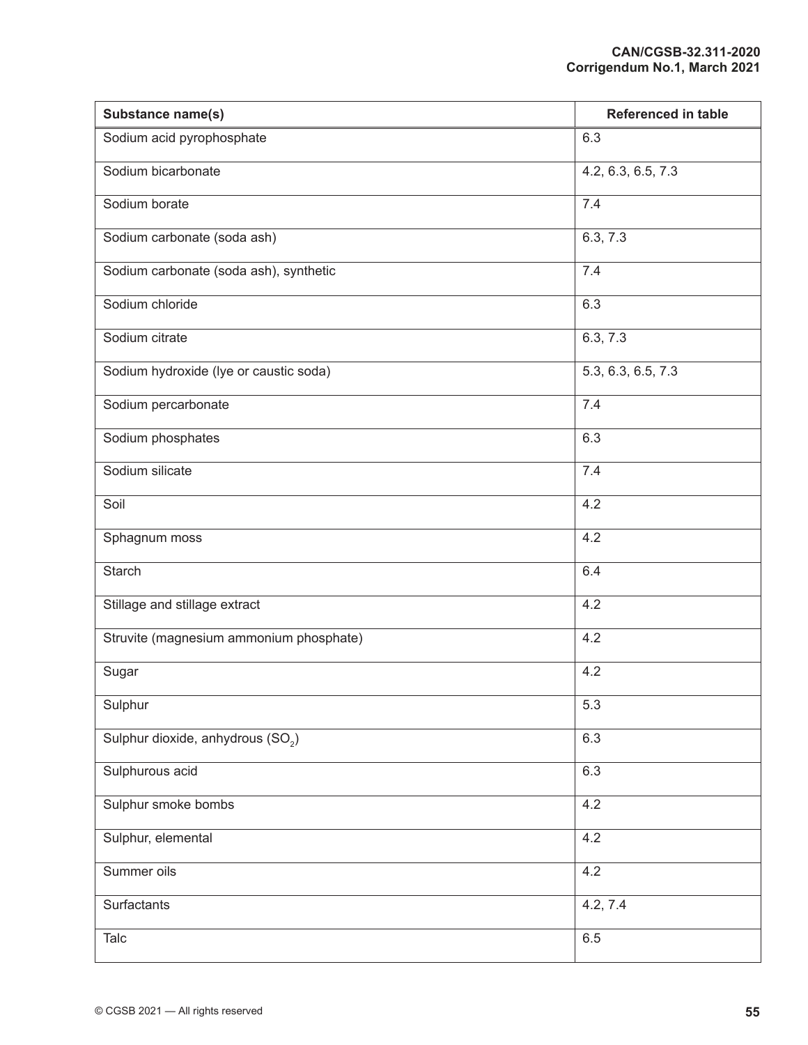| Substance name(s) | Referenced in table |
| --- | --- |
| Sodium acid pyrophosphate | 6.3 |
| Sodium bicarbonate | 4.2, 6.3, 6.5, 7.3 |
| Sodium borate | 7.4 |
| Sodium carbonate (soda ash) | 6.3, 7.3 |
| Sodium carbonate (soda ash), synthetic | 7.4 |
| Sodium chloride | 6.3 |
| Sodium citrate | 6.3, 7.3 |
| Sodium hydroxide (lye or caustic soda) | 5.3, 6.3, 6.5, 7.3 |
| Sodium percarbonate | 7.4 |
| Sodium phosphates | 6.3 |
| Sodium silicate | 7.4 |
| Soil | 4.2 |
| Sphagnum moss | 4.2 |
| Starch | 6.4 |
| Stillage and stillage extract | 4.2 |
| Struvite (magnesium ammonium phosphate) | 4.2 |
| Sugar | 4.2 |
| Sulphur | 5.3 |
| Sulphur dioxide, anhydrous ($SO_2$) | 6.3 |
| Sulphurous acid | 6.3 |
| Sulphur smoke bombs | 4.2 |
| Sulphur, elemental | 4.2 |
| Summer oils | 4.2 |
| Surfactants | 4.2, 7.4 |
| Talc | 6.5 |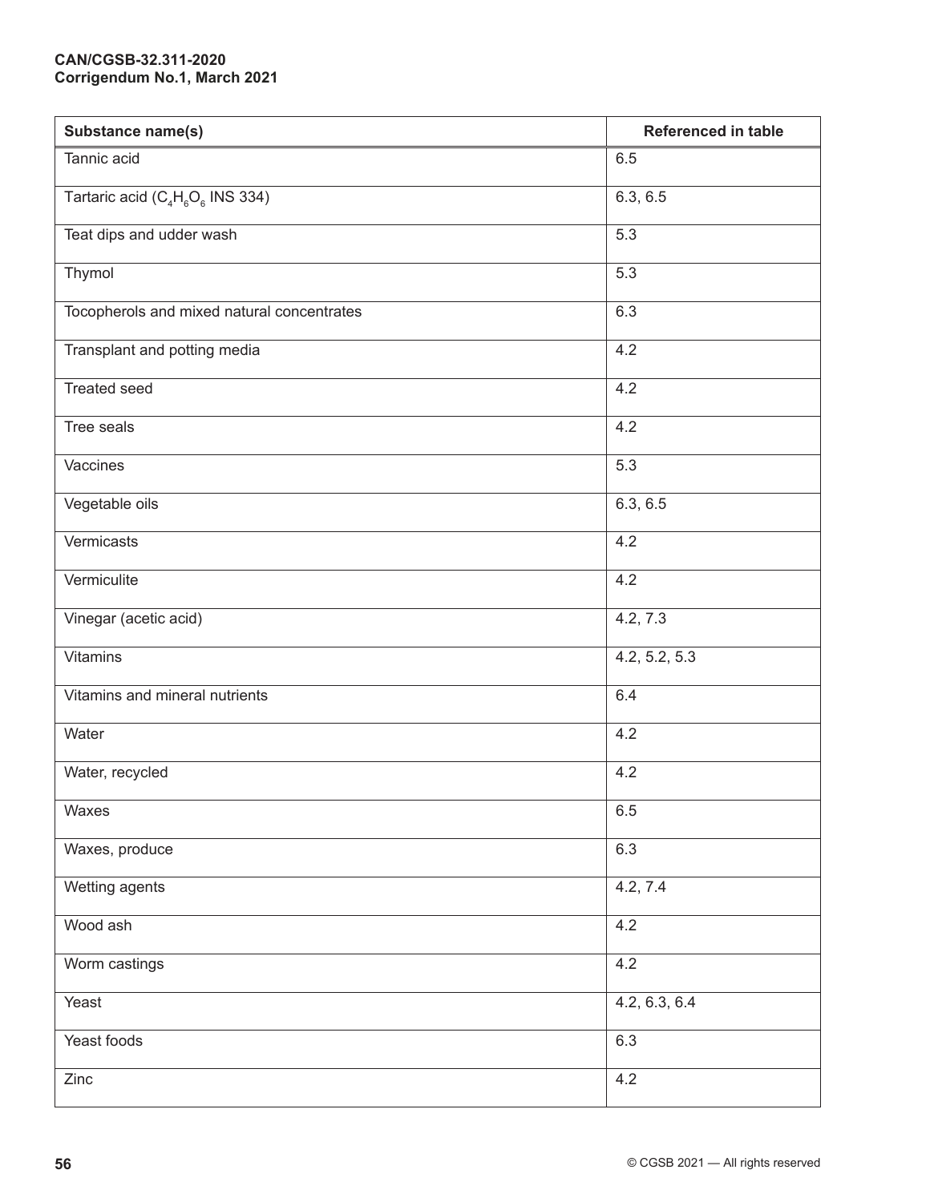| Substance name(s) | Referenced in table |
|---|---|
| Tannic acid | 6.5 |
| Tartaric acid ($C_4H_6O_6$ INS 334) | 6.3, 6.5 |
| Teat dips and udder wash | 5.3 |
| Thymol | 5.3 |
| Tocopherols and mixed natural concentrates | 6.3 |
| Transplant and potting media | 4.2 |
| Treated seed | 4.2 |
| Tree seals | 4.2 |
| Vaccines | 5.3 |
| Vegetable oils | 6.3, 6.5 |
| Vermicasts | 4.2 |
| Vermiculite | 4.2 |
| Vinegar (acetic acid) | 4.2, 7.3 |
| Vitamins | 4.2, 5.2, 5.3 |
| Vitamins and mineral nutrients | 6.4 |
| Water | 4.2 |
| Water, recycled | 4.2 |
| Waxes | 6.5 |
| Waxes, produce | 6.3 |
| Wetting agents | 4.2, 7.4 |
| Wood ash | 4.2 |
| Worm castings | 4.2 |
| Yeast | 4.2, 6.3, 6.4 |
| Yeast foods | 6.3 |
| Zinc | 4.2 |